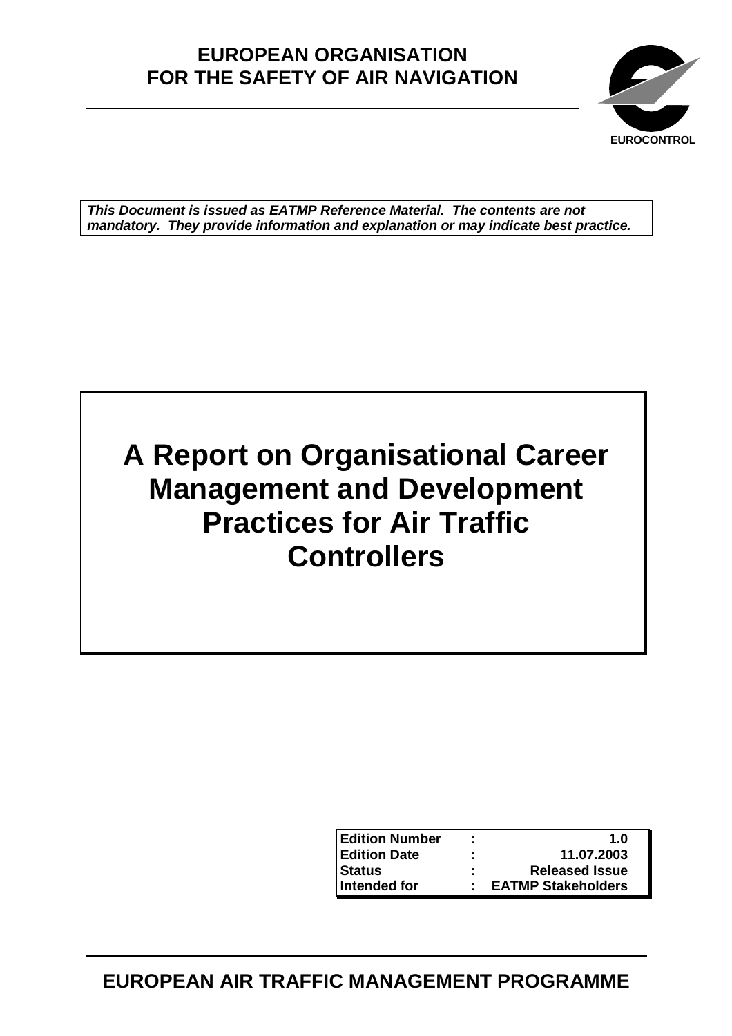**EUROPEAN ORGANISATION FOR THE SAFETY OF AIR NAVIGATION**

EUROCONTROL

***This Document is issued as EATMP Reference Material. The contents are not mandatory. They provide information and explanation or may indicate best practice.***

# A Report on Organisational Career Management and Development Practices for Air Traffic Controllers

| | | |
|---|---|---|
| **Edition Number** | **:** | **1.0** |
| **Edition Date** | **:** | **11.07.2003** |
| **Status** | **:** | **Released Issue** |
| **Intended for** | **:** | **EATMP Stakeholders** |

**EUROPEAN AIR TRAFFIC MANAGEMENT PROGRAMME**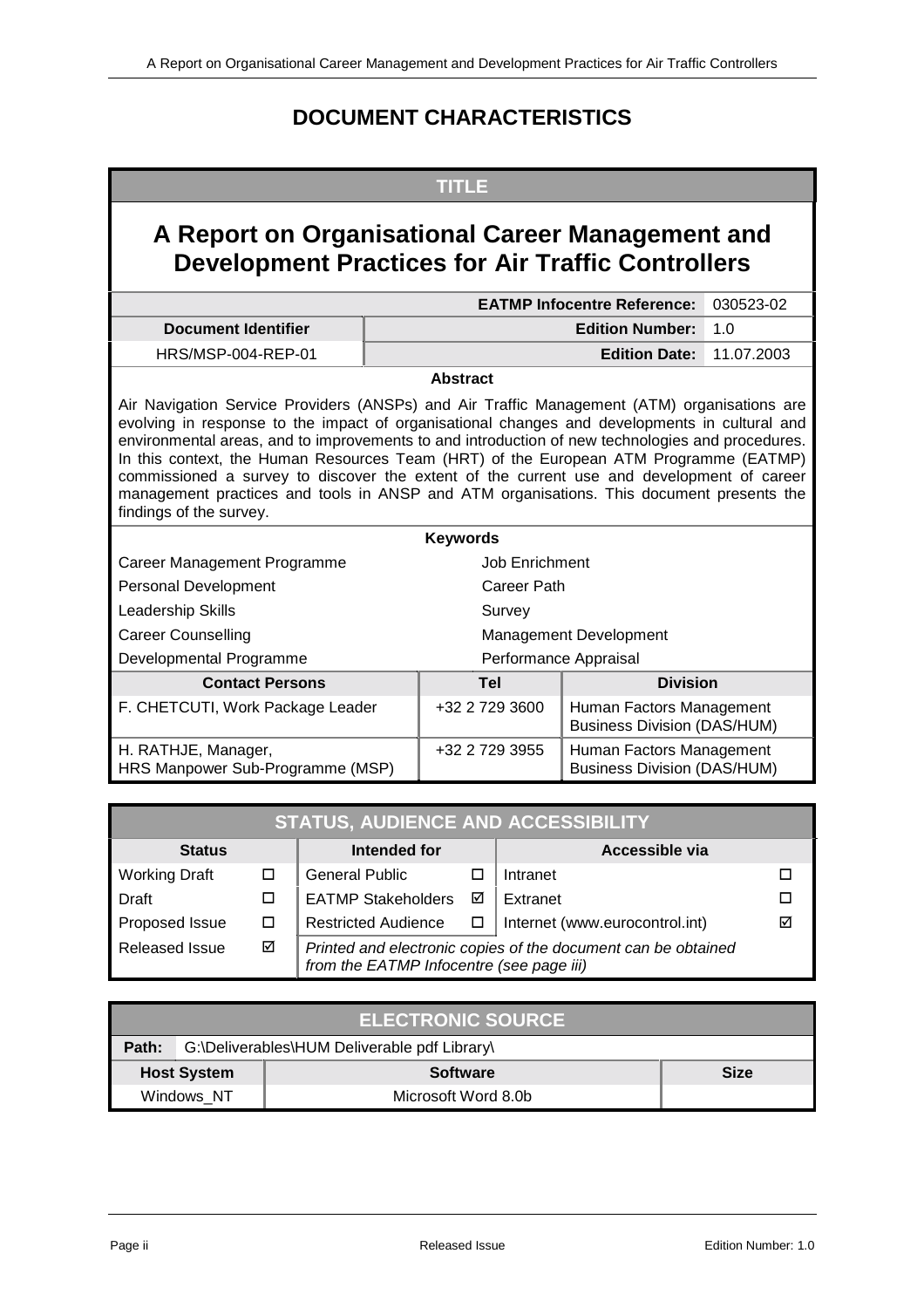# DOCUMENT CHARACTERISTICS

| TITLE | | |
|---|---|---|
| **A Report on Organisational Career Management and Development Practices for Air Traffic Controllers** | | |
| | **EATMP Infocentre Reference:** | 030523-02 |
| **Document Identifier** | **Edition Number:** | 1.0 |
| HRS/MSP-004-REP-01 | **Edition Date:** | 11.07.2003 |

**Abstract**

Air Navigation Service Providers (ANSPs) and Air Traffic Management (ATM) organisations are evolving in response to the impact of organisational changes and developments in cultural and environmental areas, and to improvements to and introduction of new technologies and procedures. In this context, the Human Resources Team (HRT) of the European ATM Programme (EATMP) commissioned a survey to discover the extent of the current use and development of career management practices and tools in ANSP and ATM organisations. This document presents the findings of the survey.

**Keywords**

| | |
|---|---|
| Career Management Programme | Job Enrichment |
| Personal Development | Career Path |
| Leadership Skills | Survey |
| Career Counselling | Management Development |
| Developmental Programme | Performance Appraisal |

| Contact Persons | Tel | Division |
|---|---|---|
| F. CHETCUTI, Work Package Leader | +32 2 729 3600 | Human Factors Management Business Division (DAS/HUM) |
| H. RATHJE, Manager, HRS Manpower Sub-Programme (MSP) | +32 2 729 3955 | Human Factors Management Business Division (DAS/HUM) |

## STATUS, AUDIENCE AND ACCESSIBILITY

| Status | | Intended for | | Accessible via | |
|---|---|---|---|---|---|
| Working Draft | ☐ | General Public | ☐ | Intranet | ☐ |
| Draft | ☐ | EATMP Stakeholders | ☑ | Extranet | ☐ |
| Proposed Issue | ☐ | Restricted Audience | ☐ | Internet (www.eurocontrol.int) | ☑ |
| Released Issue | ☑ | *Printed and electronic copies of the document can be obtained from the EATMP Infocentre (see page iii)* | | | |

## ELECTRONIC SOURCE

| Path: | G:\Deliverables\HUM Deliverable pdf Library\ | |
|---|---|---|
| **Host System** | **Software** | **Size** |
| Windows_NT | Microsoft Word 8.0b | |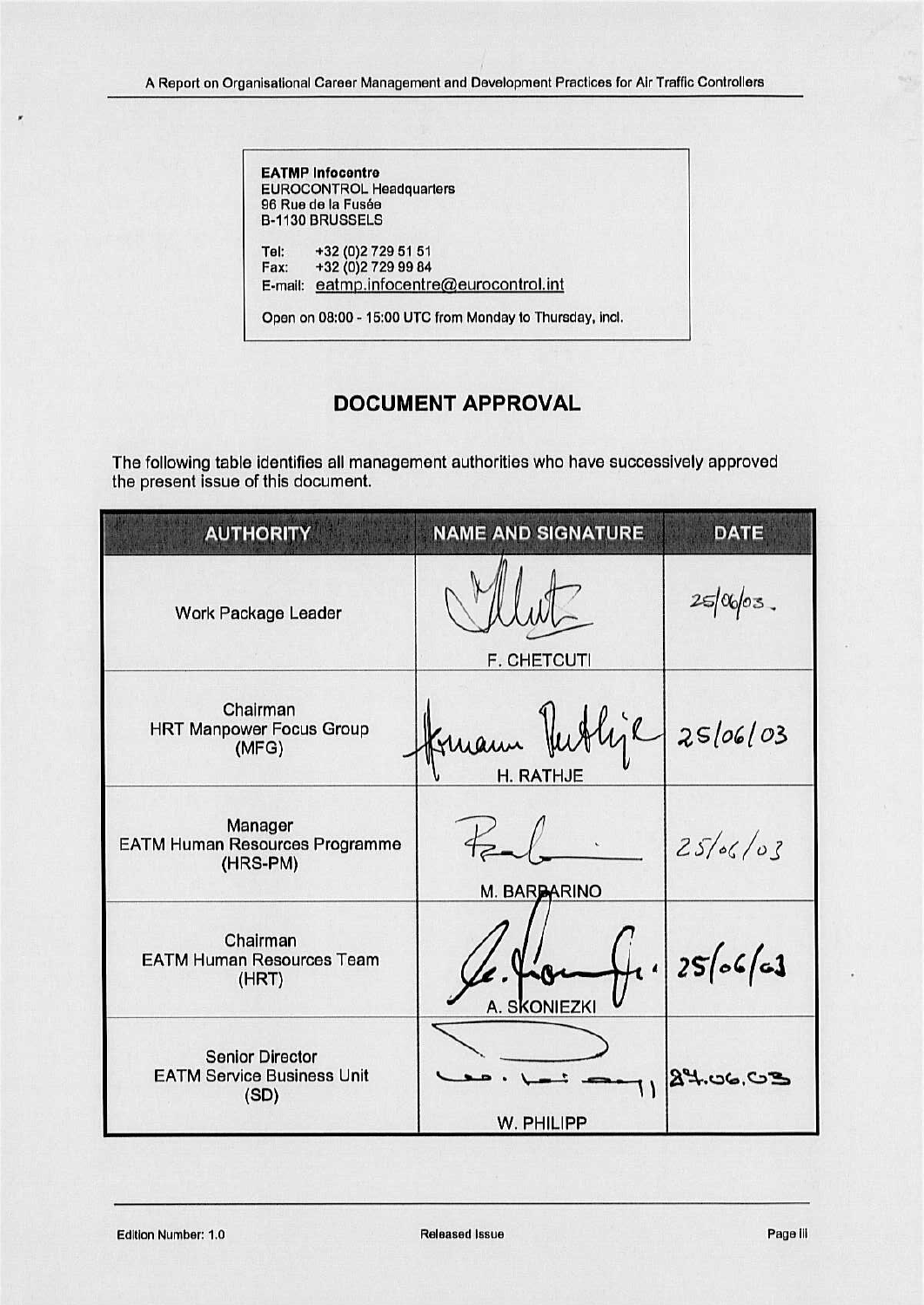**EATMP Infocentre**
EUROCONTROL Headquarters
96 Rue de la Fusée
B-1130 BRUSSELS

Tel: +32 (0)2 729 51 51
Fax: +32 (0)2 729 99 84
E-mail: eatmp.infocentre@eurocontrol.int

Open on 08:00 - 15:00 UTC from Monday to Thursday, incl.

## DOCUMENT APPROVAL

The following table identifies all management authorities who have successively approved the present issue of this document.

| AUTHORITY | NAME AND SIGNATURE | DATE |
|---|---|---|
| Work Package Leader | F. CHETCUTI | 25/06/03 |
| Chairman HRT Manpower Focus Group (MFG) | H. RATHJE | 25/06/03 |
| Manager EATM Human Resources Programme (HRS-PM) | M. BARBARINO | 25/06/03 |
| Chairman EATM Human Resources Team (HRT) | A. SKONIEZKI | 25/06/03 |
| Senior Director EATM Service Business Unit (SD) | W. PHILIPP | 27.06.03 |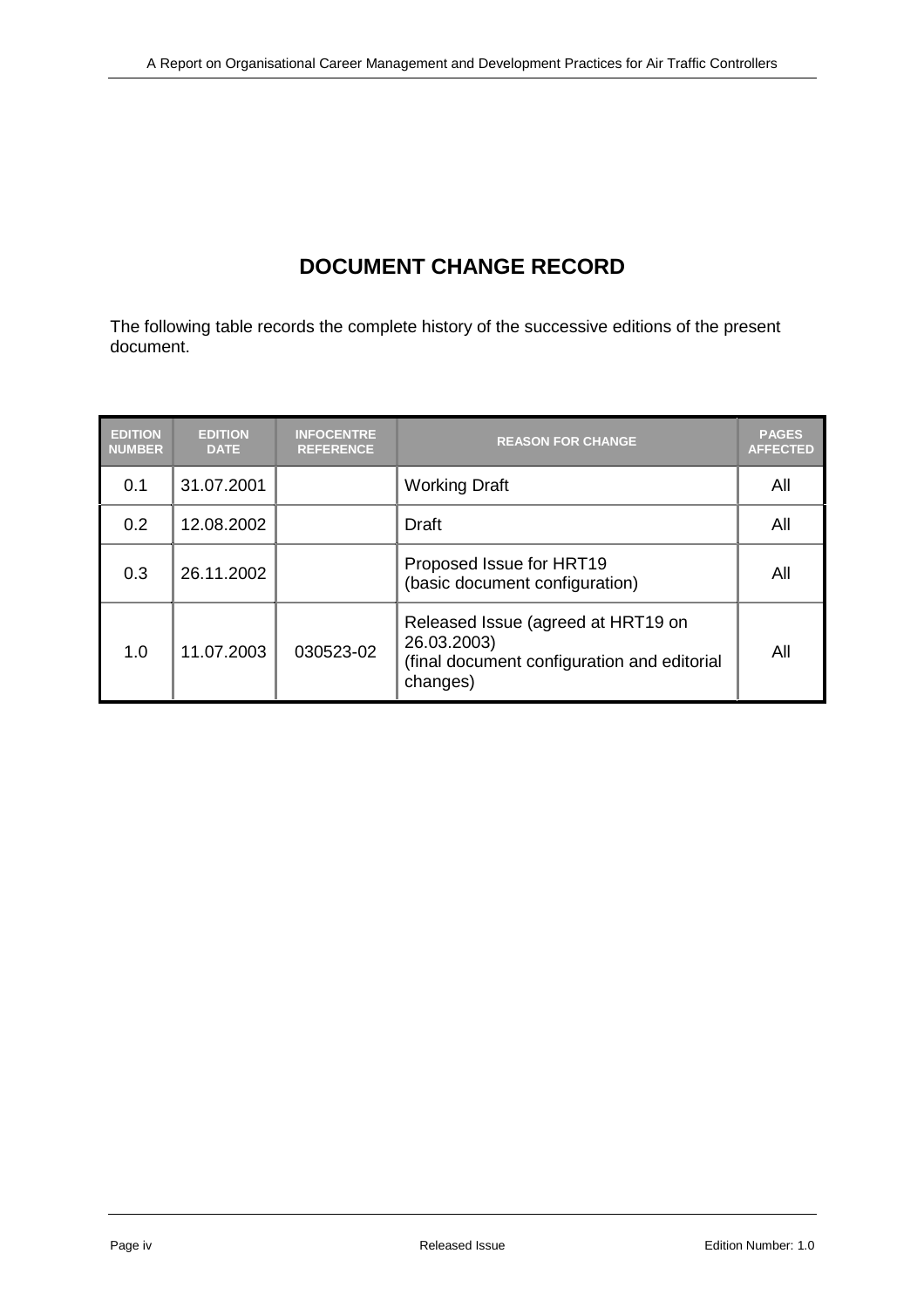# DOCUMENT CHANGE RECORD

The following table records the complete history of the successive editions of the present document.

| EDITION NUMBER | EDITION DATE | INFOCENTRE REFERENCE | REASON FOR CHANGE | PAGES AFFECTED |
|---|---|---|---|---|
| 0.1 | 31.07.2001 | | Working Draft | All |
| 0.2 | 12.08.2002 | | Draft | All |
| 0.3 | 26.11.2002 | | Proposed Issue for HRT19 (basic document configuration) | All |
| 1.0 | 11.07.2003 | 030523-02 | Released Issue (agreed at HRT19 on 26.03.2003) (final document configuration and editorial changes) | All |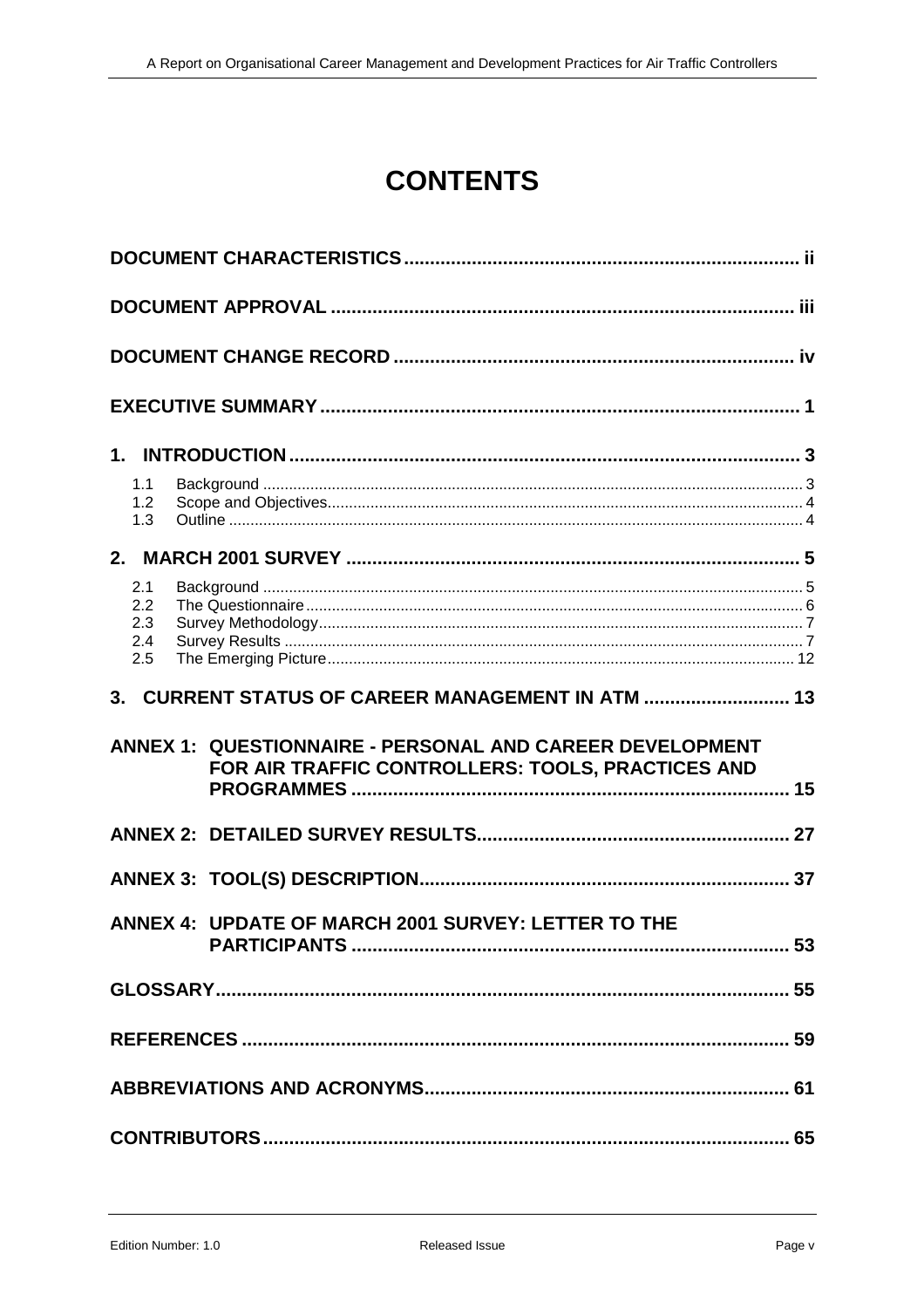# CONTENTS

**DOCUMENT CHARACTERISTICS** .......... ii

**DOCUMENT APPROVAL** .......... iii

**DOCUMENT CHANGE RECORD** .......... iv

**EXECUTIVE SUMMARY** .......... 1

**1. INTRODUCTION** .......... 3

- 1.1 Background .......... 3
- 1.2 Scope and Objectives .......... 4
- 1.3 Outline .......... 4

**2. MARCH 2001 SURVEY** .......... 5

- 2.1 Background .......... 5
- 2.2 The Questionnaire .......... 6
- 2.3 Survey Methodology .......... 7
- 2.4 Survey Results .......... 7
- 2.5 The Emerging Picture .......... 12

**3. CURRENT STATUS OF CAREER MANAGEMENT IN ATM** .......... 13

**ANNEX 1: QUESTIONNAIRE - PERSONAL AND CAREER DEVELOPMENT FOR AIR TRAFFIC CONTROLLERS: TOOLS, PRACTICES AND PROGRAMMES** .......... 15

**ANNEX 2: DETAILED SURVEY RESULTS** .......... 27

**ANNEX 3: TOOL(S) DESCRIPTION** .......... 37

**ANNEX 4: UPDATE OF MARCH 2001 SURVEY: LETTER TO THE PARTICIPANTS** .......... 53

**GLOSSARY** .......... 55

**REFERENCES** .......... 59

**ABBREVIATIONS AND ACRONYMS** .......... 61

**CONTRIBUTORS** .......... 65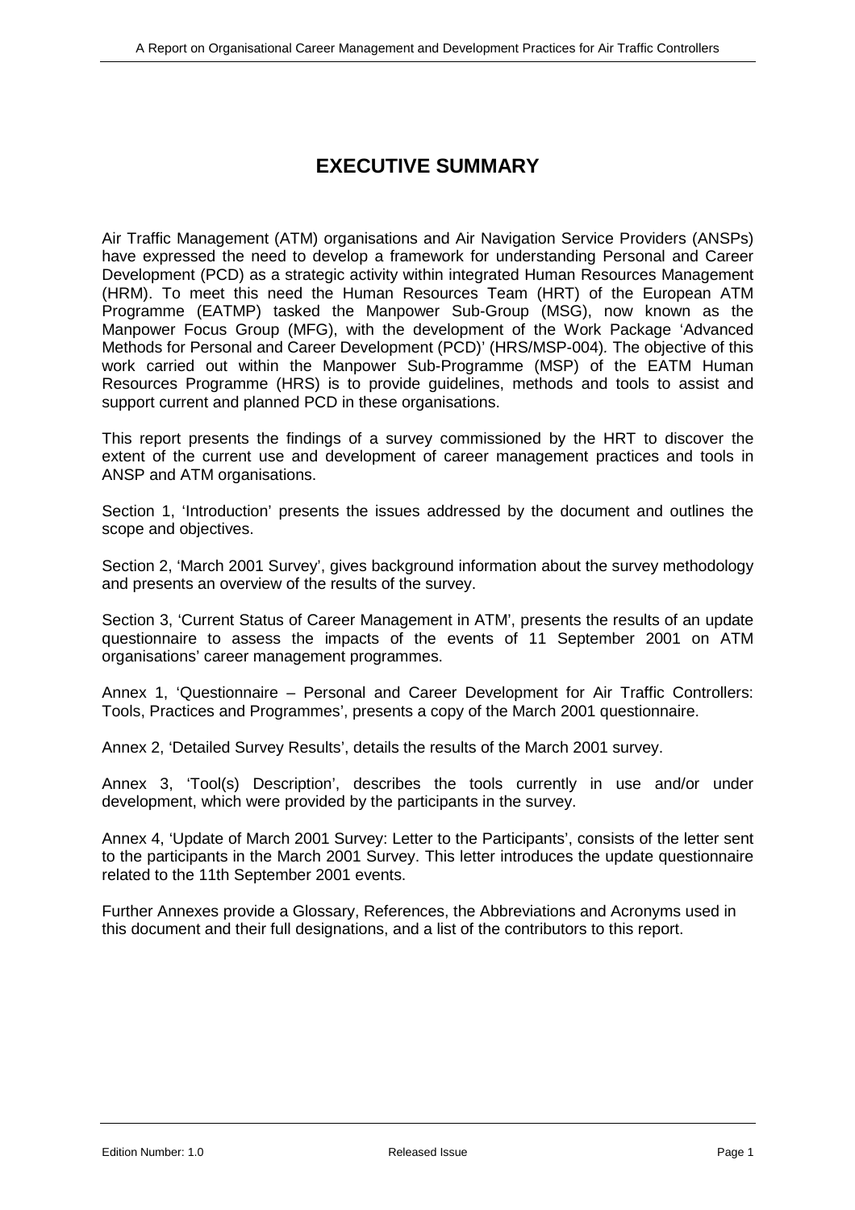# EXECUTIVE SUMMARY

Air Traffic Management (ATM) organisations and Air Navigation Service Providers (ANSPs) have expressed the need to develop a framework for understanding Personal and Career Development (PCD) as a strategic activity within integrated Human Resources Management (HRM). To meet this need the Human Resources Team (HRT) of the European ATM Programme (EATMP) tasked the Manpower Sub-Group (MSG), now known as the Manpower Focus Group (MFG), with the development of the Work Package 'Advanced Methods for Personal and Career Development (PCD)' (HRS/MSP-004)*.* The objective of this work carried out within the Manpower Sub-Programme (MSP) of the EATM Human Resources Programme (HRS) is to provide guidelines, methods and tools to assist and support current and planned PCD in these organisations.

This report presents the findings of a survey commissioned by the HRT to discover the extent of the current use and development of career management practices and tools in ANSP and ATM organisations.

Section 1, 'Introduction' presents the issues addressed by the document and outlines the scope and objectives.

Section 2, 'March 2001 Survey', gives background information about the survey methodology and presents an overview of the results of the survey.

Section 3, 'Current Status of Career Management in ATM', presents the results of an update questionnaire to assess the impacts of the events of 11 September 2001 on ATM organisations' career management programmes.

Annex 1, 'Questionnaire – Personal and Career Development for Air Traffic Controllers: Tools, Practices and Programmes', presents a copy of the March 2001 questionnaire.

Annex 2, 'Detailed Survey Results', details the results of the March 2001 survey.

Annex 3, 'Tool(s) Description', describes the tools currently in use and/or under development, which were provided by the participants in the survey.

Annex 4, 'Update of March 2001 Survey: Letter to the Participants', consists of the letter sent to the participants in the March 2001 Survey. This letter introduces the update questionnaire related to the 11th September 2001 events.

Further Annexes provide a Glossary, References, the Abbreviations and Acronyms used in this document and their full designations, and a list of the contributors to this report.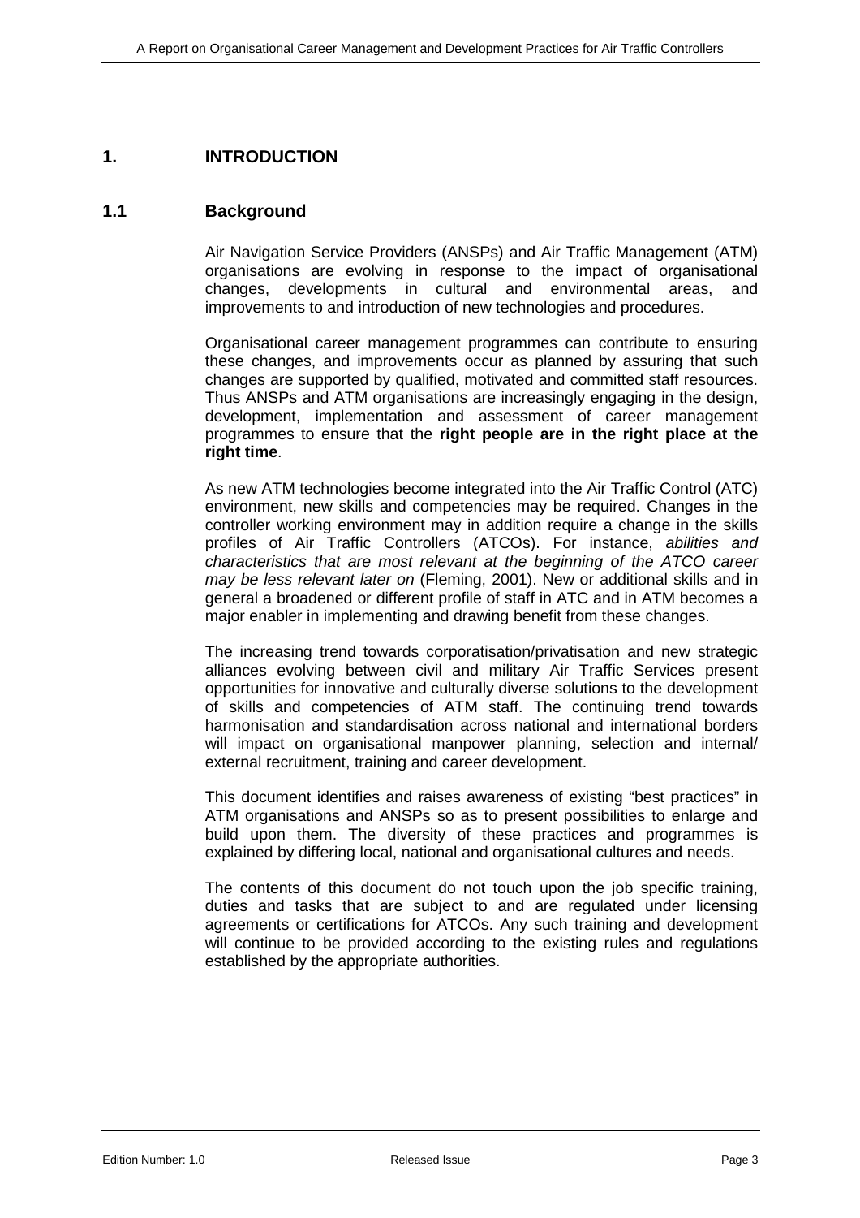# 1. INTRODUCTION

## 1.1 Background

Air Navigation Service Providers (ANSPs) and Air Traffic Management (ATM) organisations are evolving in response to the impact of organisational changes, developments in cultural and environmental areas, and improvements to and introduction of new technologies and procedures.

Organisational career management programmes can contribute to ensuring these changes, and improvements occur as planned by assuring that such changes are supported by qualified, motivated and committed staff resources. Thus ANSPs and ATM organisations are increasingly engaging in the design, development, implementation and assessment of career management programmes to ensure that the **right people are in the right place at the right time**.

As new ATM technologies become integrated into the Air Traffic Control (ATC) environment, new skills and competencies may be required. Changes in the controller working environment may in addition require a change in the skills profiles of Air Traffic Controllers (ATCOs). For instance, *abilities and characteristics that are most relevant at the beginning of the ATCO career may be less relevant later on* (Fleming, 2001). New or additional skills and in general a broadened or different profile of staff in ATC and in ATM becomes a major enabler in implementing and drawing benefit from these changes.

The increasing trend towards corporatisation/privatisation and new strategic alliances evolving between civil and military Air Traffic Services present opportunities for innovative and culturally diverse solutions to the development of skills and competencies of ATM staff. The continuing trend towards harmonisation and standardisation across national and international borders will impact on organisational manpower planning, selection and internal/ external recruitment, training and career development.

This document identifies and raises awareness of existing "best practices" in ATM organisations and ANSPs so as to present possibilities to enlarge and build upon them. The diversity of these practices and programmes is explained by differing local, national and organisational cultures and needs.

The contents of this document do not touch upon the job specific training, duties and tasks that are subject to and are regulated under licensing agreements or certifications for ATCOs. Any such training and development will continue to be provided according to the existing rules and regulations established by the appropriate authorities.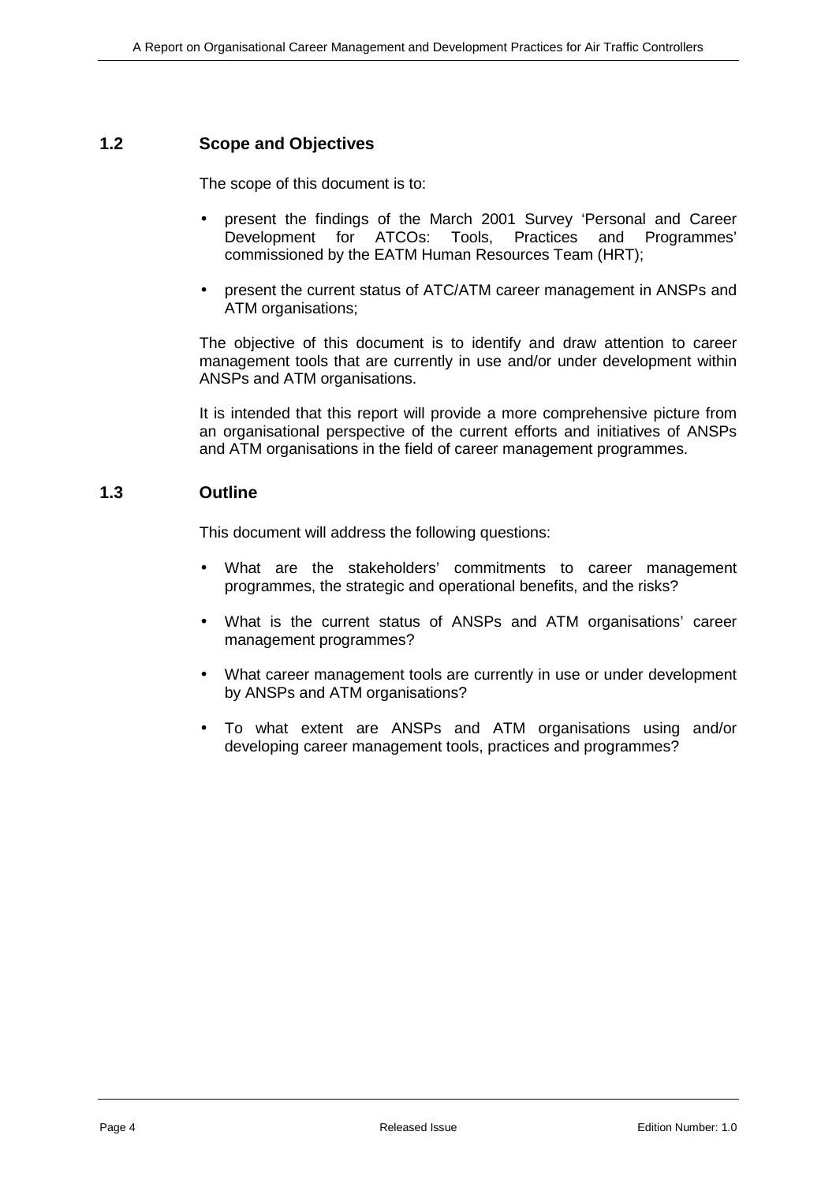## 1.2 Scope and Objectives

The scope of this document is to:

- present the findings of the March 2001 Survey 'Personal and Career Development for ATCOs: Tools, Practices and Programmes' commissioned by the EATM Human Resources Team (HRT);
- present the current status of ATC/ATM career management in ANSPs and ATM organisations;

The objective of this document is to identify and draw attention to career management tools that are currently in use and/or under development within ANSPs and ATM organisations.

It is intended that this report will provide a more comprehensive picture from an organisational perspective of the current efforts and initiatives of ANSPs and ATM organisations in the field of career management programmes.

## 1.3 Outline

This document will address the following questions:

- What are the stakeholders' commitments to career management programmes, the strategic and operational benefits, and the risks?
- What is the current status of ANSPs and ATM organisations' career management programmes?
- What career management tools are currently in use or under development by ANSPs and ATM organisations?
- To what extent are ANSPs and ATM organisations using and/or developing career management tools, practices and programmes?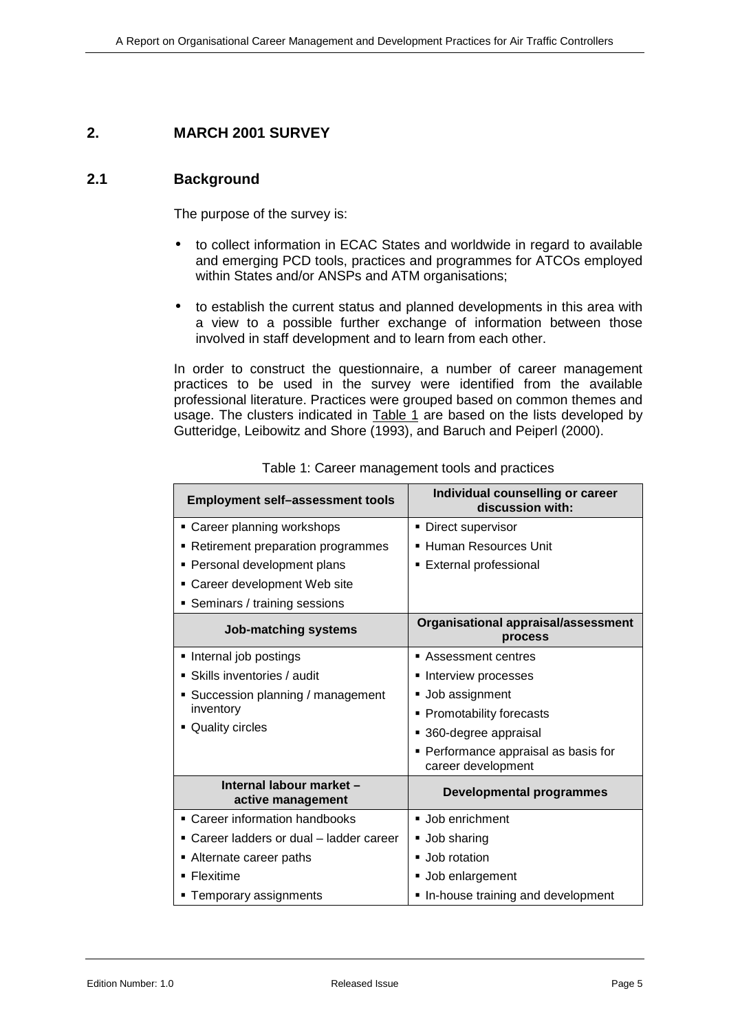## 2. MARCH 2001 SURVEY

### 2.1 Background

The purpose of the survey is:

- to collect information in ECAC States and worldwide in regard to available and emerging PCD tools, practices and programmes for ATCOs employed within States and/or ANSPs and ATM organisations;
- to establish the current status and planned developments in this area with a view to a possible further exchange of information between those involved in staff development and to learn from each other.

In order to construct the questionnaire, a number of career management practices to be used in the survey were identified from the available professional literature. Practices were grouped based on common themes and usage. The clusters indicated in Table 1 are based on the lists developed by Gutteridge, Leibowitz and Shore (1993), and Baruch and Peiperl (2000).

Table 1: Career management tools and practices

| Employment self–assessment tools | Individual counselling or career discussion with: |
|---|---|
| ▪ Career planning workshops<br>▪ Retirement preparation programmes<br>▪ Personal development plans<br>▪ Career development Web site<br>▪ Seminars / training sessions | ▪ Direct supervisor<br>▪ Human Resources Unit<br>▪ External professional |
| **Job-matching systems** | **Organisational appraisal/assessment process** |
| ▪ Internal job postings<br>▪ Skills inventories / audit<br>▪ Succession planning / management inventory<br>▪ Quality circles | ▪ Assessment centres<br>▪ Interview processes<br>▪ Job assignment<br>▪ Promotability forecasts<br>▪ 360-degree appraisal<br>▪ Performance appraisal as basis for career development |
| **Internal labour market – active management** | **Developmental programmes** |
| ▪ Career information handbooks<br>▪ Career ladders or dual – ladder career<br>▪ Alternate career paths<br>▪ Flexitime<br>▪ Temporary assignments | ▪ Job enrichment<br>▪ Job sharing<br>▪ Job rotation<br>▪ Job enlargement<br>▪ In-house training and development |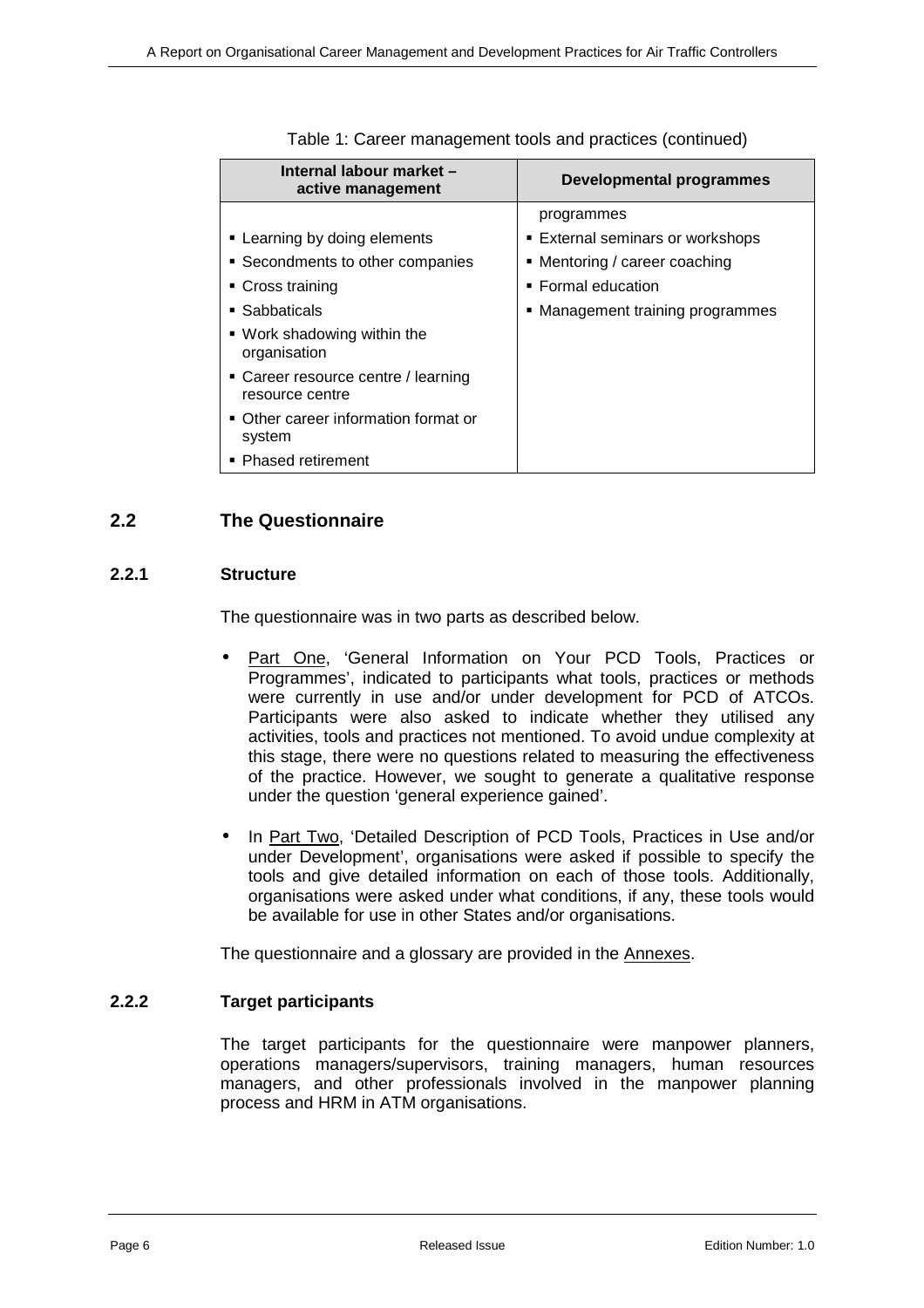Table 1: Career management tools and practices (continued)

| Internal labour market – active management | Developmental programmes |
|---|---|
| | programmes |
| ▪ Learning by doing elements | ▪ External seminars or workshops |
| ▪ Secondments to other companies | ▪ Mentoring / career coaching |
| ▪ Cross training | ▪ Formal education |
| ▪ Sabbaticals | ▪ Management training programmes |
| ▪ Work shadowing within the organisation | |
| ▪ Career resource centre / learning resource centre | |
| ▪ Other career information format or system | |
| ▪ Phased retirement | |

## 2.2 The Questionnaire

### 2.2.1 Structure

The questionnaire was in two parts as described below.

- Part One, 'General Information on Your PCD Tools, Practices or Programmes', indicated to participants what tools, practices or methods were currently in use and/or under development for PCD of ATCOs. Participants were also asked to indicate whether they utilised any activities, tools and practices not mentioned. To avoid undue complexity at this stage, there were no questions related to measuring the effectiveness of the practice. However, we sought to generate a qualitative response under the question 'general experience gained'.

- In Part Two, 'Detailed Description of PCD Tools, Practices in Use and/or under Development', organisations were asked if possible to specify the tools and give detailed information on each of those tools. Additionally, organisations were asked under what conditions, if any, these tools would be available for use in other States and/or organisations.

The questionnaire and a glossary are provided in the Annexes.

### 2.2.2 Target participants

The target participants for the questionnaire were manpower planners, operations managers/supervisors, training managers, human resources managers, and other professionals involved in the manpower planning process and HRM in ATM organisations.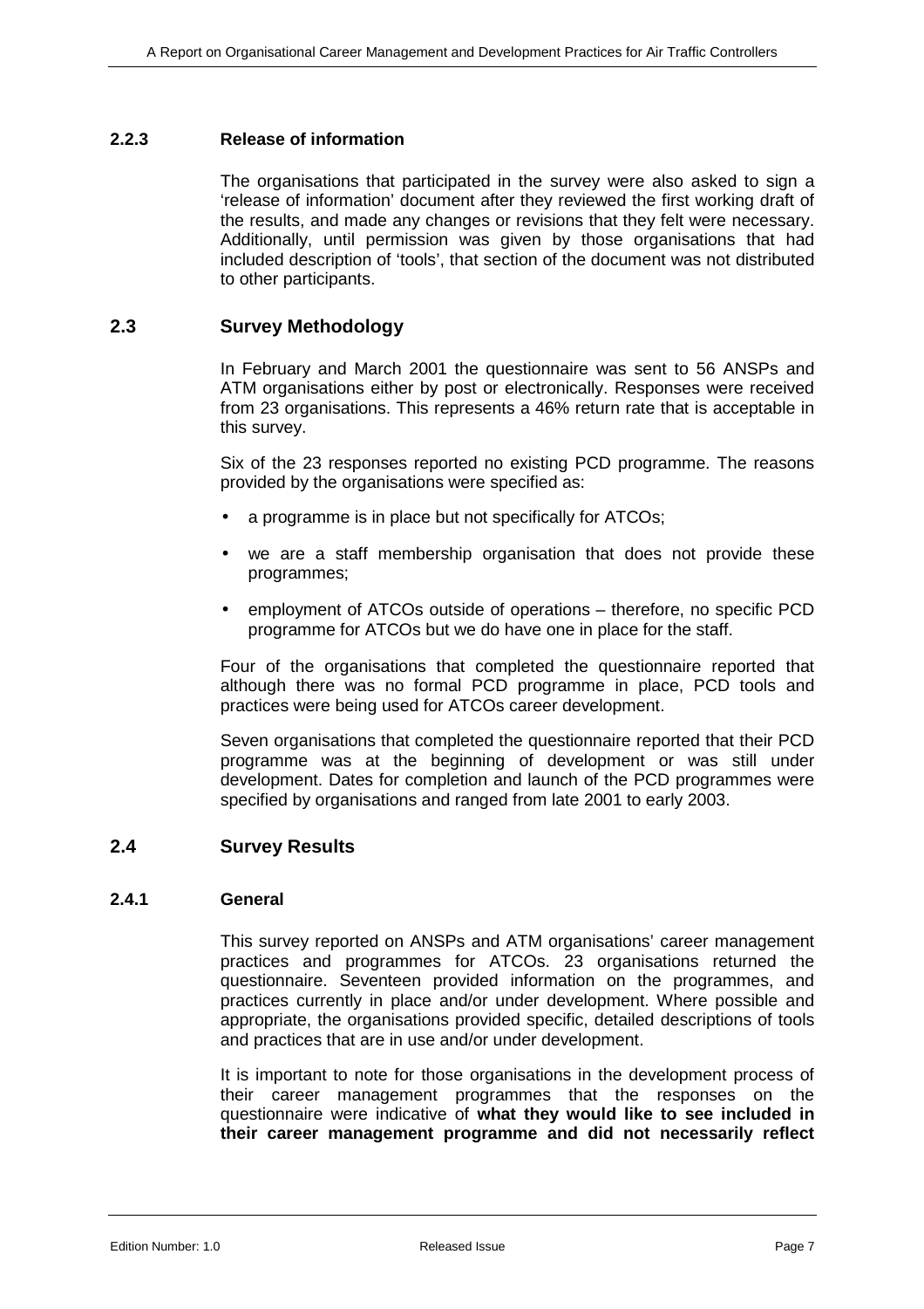### 2.2.3 Release of information

The organisations that participated in the survey were also asked to sign a 'release of information' document after they reviewed the first working draft of the results, and made any changes or revisions that they felt were necessary. Additionally, until permission was given by those organisations that had included description of 'tools', that section of the document was not distributed to other participants.

## 2.3 Survey Methodology

In February and March 2001 the questionnaire was sent to 56 ANSPs and ATM organisations either by post or electronically. Responses were received from 23 organisations. This represents a 46% return rate that is acceptable in this survey.

Six of the 23 responses reported no existing PCD programme. The reasons provided by the organisations were specified as:

- a programme is in place but not specifically for ATCOs;
- we are a staff membership organisation that does not provide these programmes;
- employment of ATCOs outside of operations – therefore, no specific PCD programme for ATCOs but we do have one in place for the staff.

Four of the organisations that completed the questionnaire reported that although there was no formal PCD programme in place, PCD tools and practices were being used for ATCOs career development.

Seven organisations that completed the questionnaire reported that their PCD programme was at the beginning of development or was still under development. Dates for completion and launch of the PCD programmes were specified by organisations and ranged from late 2001 to early 2003.

## 2.4 Survey Results

### 2.4.1 General

This survey reported on ANSPs and ATM organisations' career management practices and programmes for ATCOs. 23 organisations returned the questionnaire. Seventeen provided information on the programmes, and practices currently in place and/or under development. Where possible and appropriate, the organisations provided specific, detailed descriptions of tools and practices that are in use and/or under development.

It is important to note for those organisations in the development process of their career management programmes that the responses on the questionnaire were indicative of **what they would like to see included in their career management programme and did not necessarily reflect**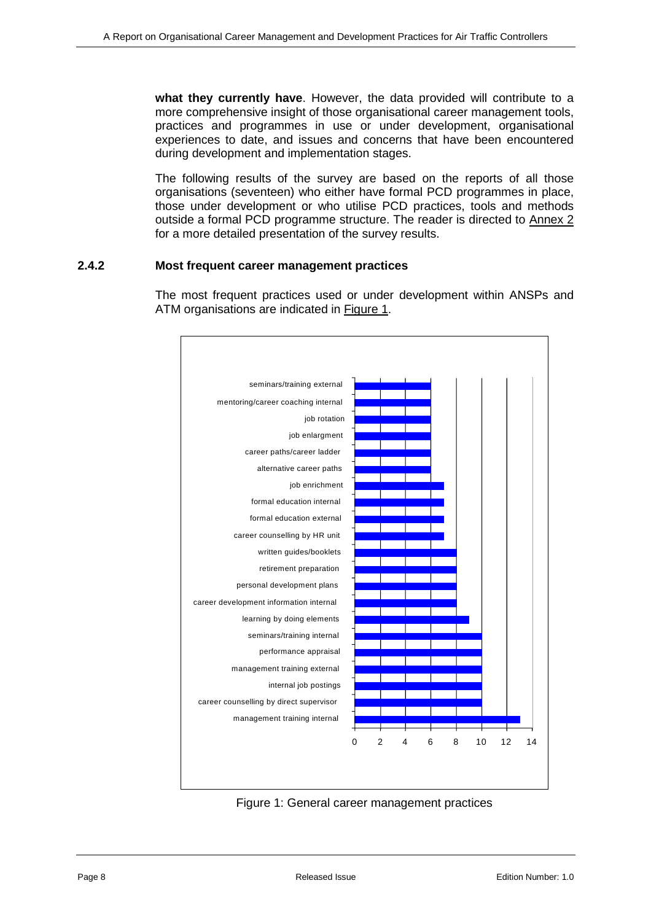**what they currently have**. However, the data provided will contribute to a more comprehensive insight of those organisational career management tools, practices and programmes in use or under development, organisational experiences to date, and issues and concerns that have been encountered during development and implementation stages.

The following results of the survey are based on the reports of all those organisations (seventeen) who either have formal PCD programmes in place, those under development or who utilise PCD practices, tools and methods outside a formal PCD programme structure. The reader is directed to Annex 2 for a more detailed presentation of the survey results.

### 2.4.2 Most frequent career management practices

The most frequent practices used or under development within ANSPs and ATM organisations are indicated in Figure 1.

| Practice | Number of organisations |
|---|---|
| seminars/training external | 6 |
| mentoring/career coaching internal | 6 |
| job rotation | 6 |
| job enlargment | 6 |
| career paths/career ladder | 6 |
| alternative career paths | 6 |
| job enrichment | 7 |
| formal education internal | 7 |
| formal education external | 7 |
| career counselling by HR unit | 7 |
| written guides/booklets | 8 |
| retirement preparation | 8 |
| personal development plans | 8 |
| career development information internal | 8 |
| learning by doing elements | 9 |
| seminars/training internal | 10 |
| performance appraisal | 10 |
| management training external | 10 |
| internal job postings | 10 |
| career counselling by direct supervisor | 10 |
| management training internal | 13 |

Figure 1: General career management practices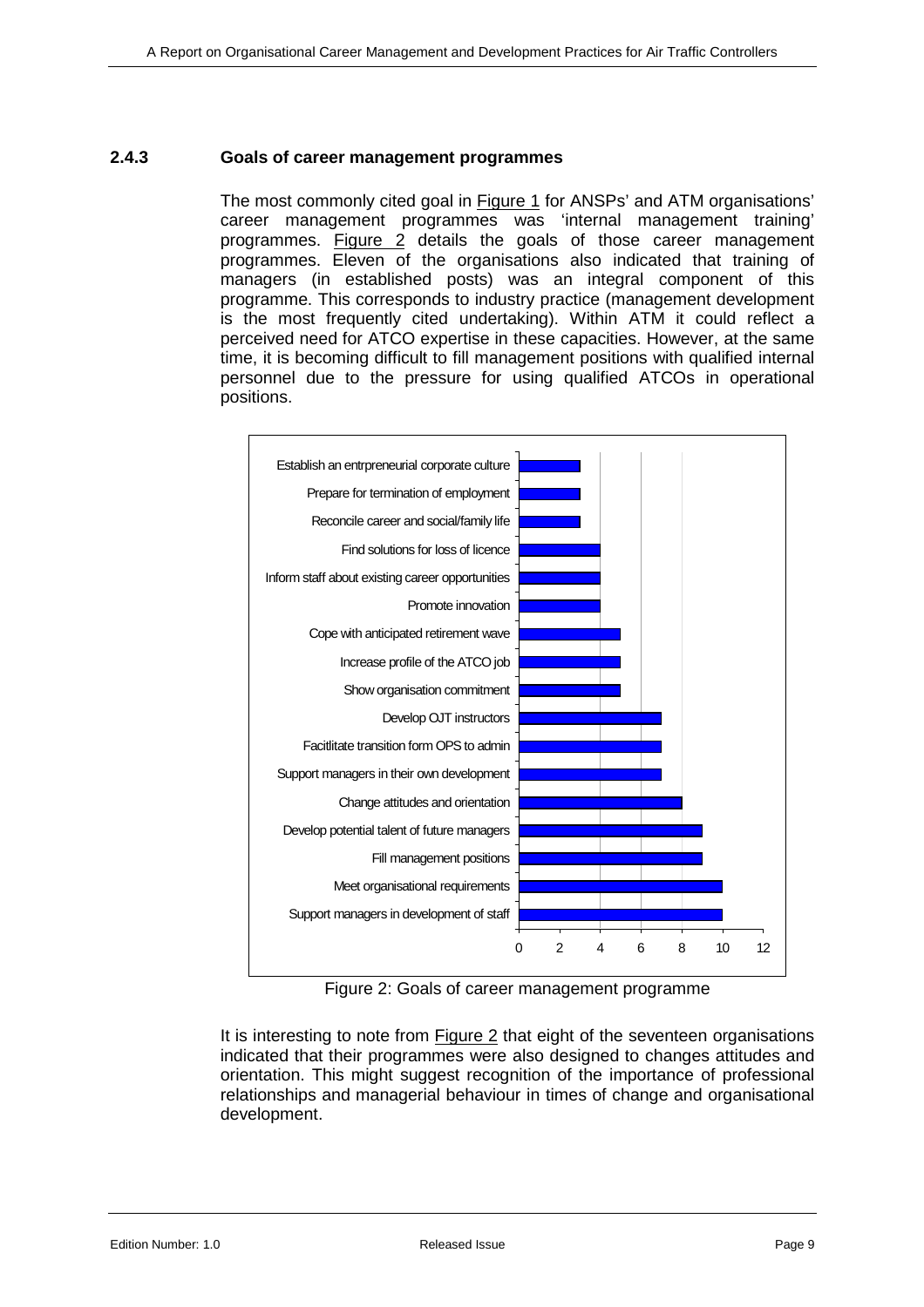### 2.4.3 Goals of career management programmes

The most commonly cited goal in Figure 1 for ANSPs' and ATM organisations' career management programmes was 'internal management training' programmes. Figure 2 details the goals of those career management programmes. Eleven of the organisations also indicated that training of managers (in established posts) was an integral component of this programme. This corresponds to industry practice (management development is the most frequently cited undertaking). Within ATM it could reflect a perceived need for ATCO expertise in these capacities. However, at the same time, it is becoming difficult to fill management positions with qualified internal personnel due to the pressure for using qualified ATCOs in operational positions.

| Goal | Number of organisations |
|---|---|
| Establish an entrpreneurial corporate culture | 3 |
| Prepare for termination of employment | 3 |
| Reconcile career and social/family life | 3 |
| Find solutions for loss of licence | 4 |
| Inform staff about existing career opportunities | 4 |
| Promote innovation | 4 |
| Cope with anticipated retirement wave | 5 |
| Increase profile of the ATCO job | 5 |
| Show organisation commitment | 5 |
| Develop OJT instructors | 7 |
| Facitlitate transition form OPS to admin | 7 |
| Support managers in their own development | 7 |
| Change attitudes and orientation | 8 |
| Develop potential talent of future managers | 9 |
| Fill management positions | 9 |
| Meet organisational requirements | 10 |
| Support managers in development of staff | 10 |

Figure 2: Goals of career management programme

It is interesting to note from Figure 2 that eight of the seventeen organisations indicated that their programmes were also designed to changes attitudes and orientation. This might suggest recognition of the importance of professional relationships and managerial behaviour in times of change and organisational development.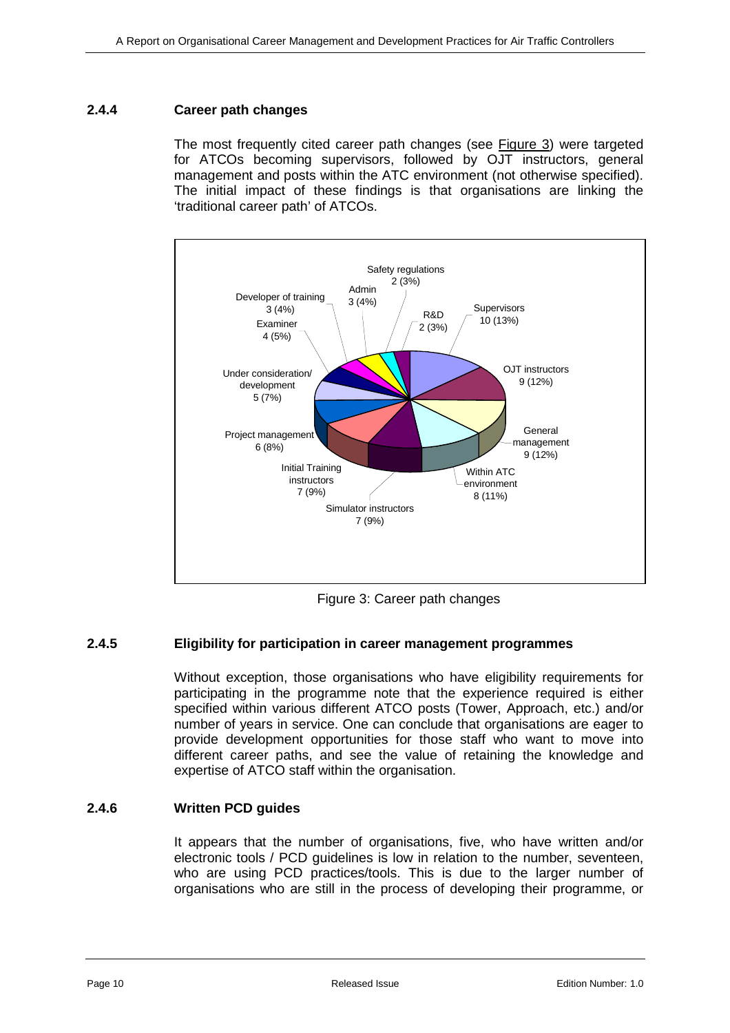### 2.4.4 Career path changes

The most frequently cited career path changes (see Figure 3) were targeted for ATCOs becoming supervisors, followed by OJT instructors, general management and posts within the ATC environment (not otherwise specified). The initial impact of these findings is that organisations are linking the 'traditional career path' of ATCOs.

| Career path | Number | Percentage |
|---|---|---|
| Supervisors | 10 | 13% |
| OJT instructors | 9 | 12% |
| General management | 9 | 12% |
| Within ATC environment | 8 | 11% |
| Simulator instructors | 7 | 9% |
| Initial Training instructors | 7 | 9% |
| Project management | 6 | 8% |
| Under consideration/ development | 5 | 7% |
| Examiner | 4 | 5% |
| Developer of training | 3 | 4% |
| Admin | 3 | 4% |
| Safety regulations | 2 | 3% |
| R&D | 2 | 3% |

Figure 3: Career path changes

### 2.4.5 Eligibility for participation in career management programmes

Without exception, those organisations who have eligibility requirements for participating in the programme note that the experience required is either specified within various different ATCO posts (Tower, Approach, etc.) and/or number of years in service. One can conclude that organisations are eager to provide development opportunities for those staff who want to move into different career paths, and see the value of retaining the knowledge and expertise of ATCO staff within the organisation.

### 2.4.6 Written PCD guides

It appears that the number of organisations, five, who have written and/or electronic tools / PCD guidelines is low in relation to the number, seventeen, who are using PCD practices/tools. This is due to the larger number of organisations who are still in the process of developing their programme, or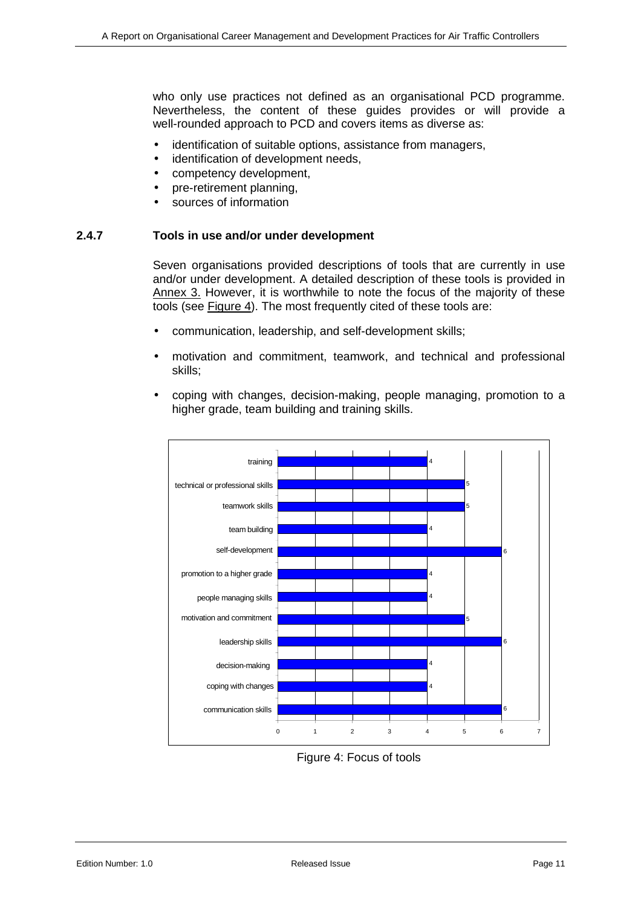who only use practices not defined as an organisational PCD programme. Nevertheless, the content of these guides provides or will provide a well-rounded approach to PCD and covers items as diverse as:

- identification of suitable options, assistance from managers,
- identification of development needs,
- competency development,
- pre-retirement planning,
- sources of information

### 2.4.7 Tools in use and/or under development

Seven organisations provided descriptions of tools that are currently in use and/or under development. A detailed description of these tools is provided in Annex 3. However, it is worthwhile to note the focus of the majority of these tools (see Figure 4). The most frequently cited of these tools are:

- communication, leadership, and self-development skills;
- motivation and commitment, teamwork, and technical and professional skills;
- coping with changes, decision-making, people managing, promotion to a higher grade, team building and training skills.

| Focus | Count |
|---|---|
| training | 4 |
| technical or professional skills | 5 |
| teamwork skills | 5 |
| team building | 4 |
| self-development | 6 |
| promotion to a higher grade | 4 |
| people managing skills | 4 |
| motivation and commitment | 5 |
| leadership skills | 6 |
| decision-making | 4 |
| coping with changes | 4 |
| communication skills | 6 |

Figure 4: Focus of tools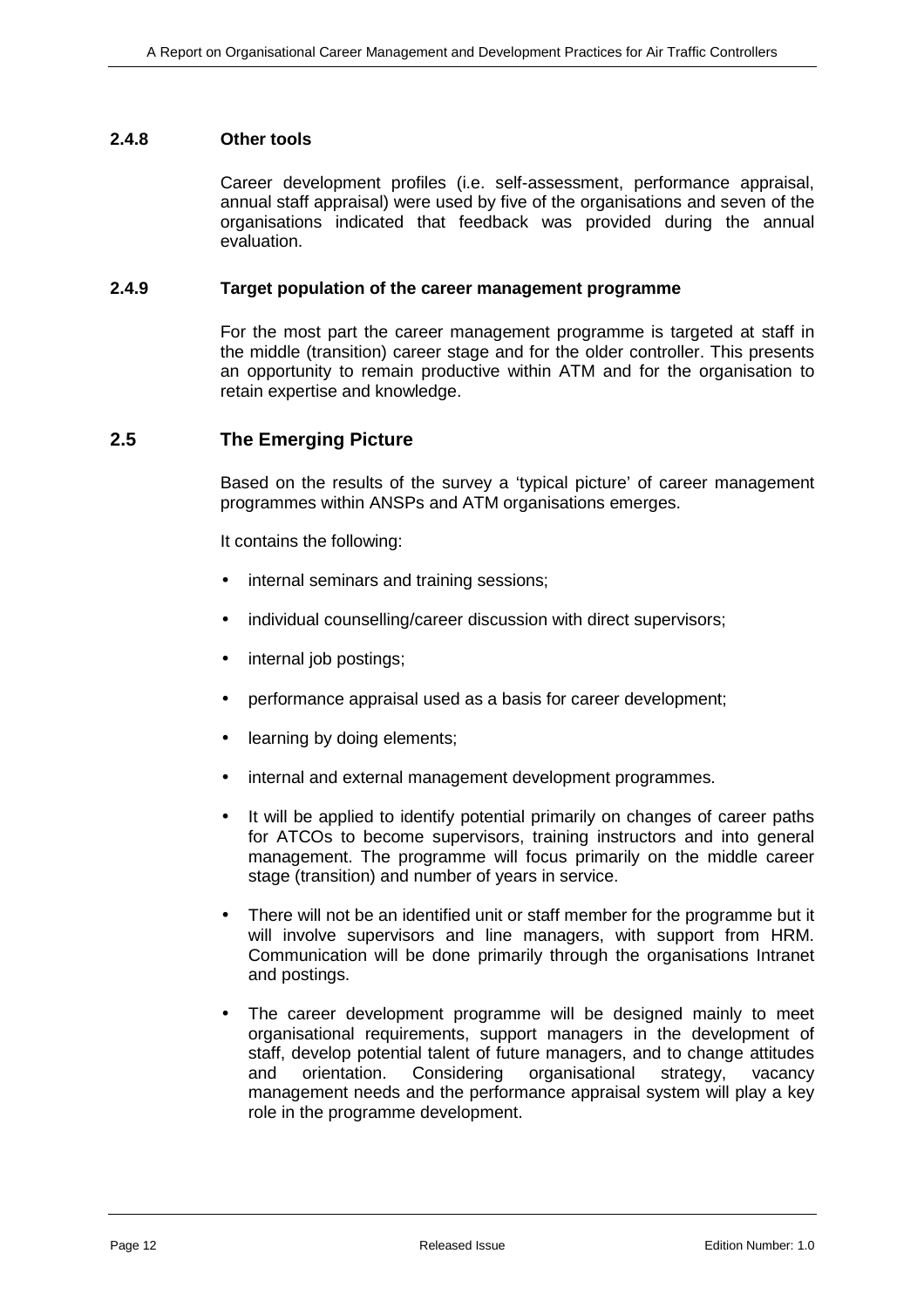### 2.4.8 Other tools

Career development profiles (i.e. self-assessment, performance appraisal, annual staff appraisal) were used by five of the organisations and seven of the organisations indicated that feedback was provided during the annual evaluation.

### 2.4.9 Target population of the career management programme

For the most part the career management programme is targeted at staff in the middle (transition) career stage and for the older controller. This presents an opportunity to remain productive within ATM and for the organisation to retain expertise and knowledge.

## 2.5 The Emerging Picture

Based on the results of the survey a 'typical picture' of career management programmes within ANSPs and ATM organisations emerges.

It contains the following:

- internal seminars and training sessions;
- individual counselling/career discussion with direct supervisors;
- internal job postings;
- performance appraisal used as a basis for career development;
- learning by doing elements;
- internal and external management development programmes.
- It will be applied to identify potential primarily on changes of career paths for ATCOs to become supervisors, training instructors and into general management. The programme will focus primarily on the middle career stage (transition) and number of years in service.
- There will not be an identified unit or staff member for the programme but it will involve supervisors and line managers, with support from HRM. Communication will be done primarily through the organisations Intranet and postings.
- The career development programme will be designed mainly to meet organisational requirements, support managers in the development of staff, develop potential talent of future managers, and to change attitudes and orientation. Considering organisational strategy, vacancy management needs and the performance appraisal system will play a key role in the programme development.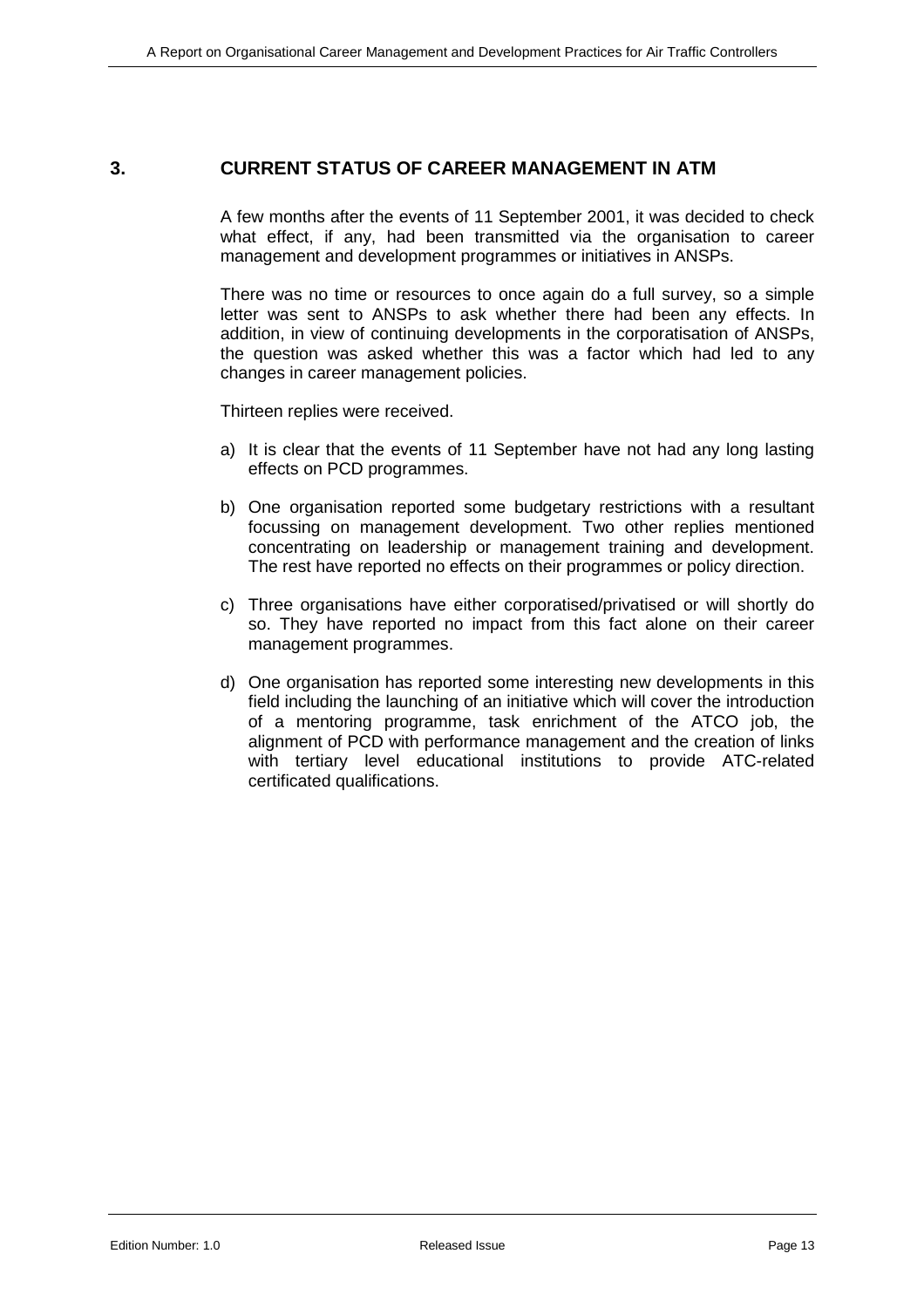# 3. CURRENT STATUS OF CAREER MANAGEMENT IN ATM

A few months after the events of 11 September 2001, it was decided to check what effect, if any, had been transmitted via the organisation to career management and development programmes or initiatives in ANSPs.

There was no time or resources to once again do a full survey, so a simple letter was sent to ANSPs to ask whether there had been any effects. In addition, in view of continuing developments in the corporatisation of ANSPs, the question was asked whether this was a factor which had led to any changes in career management policies.

Thirteen replies were received.

a) It is clear that the events of 11 September have not had any long lasting effects on PCD programmes.

b) One organisation reported some budgetary restrictions with a resultant focussing on management development. Two other replies mentioned concentrating on leadership or management training and development. The rest have reported no effects on their programmes or policy direction.

c) Three organisations have either corporatised/privatised or will shortly do so. They have reported no impact from this fact alone on their career management programmes.

d) One organisation has reported some interesting new developments in this field including the launching of an initiative which will cover the introduction of a mentoring programme, task enrichment of the ATCO job, the alignment of PCD with performance management and the creation of links with tertiary level educational institutions to provide ATC-related certificated qualifications.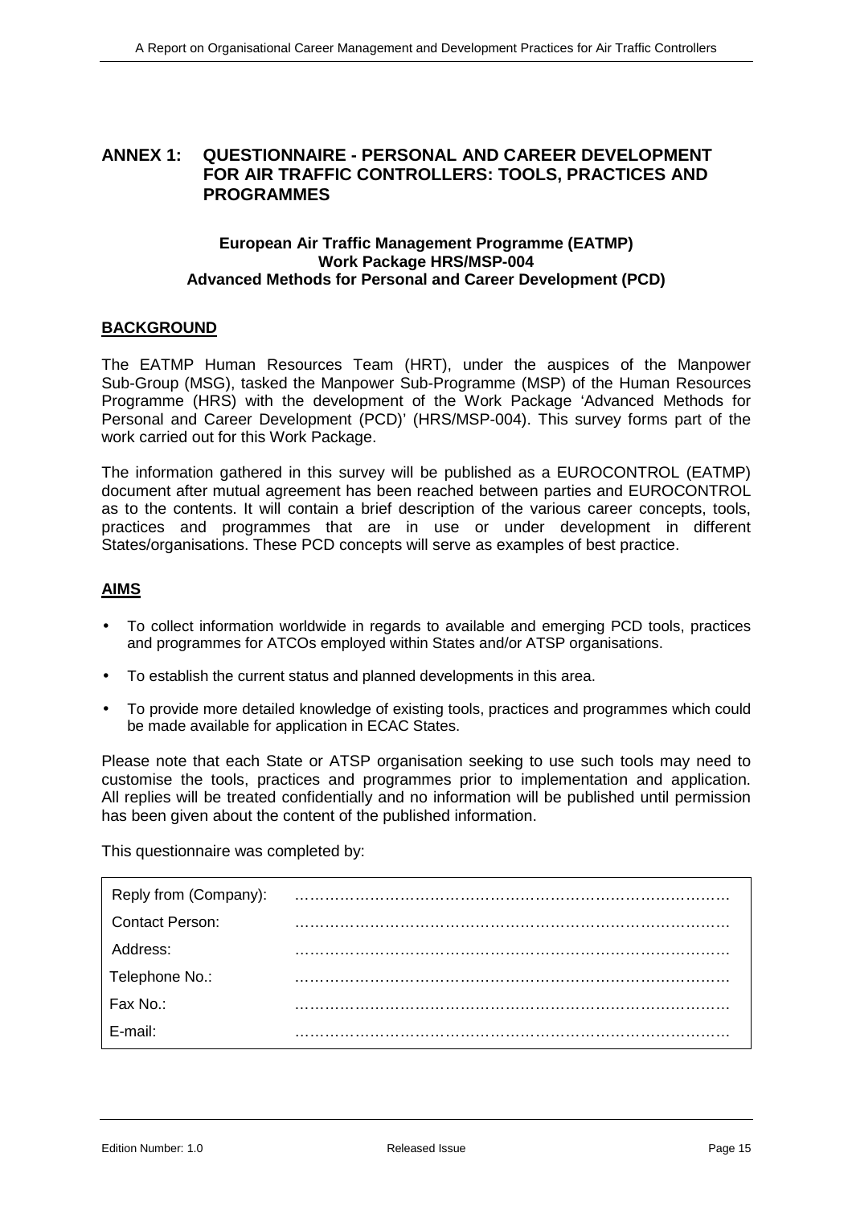## ANNEX 1: QUESTIONNAIRE - PERSONAL AND CAREER DEVELOPMENT FOR AIR TRAFFIC CONTROLLERS: TOOLS, PRACTICES AND PROGRAMMES

**European Air Traffic Management Programme (EATMP)**
**Work Package HRS/MSP-004**
**Advanced Methods for Personal and Career Development (PCD)**

### BACKGROUND

The EATMP Human Resources Team (HRT), under the auspices of the Manpower Sub-Group (MSG), tasked the Manpower Sub-Programme (MSP) of the Human Resources Programme (HRS) with the development of the Work Package 'Advanced Methods for Personal and Career Development (PCD)' (HRS/MSP-004). This survey forms part of the work carried out for this Work Package.

The information gathered in this survey will be published as a EUROCONTROL (EATMP) document after mutual agreement has been reached between parties and EUROCONTROL as to the contents. It will contain a brief description of the various career concepts, tools, practices and programmes that are in use or under development in different States/organisations. These PCD concepts will serve as examples of best practice.

### AIMS

- To collect information worldwide in regards to available and emerging PCD tools, practices and programmes for ATCOs employed within States and/or ATSP organisations.
- To establish the current status and planned developments in this area.
- To provide more detailed knowledge of existing tools, practices and programmes which could be made available for application in ECAC States.

Please note that each State or ATSP organisation seeking to use such tools may need to customise the tools, practices and programmes prior to implementation and application. All replies will be treated confidentially and no information will be published until permission has been given about the content of the published information.

This questionnaire was completed by:

| | |
|---|---|
| Reply from (Company): | ………………………………………………………………………… |
| Contact Person: | ………………………………………………………………………… |
| Address: | ………………………………………………………………………… |
| Telephone No.: | ………………………………………………………………………… |
| Fax No.: | ………………………………………………………………………… |
| E-mail: | ………………………………………………………………………… |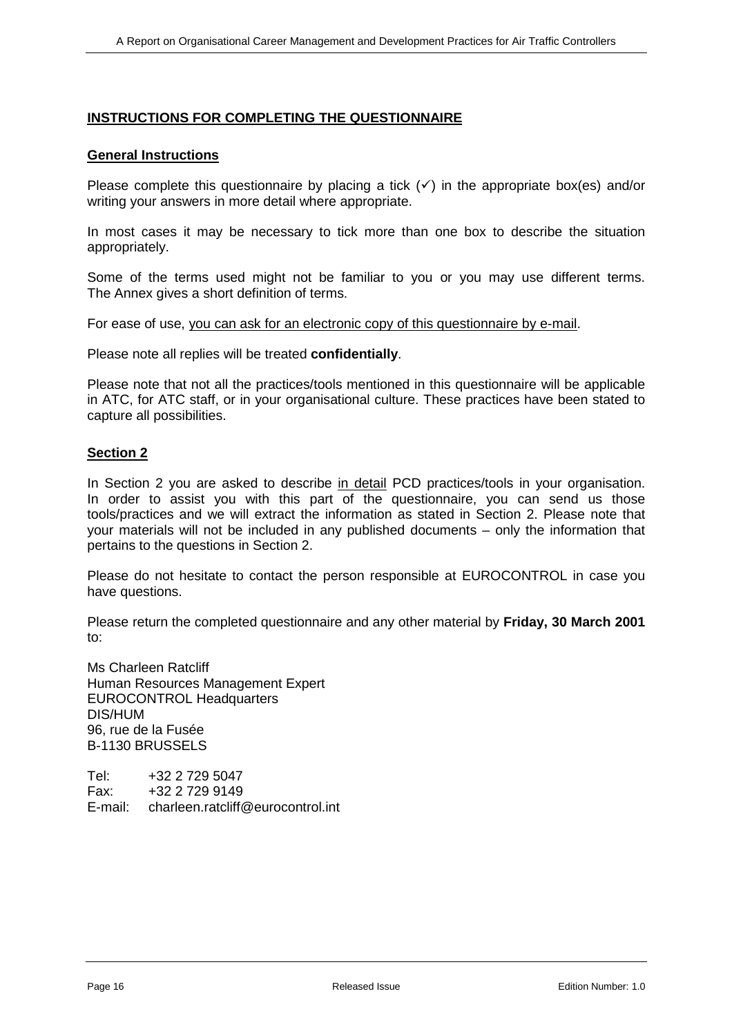## INSTRUCTIONS FOR COMPLETING THE QUESTIONNAIRE

### General Instructions

Please complete this questionnaire by placing a tick (✓) in the appropriate box(es) and/or writing your answers in more detail where appropriate.

In most cases it may be necessary to tick more than one box to describe the situation appropriately.

Some of the terms used might not be familiar to you or you may use different terms. The Annex gives a short definition of terms.

For ease of use, you can ask for an electronic copy of this questionnaire by e-mail.

Please note all replies will be treated **confidentially**.

Please note that not all the practices/tools mentioned in this questionnaire will be applicable in ATC, for ATC staff, or in your organisational culture. These practices have been stated to capture all possibilities.

### Section 2

In Section 2 you are asked to describe in detail PCD practices/tools in your organisation. In order to assist you with this part of the questionnaire, you can send us those tools/practices and we will extract the information as stated in Section 2. Please note that your materials will not be included in any published documents – only the information that pertains to the questions in Section 2.

Please do not hesitate to contact the person responsible at EUROCONTROL in case you have questions.

Please return the completed questionnaire and any other material by **Friday, 30 March 2001** to:

Ms Charleen Ratcliff
Human Resources Management Expert
EUROCONTROL Headquarters
DIS/HUM
96, rue de la Fusée
B-1130 BRUSSELS

Tel: +32 2 729 5047
Fax: +32 2 729 9149
E-mail: charleen.ratcliff@eurocontrol.int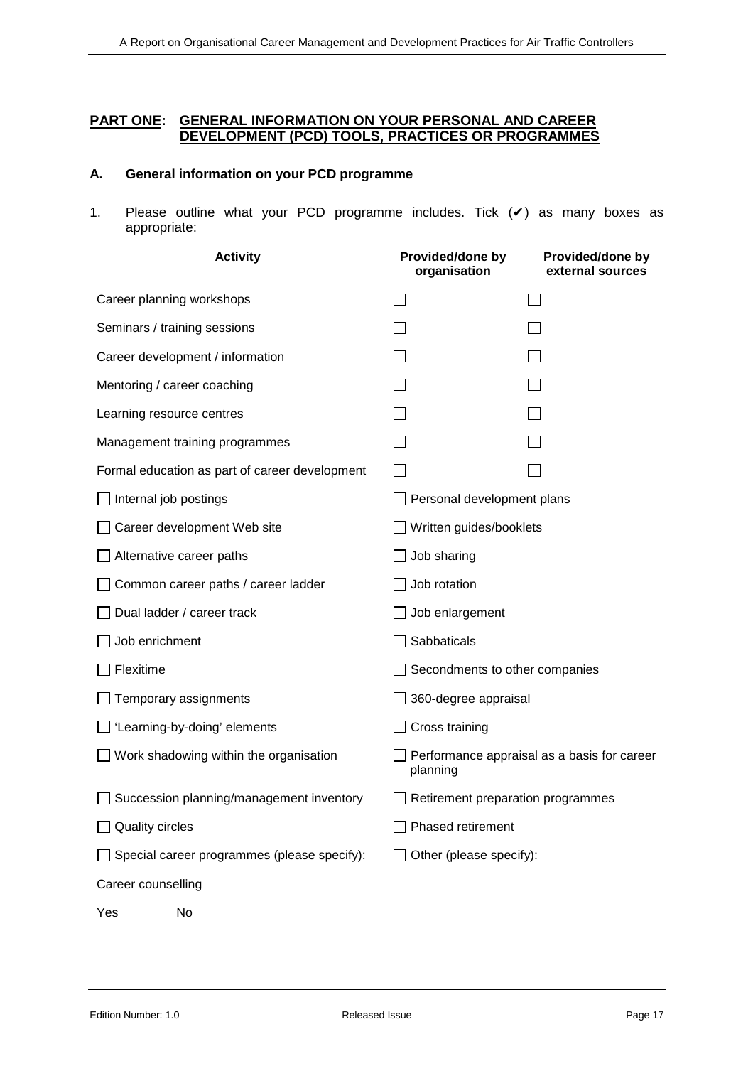## PART ONE: GENERAL INFORMATION ON YOUR PERSONAL AND CAREER DEVELOPMENT (PCD) TOOLS, PRACTICES OR PROGRAMMES

### A. General information on your PCD programme

1. Please outline what your PCD programme includes. Tick (✔) as many boxes as appropriate:

| Activity | Provided/done by organisation | Provided/done by external sources |
|---|---|---|
| Career planning workshops | ☐ | ☐ |
| Seminars / training sessions | ☐ | ☐ |
| Career development / information | ☐ | ☐ |
| Mentoring / career coaching | ☐ | ☐ |
| Learning resource centres | ☐ | ☐ |
| Management training programmes | ☐ | ☐ |
| Formal education as part of career development | ☐ | ☐ |

- ☐ Internal job postings
- ☐ Personal development plans
- ☐ Career development Web site
- ☐ Written guides/booklets
- ☐ Alternative career paths
- ☐ Job sharing
- ☐ Common career paths / career ladder
- ☐ Job rotation
- ☐ Dual ladder / career track
- ☐ Job enlargement
- ☐ Job enrichment
- ☐ Sabbaticals
- ☐ Flexitime
- ☐ Secondments to other companies
- ☐ Temporary assignments
- ☐ 360-degree appraisal
- ☐ 'Learning-by-doing' elements
- ☐ Cross training
- ☐ Work shadowing within the organisation
- ☐ Performance appraisal as a basis for career planning
- ☐ Succession planning/management inventory
- ☐ Retirement preparation programmes
- ☐ Quality circles
- ☐ Phased retirement
- ☐ Special career programmes (please specify):
- ☐ Other (please specify):

Career counselling

Yes No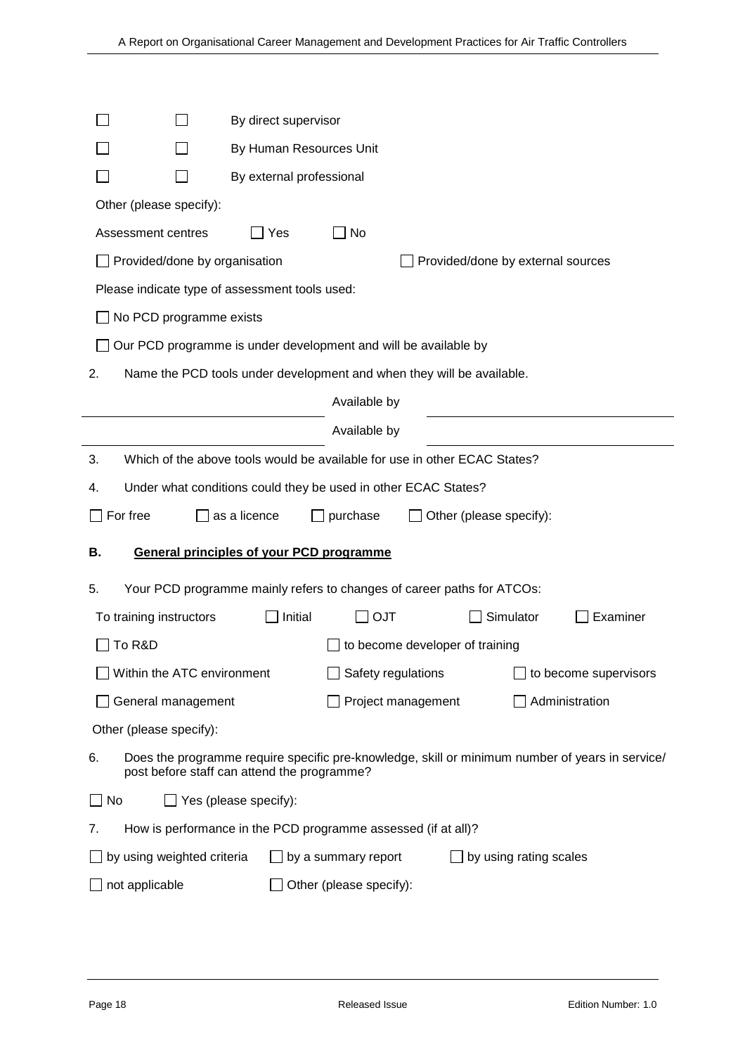☐ ☐ By direct supervisor

☐ ☐ By Human Resources Unit

☐ ☐ By external professional

Other (please specify):

Assessment centres ☐ Yes ☐ No

☐ Provided/done by organisation ☐ Provided/done by external sources

Please indicate type of assessment tools used:

☐ No PCD programme exists

☐ Our PCD programme is under development and will be available by

2. Name the PCD tools under development and when they will be available.

________________________ Available by ________________________

________________________ Available by ________________________

3. Which of the above tools would be available for use in other ECAC States?

4. Under what conditions could they be used in other ECAC States?

☐ For free ☐ as a licence ☐ purchase ☐ Other (please specify):

## B. General principles of your PCD programme

5. Your PCD programme mainly refers to changes of career paths for ATCOs:

To training instructors ☐ Initial ☐ OJT ☐ Simulator ☐ Examiner

☐ To R&D ☐ to become developer of training

☐ Within the ATC environment ☐ Safety regulations ☐ to become supervisors

☐ General management ☐ Project management ☐ Administration

Other (please specify):

6. Does the programme require specific pre-knowledge, skill or minimum number of years in service/ post before staff can attend the programme?

☐ No ☐ Yes (please specify):

7. How is performance in the PCD programme assessed (if at all)?

☐ by using weighted criteria ☐ by a summary report ☐ by using rating scales

☐ not applicable ☐ Other (please specify):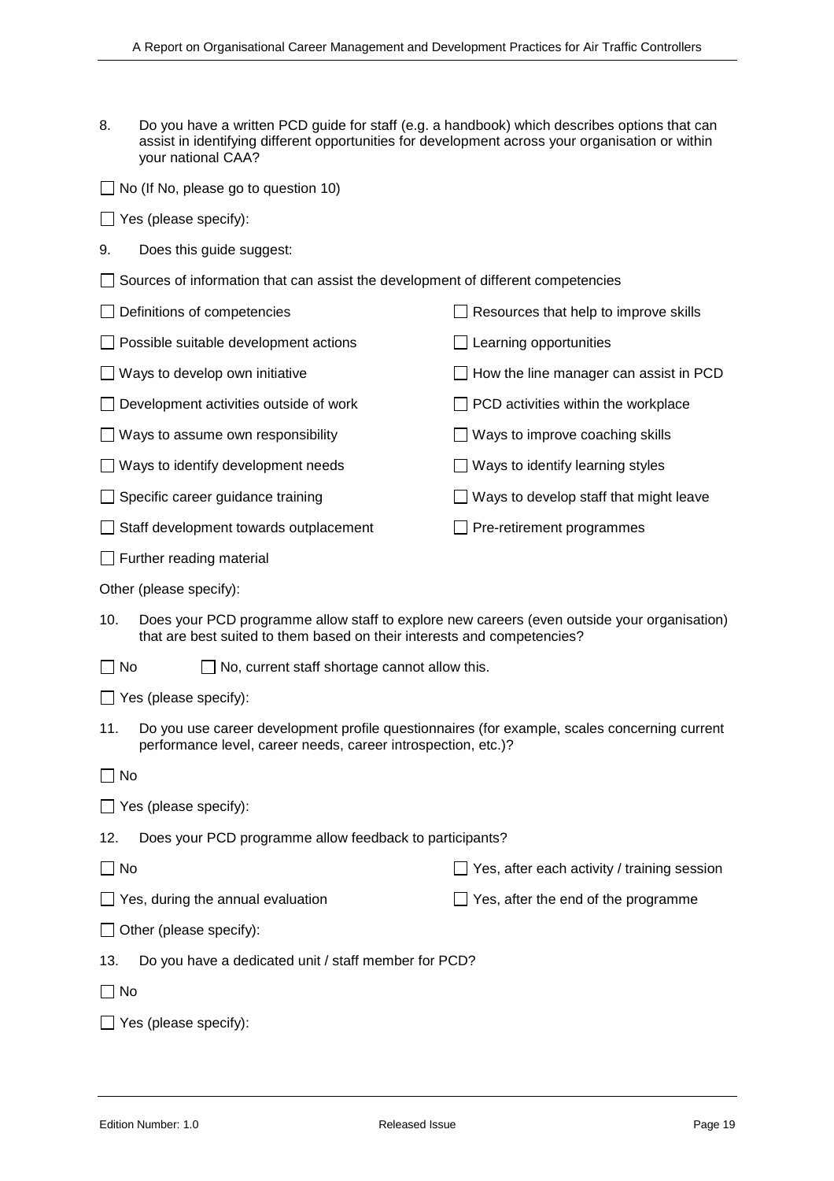8. Do you have a written PCD guide for staff (e.g. a handbook) which describes options that can assist in identifying different opportunities for development across your organisation or within your national CAA?

☐ No (If No, please go to question 10)

☐ Yes (please specify):

9. Does this guide suggest:

☐ Sources of information that can assist the development of different competencies

☐ Definitions of competencies

☐ Resources that help to improve skills

☐ Possible suitable development actions

☐ Learning opportunities

☐ Ways to develop own initiative

☐ How the line manager can assist in PCD

☐ Development activities outside of work

☐ PCD activities within the workplace

☐ Ways to assume own responsibility

☐ Ways to improve coaching skills

☐ Ways to identify development needs

☐ Ways to identify learning styles

☐ Specific career guidance training

☐ Ways to develop staff that might leave

☐ Staff development towards outplacement

☐ Pre-retirement programmes

☐ Further reading material

Other (please specify):

10. Does your PCD programme allow staff to explore new careers (even outside your organisation) that are best suited to them based on their interests and competencies?

☐ No

☐ No, current staff shortage cannot allow this.

☐ Yes (please specify):

11. Do you use career development profile questionnaires (for example, scales concerning current performance level, career needs, career introspection, etc.)?

☐ No

☐ Yes (please specify):

12. Does your PCD programme allow feedback to participants?

☐ No

☐ Yes, after each activity / training session

☐ Yes, during the annual evaluation

☐ Yes, after the end of the programme

☐ Other (please specify):

13. Do you have a dedicated unit / staff member for PCD?

☐ No

☐ Yes (please specify):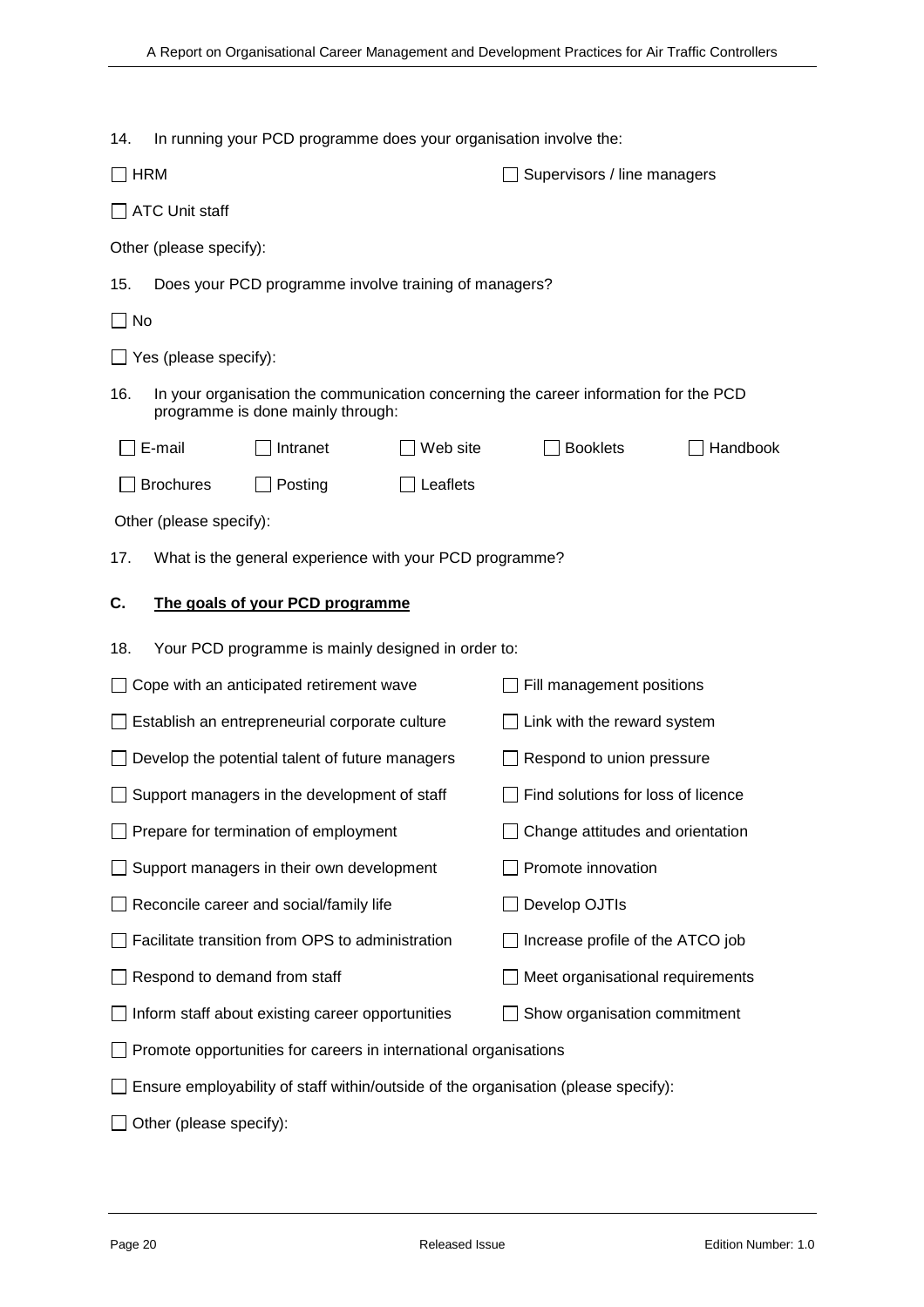14. In running your PCD programme does your organisation involve the:

☐ HRM ☐ Supervisors / line managers

☐ ATC Unit staff

Other (please specify):

15. Does your PCD programme involve training of managers?

☐ No

☐ Yes (please specify):

16. In your organisation the communication concerning the career information for the PCD programme is done mainly through:

☐ E-mail ☐ Intranet ☐ Web site ☐ Booklets ☐ Handbook

☐ Brochures ☐ Posting ☐ Leaflets

Other (please specify):

17. What is the general experience with your PCD programme?

## C. The goals of your PCD programme

18. Your PCD programme is mainly designed in order to:

☐ Cope with an anticipated retirement wave

☐ Fill management positions

☐ Establish an entrepreneurial corporate culture

☐ Link with the reward system

☐ Develop the potential talent of future managers

☐ Respond to union pressure

☐ Support managers in the development of staff

☐ Find solutions for loss of licence

☐ Prepare for termination of employment

☐ Change attitudes and orientation

☐ Support managers in their own development

☐ Promote innovation

☐ Reconcile career and social/family life

☐ Develop OJTIs

☐ Facilitate transition from OPS to administration

☐ Increase profile of the ATCO job

☐ Respond to demand from staff

☐ Meet organisational requirements

☐ Inform staff about existing career opportunities

☐ Show organisation commitment

☐ Promote opportunities for careers in international organisations

☐ Ensure employability of staff within/outside of the organisation (please specify):

☐ Other (please specify):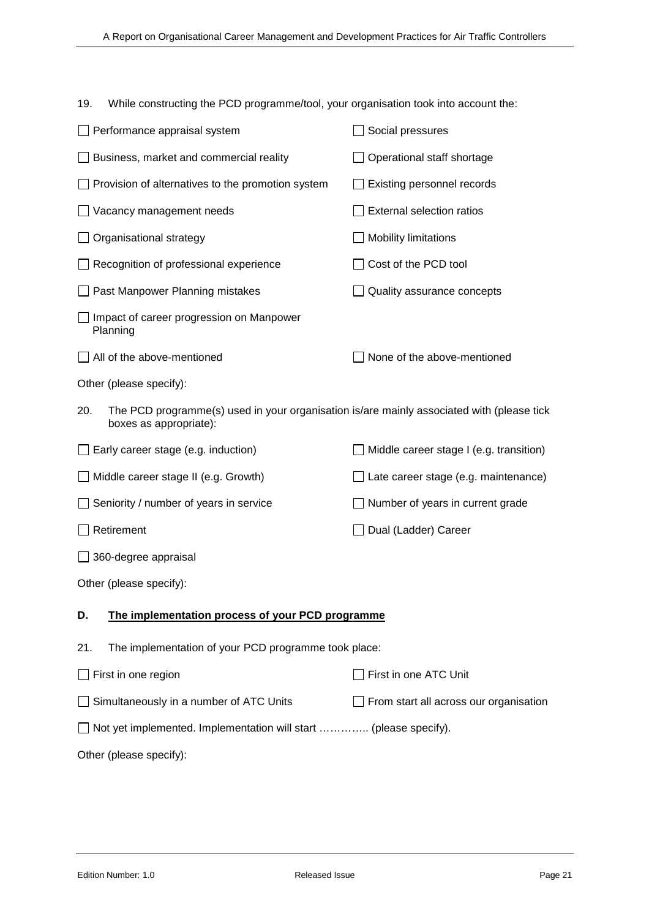19. While constructing the PCD programme/tool, your organisation took into account the:

- ☐ Performance appraisal system
- ☐ Social pressures
- ☐ Business, market and commercial reality
- ☐ Operational staff shortage
- ☐ Provision of alternatives to the promotion system
- ☐ Existing personnel records
- ☐ Vacancy management needs
- ☐ External selection ratios
- ☐ Organisational strategy
- ☐ Mobility limitations
- ☐ Recognition of professional experience
- ☐ Cost of the PCD tool
- ☐ Past Manpower Planning mistakes
- ☐ Quality assurance concepts
- ☐ Impact of career progression on Manpower Planning
- ☐ All of the above-mentioned
- ☐ None of the above-mentioned

Other (please specify):

20. The PCD programme(s) used in your organisation is/are mainly associated with (please tick boxes as appropriate):

- ☐ Early career stage (e.g. induction)
- ☐ Middle career stage I (e.g. transition)
- ☐ Middle career stage II (e.g. Growth)
- ☐ Late career stage (e.g. maintenance)
- ☐ Seniority / number of years in service
- ☐ Number of years in current grade
- ☐ Retirement
- ☐ Dual (Ladder) Career
- ☐ 360-degree appraisal

Other (please specify):

## D. The implementation process of your PCD programme

21. The implementation of your PCD programme took place:

- ☐ First in one region
- ☐ First in one ATC Unit
- ☐ Simultaneously in a number of ATC Units
- ☐ From start all across our organisation
- ☐ Not yet implemented. Implementation will start ………….. (please specify).

Other (please specify):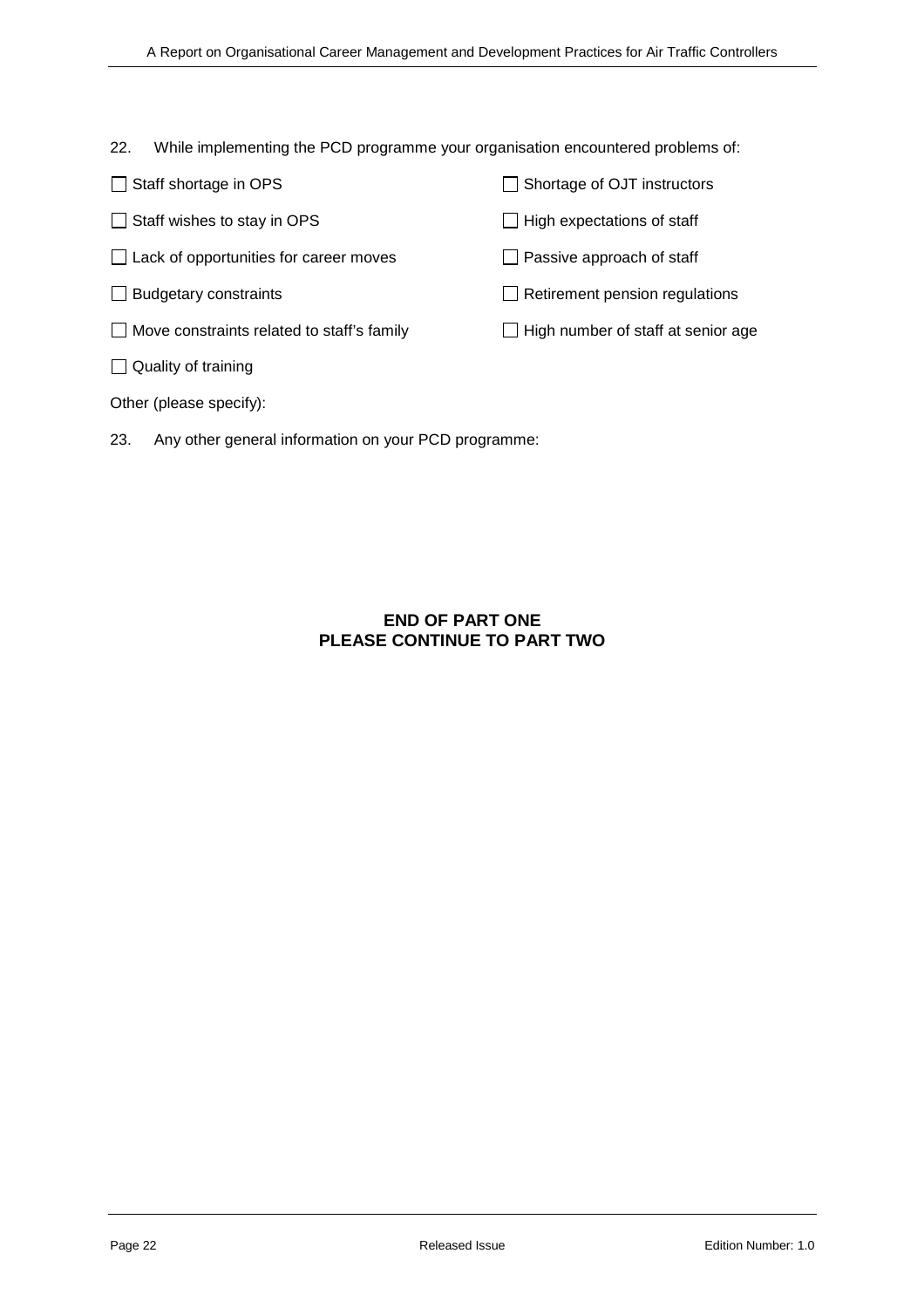22. While implementing the PCD programme your organisation encountered problems of:

- ☐ Staff shortage in OPS
- ☐ Staff wishes to stay in OPS
- ☐ Lack of opportunities for career moves
- ☐ Budgetary constraints
- ☐ Move constraints related to staff's family
- ☐ Quality of training
- ☐ Shortage of OJT instructors
- ☐ High expectations of staff
- ☐ Passive approach of staff
- ☐ Retirement pension regulations
- ☐ High number of staff at senior age

Other (please specify):

23. Any other general information on your PCD programme:

**END OF PART ONE**
**PLEASE CONTINUE TO PART TWO**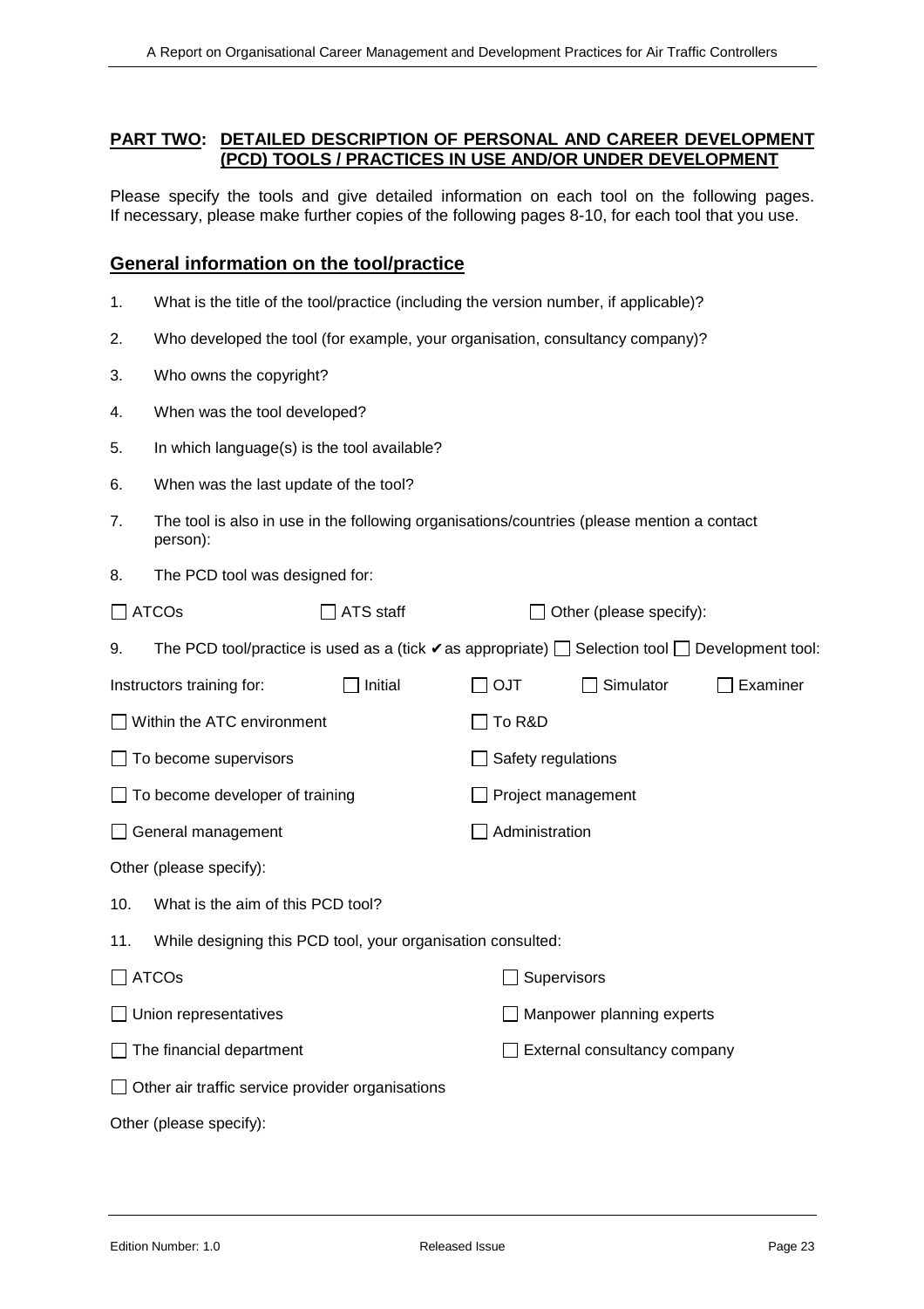## PART TWO: DETAILED DESCRIPTION OF PERSONAL AND CAREER DEVELOPMENT (PCD) TOOLS / PRACTICES IN USE AND/OR UNDER DEVELOPMENT

Please specify the tools and give detailed information on each tool on the following pages. If necessary, please make further copies of the following pages 8-10, for each tool that you use.

### General information on the tool/practice

1. What is the title of the tool/practice (including the version number, if applicable)?
2. Who developed the tool (for example, your organisation, consultancy company)?
3. Who owns the copyright?
4. When was the tool developed?
5. In which language(s) is the tool available?
6. When was the last update of the tool?
7. The tool is also in use in the following organisations/countries (please mention a contact person):
8. The PCD tool was designed for:

☐ ATCOs ☐ ATS staff ☐ Other (please specify):

9. The PCD tool/practice is used as a (tick ✔ as appropriate) ☐ Selection tool ☐ Development tool:

Instructors training for: ☐ Initial ☐ OJT ☐ Simulator ☐ Examiner

☐ Within the ATC environment ☐ To R&D

☐ To become supervisors ☐ Safety regulations

☐ To become developer of training ☐ Project management

☐ General management ☐ Administration

Other (please specify):

10. What is the aim of this PCD tool?
11. While designing this PCD tool, your organisation consulted:

☐ ATCOs ☐ Supervisors

☐ Union representatives ☐ Manpower planning experts

☐ The financial department ☐ External consultancy company

☐ Other air traffic service provider organisations

Other (please specify):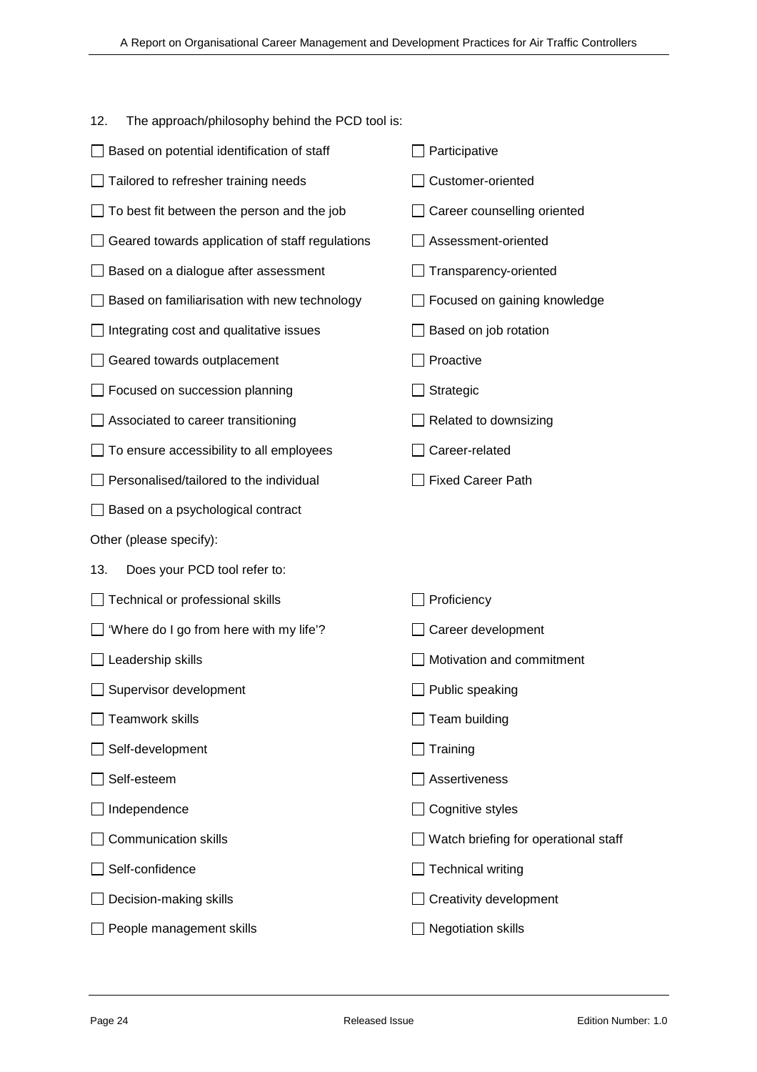12. The approach/philosophy behind the PCD tool is:

- ☐ Based on potential identification of staff
- ☐ Participative
- ☐ Tailored to refresher training needs
- ☐ Customer-oriented
- ☐ To best fit between the person and the job
- ☐ Career counselling oriented
- ☐ Geared towards application of staff regulations
- ☐ Assessment-oriented
- ☐ Based on a dialogue after assessment
- ☐ Transparency-oriented
- ☐ Based on familiarisation with new technology
- ☐ Focused on gaining knowledge
- ☐ Integrating cost and qualitative issues
- ☐ Based on job rotation
- ☐ Geared towards outplacement
- ☐ Proactive
- ☐ Focused on succession planning
- ☐ Strategic
- ☐ Associated to career transitioning
- ☐ Related to downsizing
- ☐ To ensure accessibility to all employees
- ☐ Career-related
- ☐ Personalised/tailored to the individual
- ☐ Fixed Career Path
- ☐ Based on a psychological contract

Other (please specify):

13. Does your PCD tool refer to:

- ☐ Technical or professional skills
- ☐ Proficiency
- ☐ 'Where do I go from here with my life'?
- ☐ Career development
- ☐ Leadership skills
- ☐ Motivation and commitment
- ☐ Supervisor development
- ☐ Public speaking
- ☐ Teamwork skills
- ☐ Team building
- ☐ Self-development
- ☐ Training
- ☐ Self-esteem
- ☐ Assertiveness
- ☐ Independence
- ☐ Cognitive styles
- ☐ Communication skills
- ☐ Watch briefing for operational staff
- ☐ Self-confidence
- ☐ Technical writing
- ☐ Decision-making skills
- ☐ Creativity development
- ☐ People management skills
- ☐ Negotiation skills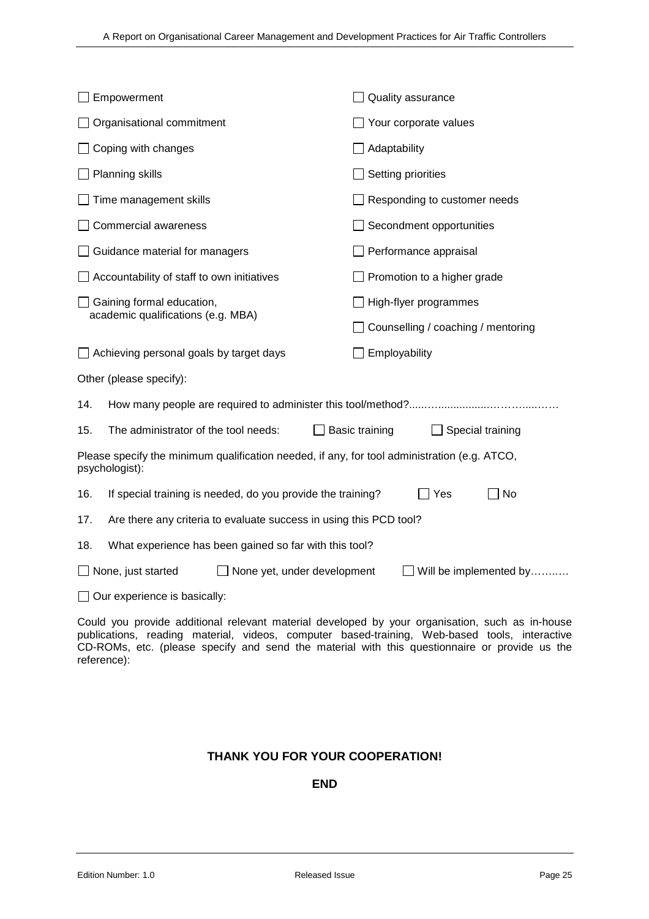- ☐ Empowerment
- ☐ Quality assurance
- ☐ Organisational commitment
- ☐ Your corporate values
- ☐ Coping with changes
- ☐ Adaptability
- ☐ Planning skills
- ☐ Setting priorities
- ☐ Time management skills
- ☐ Responding to customer needs
- ☐ Commercial awareness
- ☐ Secondment opportunities
- ☐ Guidance material for managers
- ☐ Performance appraisal
- ☐ Accountability of staff to own initiatives
- ☐ Promotion to a higher grade
- ☐ Gaining formal education, academic qualifications (e.g. MBA)
- ☐ High-flyer programmes
- ☐ Counselling / coaching / mentoring
- ☐ Achieving personal goals by target days
- ☐ Employability

Other (please specify):

14. How many people are required to administer this tool/method?.....…...................………....………

15. The administrator of the tool needs: ☐ Basic training ☐ Special training

Please specify the minimum qualification needed, if any, for tool administration (e.g. ATCO, psychologist):

16. If special training is needed, do you provide the training? ☐ Yes ☐ No

17. Are there any criteria to evaluate success in using this PCD tool?

18. What experience has been gained so far with this tool?

☐ None, just started ☐ None yet, under development ☐ Will be implemented by……..…

☐ Our experience is basically:

Could you provide additional relevant material developed by your organisation, such as in-house publications, reading material, videos, computer based-training, Web-based tools, interactive CD-ROMs, etc. (please specify and send the material with this questionnaire or provide us the reference):

**THANK YOU FOR YOUR COOPERATION!**

**END**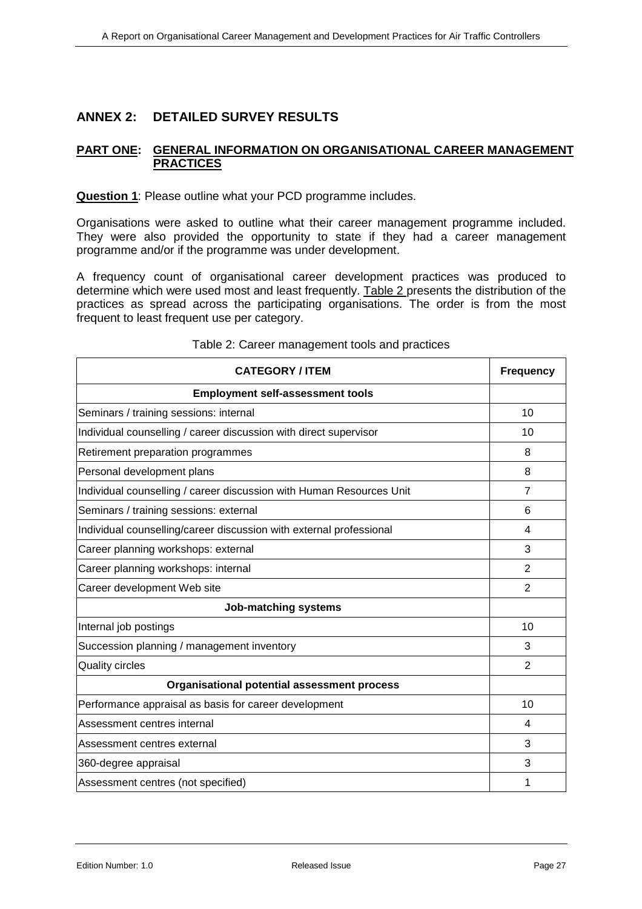## ANNEX 2: DETAILED SURVEY RESULTS

### PART ONE: GENERAL INFORMATION ON ORGANISATIONAL CAREER MANAGEMENT PRACTICES

**Question 1**: Please outline what your PCD programme includes.

Organisations were asked to outline what their career management programme included. They were also provided the opportunity to state if they had a career management programme and/or if the programme was under development.

A frequency count of organisational career development practices was produced to determine which were used most and least frequently. Table 2 presents the distribution of the practices as spread across the participating organisations. The order is from the most frequent to least frequent use per category.

Table 2: Career management tools and practices

| CATEGORY / ITEM | Frequency |
|---|---|
| **Employment self-assessment tools** | |
| Seminars / training sessions: internal | 10 |
| Individual counselling / career discussion with direct supervisor | 10 |
| Retirement preparation programmes | 8 |
| Personal development plans | 8 |
| Individual counselling / career discussion with Human Resources Unit | 7 |
| Seminars / training sessions: external | 6 |
| Individual counselling/career discussion with external professional | 4 |
| Career planning workshops: external | 3 |
| Career planning workshops: internal | 2 |
| Career development Web site | 2 |
| **Job-matching systems** | |
| Internal job postings | 10 |
| Succession planning / management inventory | 3 |
| Quality circles | 2 |
| **Organisational potential assessment process** | |
| Performance appraisal as basis for career development | 10 |
| Assessment centres internal | 4 |
| Assessment centres external | 3 |
| 360-degree appraisal | 3 |
| Assessment centres (not specified) | 1 |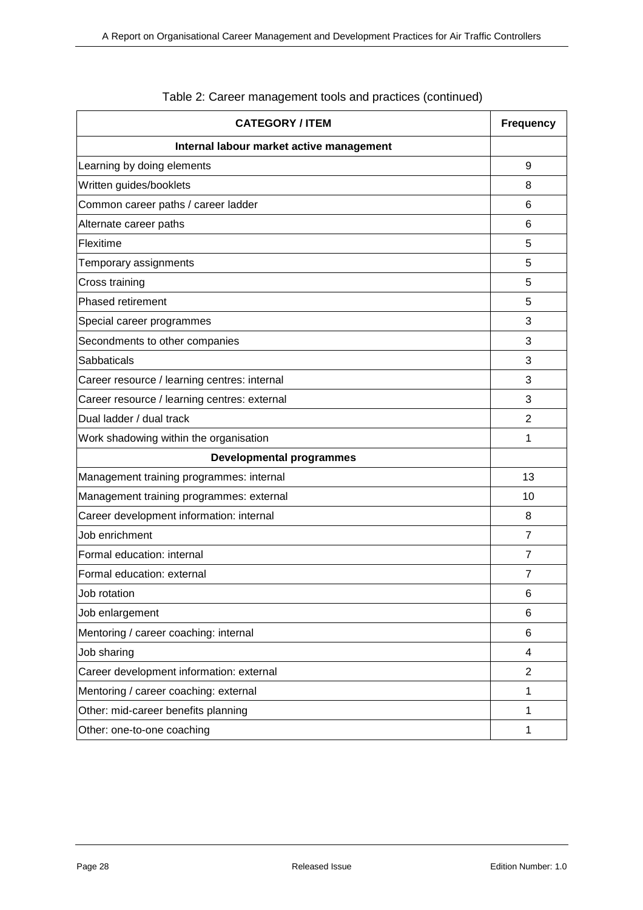Table 2: Career management tools and practices (continued)

| CATEGORY / ITEM | Frequency |
|---|---|
| **Internal labour market active management** | |
| Learning by doing elements | 9 |
| Written guides/booklets | 8 |
| Common career paths / career ladder | 6 |
| Alternate career paths | 6 |
| Flexitime | 5 |
| Temporary assignments | 5 |
| Cross training | 5 |
| Phased retirement | 5 |
| Special career programmes | 3 |
| Secondments to other companies | 3 |
| Sabbaticals | 3 |
| Career resource / learning centres: internal | 3 |
| Career resource / learning centres: external | 3 |
| Dual ladder / dual track | 2 |
| Work shadowing within the organisation | 1 |
| **Developmental programmes** | |
| Management training programmes: internal | 13 |
| Management training programmes: external | 10 |
| Career development information: internal | 8 |
| Job enrichment | 7 |
| Formal education: internal | 7 |
| Formal education: external | 7 |
| Job rotation | 6 |
| Job enlargement | 6 |
| Mentoring / career coaching: internal | 6 |
| Job sharing | 4 |
| Career development information: external | 2 |
| Mentoring / career coaching: external | 1 |
| Other: mid-career benefits planning | 1 |
| Other: one-to-one coaching | 1 |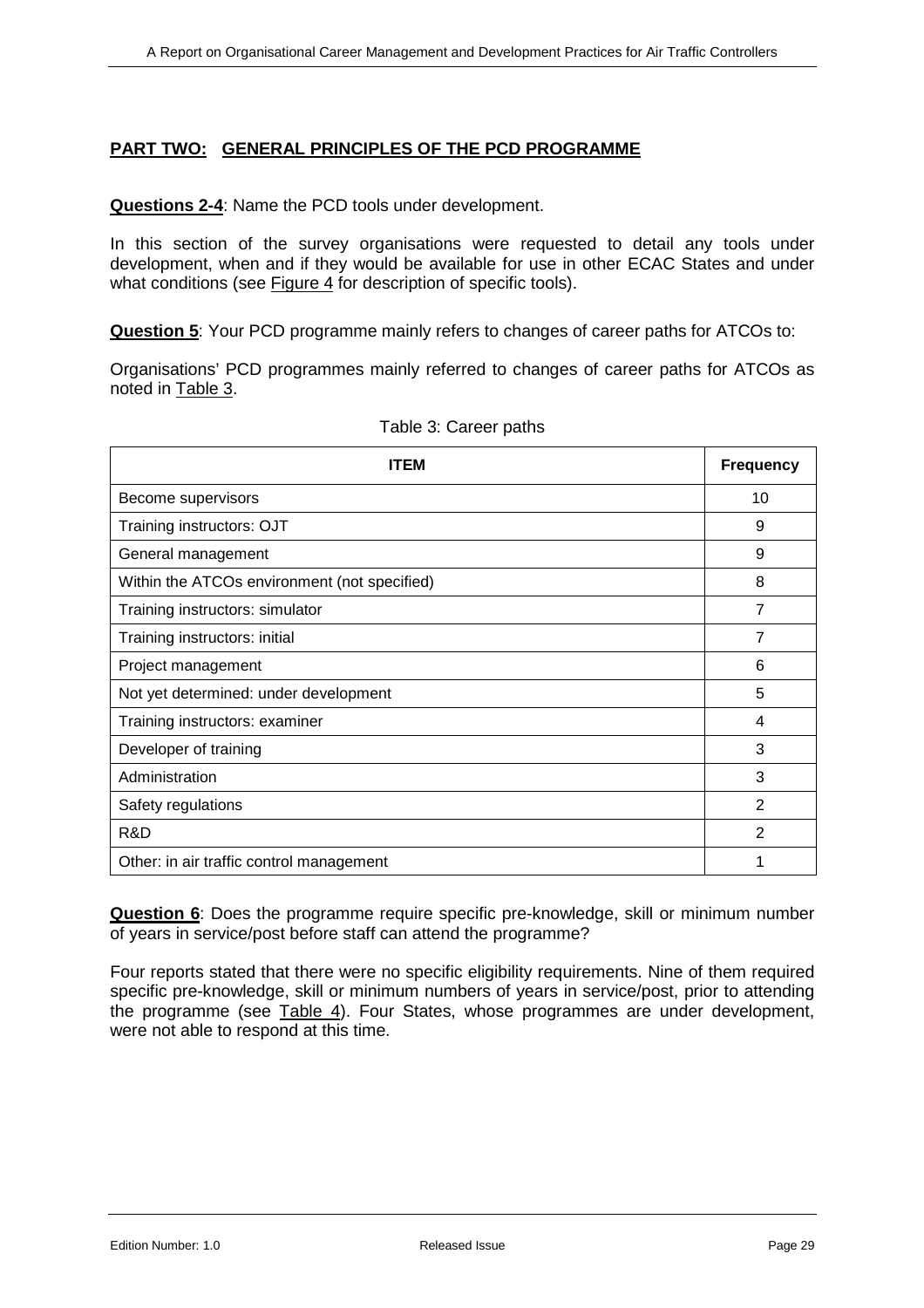## PART TWO: GENERAL PRINCIPLES OF THE PCD PROGRAMME

**Questions 2-4**: Name the PCD tools under development.

In this section of the survey organisations were requested to detail any tools under development, when and if they would be available for use in other ECAC States and under what conditions (see Figure 4 for description of specific tools).

**Question 5**: Your PCD programme mainly refers to changes of career paths for ATCOs to:

Organisations' PCD programmes mainly referred to changes of career paths for ATCOs as noted in Table 3.

Table 3: Career paths

| ITEM | Frequency |
|---|---|
| Become supervisors | 10 |
| Training instructors: OJT | 9 |
| General management | 9 |
| Within the ATCOs environment (not specified) | 8 |
| Training instructors: simulator | 7 |
| Training instructors: initial | 7 |
| Project management | 6 |
| Not yet determined: under development | 5 |
| Training instructors: examiner | 4 |
| Developer of training | 3 |
| Administration | 3 |
| Safety regulations | 2 |
| R&D | 2 |
| Other: in air traffic control management | 1 |

**Question 6**: Does the programme require specific pre-knowledge, skill or minimum number of years in service/post before staff can attend the programme?

Four reports stated that there were no specific eligibility requirements. Nine of them required specific pre-knowledge, skill or minimum numbers of years in service/post, prior to attending the programme (see Table 4). Four States, whose programmes are under development, were not able to respond at this time.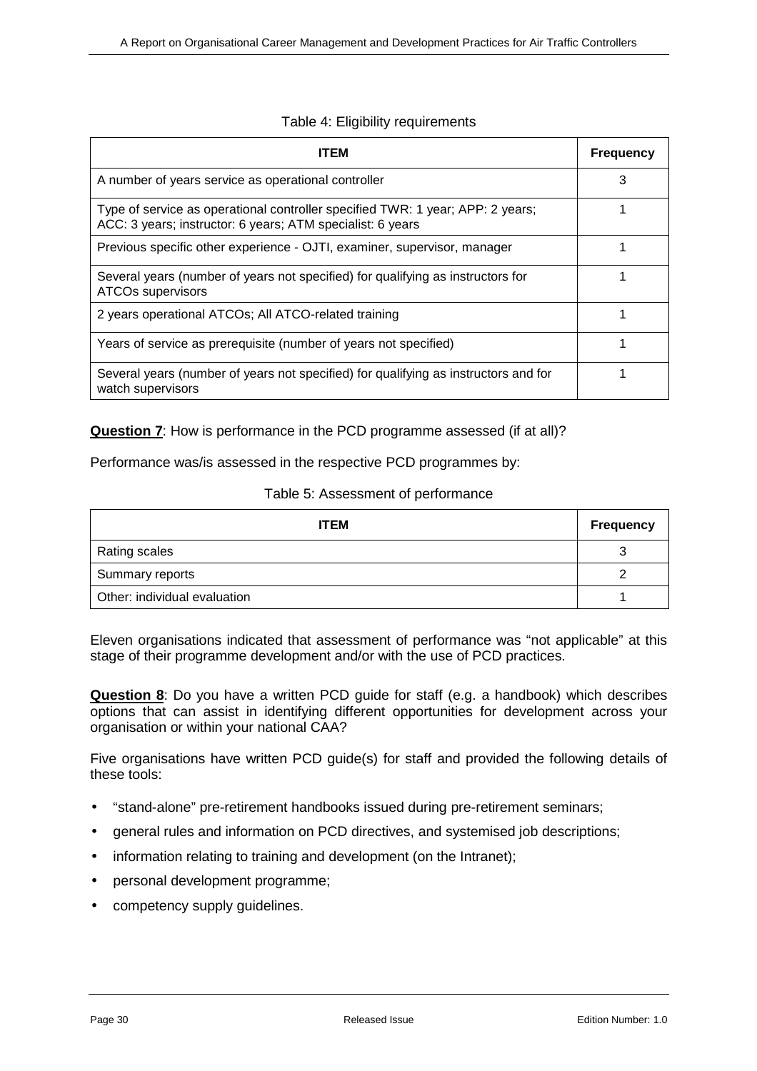Table 4: Eligibility requirements

| ITEM | Frequency |
|---|---|
| A number of years service as operational controller | 3 |
| Type of service as operational controller specified TWR: 1 year; APP: 2 years; ACC: 3 years; instructor: 6 years; ATM specialist: 6 years | 1 |
| Previous specific other experience - OJTI, examiner, supervisor, manager | 1 |
| Several years (number of years not specified) for qualifying as instructors for ATCOs supervisors | 1 |
| 2 years operational ATCOs; All ATCO-related training | 1 |
| Years of service as prerequisite (number of years not specified) | 1 |
| Several years (number of years not specified) for qualifying as instructors and for watch supervisors | 1 |

**Question 7**: How is performance in the PCD programme assessed (if at all)?

Performance was/is assessed in the respective PCD programmes by:

Table 5: Assessment of performance

| ITEM | Frequency |
|---|---|
| Rating scales | 3 |
| Summary reports | 2 |
| Other: individual evaluation | 1 |

Eleven organisations indicated that assessment of performance was "not applicable" at this stage of their programme development and/or with the use of PCD practices.

**Question 8**: Do you have a written PCD guide for staff (e.g. a handbook) which describes options that can assist in identifying different opportunities for development across your organisation or within your national CAA?

Five organisations have written PCD guide(s) for staff and provided the following details of these tools:

- "stand-alone" pre-retirement handbooks issued during pre-retirement seminars;
- general rules and information on PCD directives, and systemised job descriptions;
- information relating to training and development (on the Intranet);
- personal development programme;
- competency supply guidelines.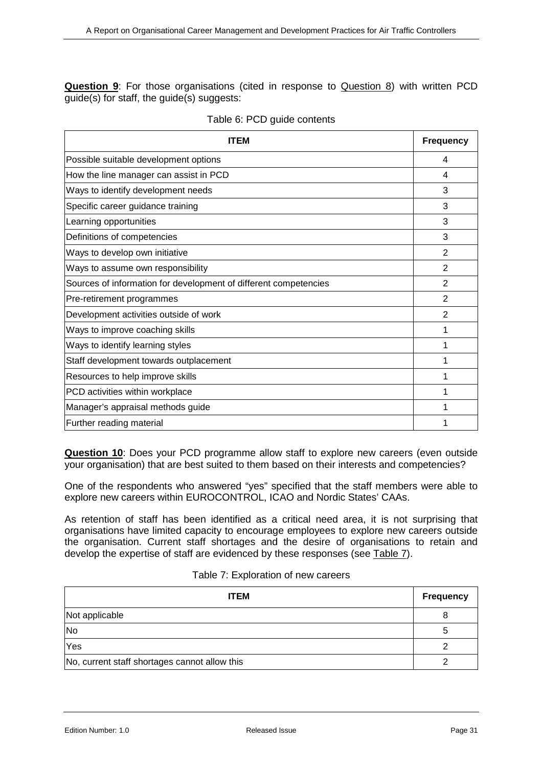**Question 9**: For those organisations (cited in response to Question 8) with written PCD guide(s) for staff, the guide(s) suggests:

Table 6: PCD guide contents

| ITEM | Frequency |
|---|---|
| Possible suitable development options | 4 |
| How the line manager can assist in PCD | 4 |
| Ways to identify development needs | 3 |
| Specific career guidance training | 3 |
| Learning opportunities | 3 |
| Definitions of competencies | 3 |
| Ways to develop own initiative | 2 |
| Ways to assume own responsibility | 2 |
| Sources of information for development of different competencies | 2 |
| Pre-retirement programmes | 2 |
| Development activities outside of work | 2 |
| Ways to improve coaching skills | 1 |
| Ways to identify learning styles | 1 |
| Staff development towards outplacement | 1 |
| Resources to help improve skills | 1 |
| PCD activities within workplace | 1 |
| Manager's appraisal methods guide | 1 |
| Further reading material | 1 |

**Question 10**: Does your PCD programme allow staff to explore new careers (even outside your organisation) that are best suited to them based on their interests and competencies?

One of the respondents who answered "yes" specified that the staff members were able to explore new careers within EUROCONTROL, ICAO and Nordic States' CAAs.

As retention of staff has been identified as a critical need area, it is not surprising that organisations have limited capacity to encourage employees to explore new careers outside the organisation. Current staff shortages and the desire of organisations to retain and develop the expertise of staff are evidenced by these responses (see Table 7).

Table 7: Exploration of new careers

| ITEM | Frequency |
|---|---|
| Not applicable | 8 |
| No | 5 |
| Yes | 2 |
| No, current staff shortages cannot allow this | 2 |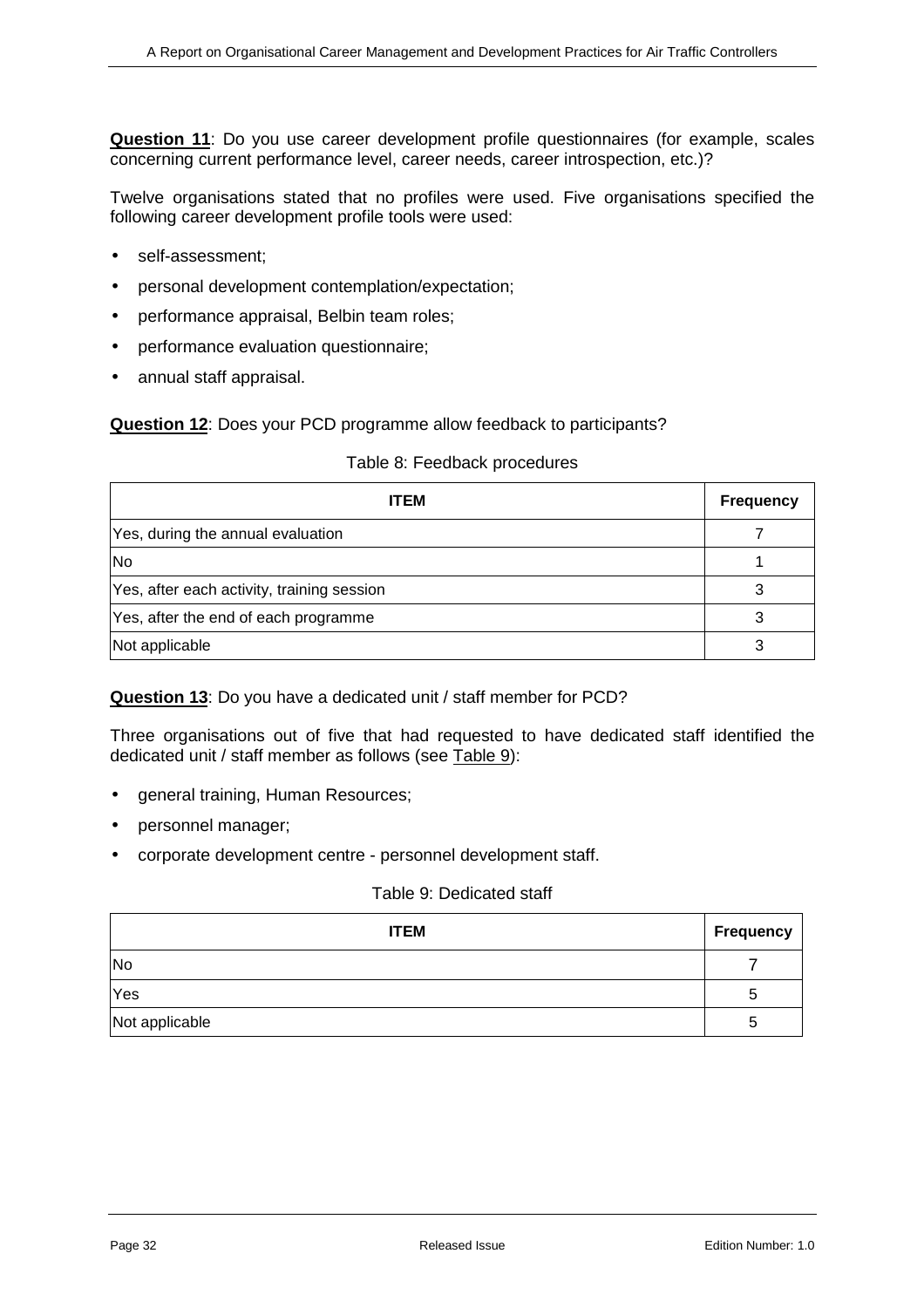**Question 11**: Do you use career development profile questionnaires (for example, scales concerning current performance level, career needs, career introspection, etc.)?

Twelve organisations stated that no profiles were used. Five organisations specified the following career development profile tools were used:

- self-assessment;
- personal development contemplation/expectation;
- performance appraisal, Belbin team roles;
- performance evaluation questionnaire;
- annual staff appraisal.

**Question 12**: Does your PCD programme allow feedback to participants?

Table 8: Feedback procedures

| ITEM | Frequency |
|---|---|
| Yes, during the annual evaluation | 7 |
| No | 1 |
| Yes, after each activity, training session | 3 |
| Yes, after the end of each programme | 3 |
| Not applicable | 3 |

**Question 13**: Do you have a dedicated unit / staff member for PCD?

Three organisations out of five that had requested to have dedicated staff identified the dedicated unit / staff member as follows (see Table 9):

- general training, Human Resources;
- personnel manager;
- corporate development centre - personnel development staff.

Table 9: Dedicated staff

| ITEM | Frequency |
|---|---|
| No | 7 |
| Yes | 5 |
| Not applicable | 5 |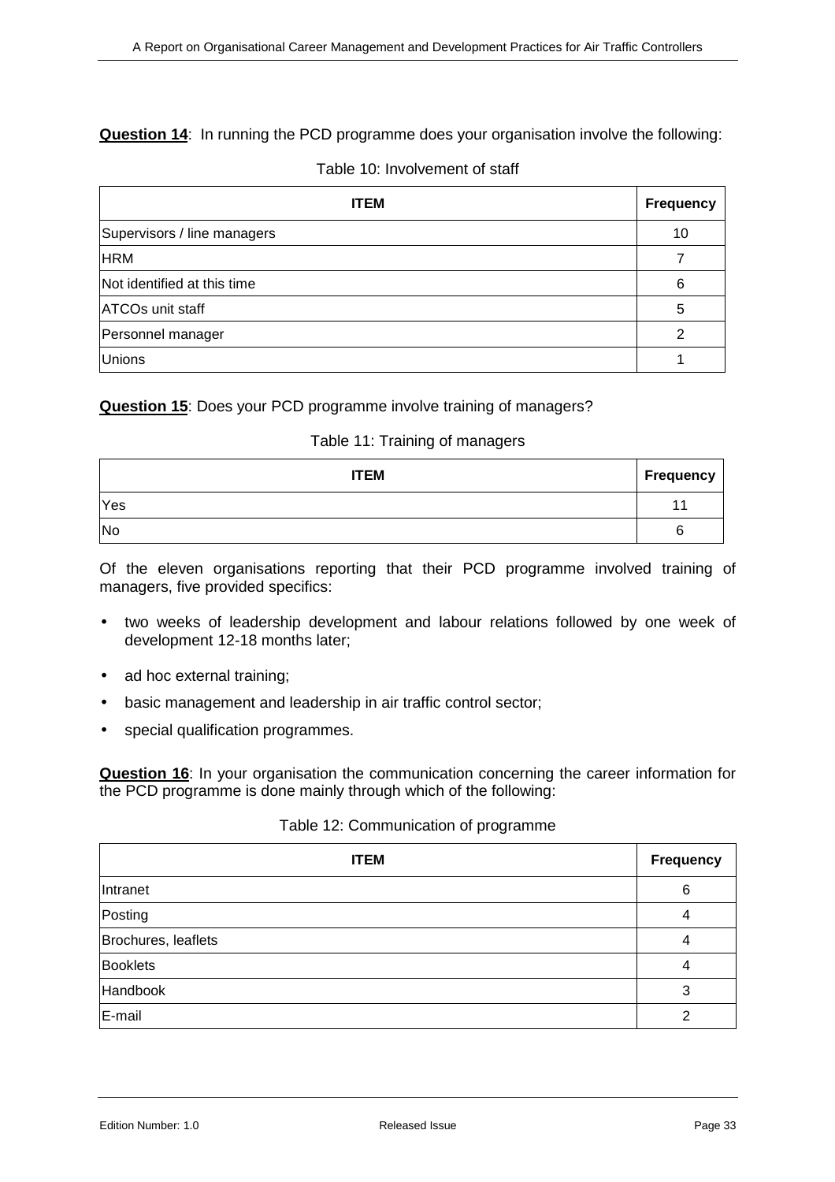**Question 14**: In running the PCD programme does your organisation involve the following:

Table 10: Involvement of staff

| ITEM | Frequency |
|---|---|
| Supervisors / line managers | 10 |
| HRM | 7 |
| Not identified at this time | 6 |
| ATCOs unit staff | 5 |
| Personnel manager | 2 |
| Unions | 1 |

**Question 15**: Does your PCD programme involve training of managers?

Table 11: Training of managers

| ITEM | Frequency |
|---|---|
| Yes | 11 |
| No | 6 |

Of the eleven organisations reporting that their PCD programme involved training of managers, five provided specifics:

- two weeks of leadership development and labour relations followed by one week of development 12-18 months later;
- ad hoc external training;
- basic management and leadership in air traffic control sector;
- special qualification programmes.

**Question 16**: In your organisation the communication concerning the career information for the PCD programme is done mainly through which of the following:

Table 12: Communication of programme

| ITEM | Frequency |
|---|---|
| Intranet | 6 |
| Posting | 4 |
| Brochures, leaflets | 4 |
| Booklets | 4 |
| Handbook | 3 |
| E-mail | 2 |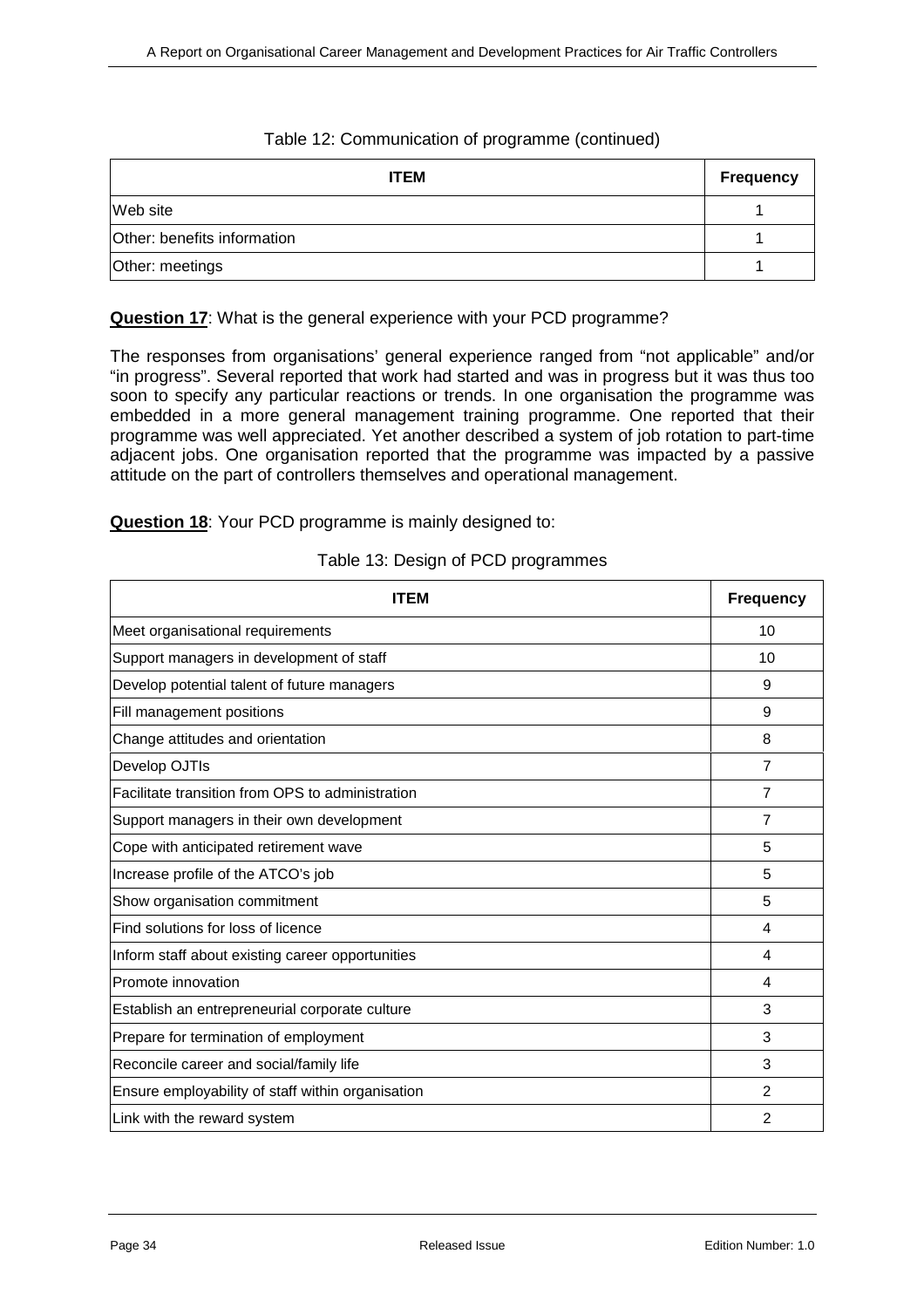Table 12: Communication of programme (continued)

| ITEM | Frequency |
|---|---|
| Web site | 1 |
| Other: benefits information | 1 |
| Other: meetings | 1 |

**Question 17**: What is the general experience with your PCD programme?

The responses from organisations' general experience ranged from "not applicable" and/or "in progress". Several reported that work had started and was in progress but it was thus too soon to specify any particular reactions or trends. In one organisation the programme was embedded in a more general management training programme. One reported that their programme was well appreciated. Yet another described a system of job rotation to part-time adjacent jobs. One organisation reported that the programme was impacted by a passive attitude on the part of controllers themselves and operational management.

**Question 18**: Your PCD programme is mainly designed to:

Table 13: Design of PCD programmes

| ITEM | Frequency |
|---|---|
| Meet organisational requirements | 10 |
| Support managers in development of staff | 10 |
| Develop potential talent of future managers | 9 |
| Fill management positions | 9 |
| Change attitudes and orientation | 8 |
| Develop OJTIs | 7 |
| Facilitate transition from OPS to administration | 7 |
| Support managers in their own development | 7 |
| Cope with anticipated retirement wave | 5 |
| Increase profile of the ATCO's job | 5 |
| Show organisation commitment | 5 |
| Find solutions for loss of licence | 4 |
| Inform staff about existing career opportunities | 4 |
| Promote innovation | 4 |
| Establish an entrepreneurial corporate culture | 3 |
| Prepare for termination of employment | 3 |
| Reconcile career and social/family life | 3 |
| Ensure employability of staff within organisation | 2 |
| Link with the reward system | 2 |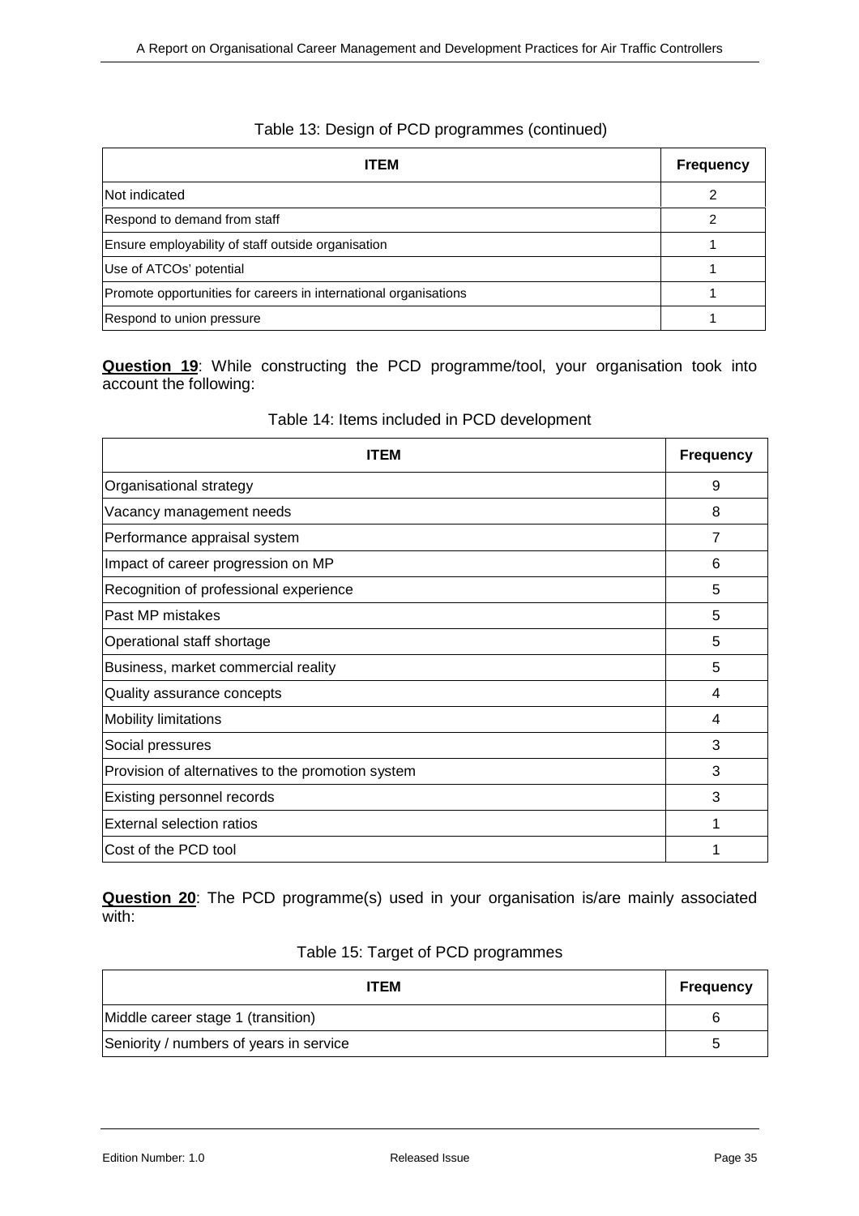Table 13: Design of PCD programmes (continued)

| ITEM | Frequency |
|---|---|
| Not indicated | 2 |
| Respond to demand from staff | 2 |
| Ensure employability of staff outside organisation | 1 |
| Use of ATCOs' potential | 1 |
| Promote opportunities for careers in international organisations | 1 |
| Respond to union pressure | 1 |

**Question 19**: While constructing the PCD programme/tool, your organisation took into account the following:

Table 14: Items included in PCD development

| ITEM | Frequency |
|---|---|
| Organisational strategy | 9 |
| Vacancy management needs | 8 |
| Performance appraisal system | 7 |
| Impact of career progression on MP | 6 |
| Recognition of professional experience | 5 |
| Past MP mistakes | 5 |
| Operational staff shortage | 5 |
| Business, market commercial reality | 5 |
| Quality assurance concepts | 4 |
| Mobility limitations | 4 |
| Social pressures | 3 |
| Provision of alternatives to the promotion system | 3 |
| Existing personnel records | 3 |
| External selection ratios | 1 |
| Cost of the PCD tool | 1 |

**Question 20**: The PCD programme(s) used in your organisation is/are mainly associated with:

Table 15: Target of PCD programmes

| ITEM | Frequency |
|---|---|
| Middle career stage 1 (transition) | 6 |
| Seniority / numbers of years in service | 5 |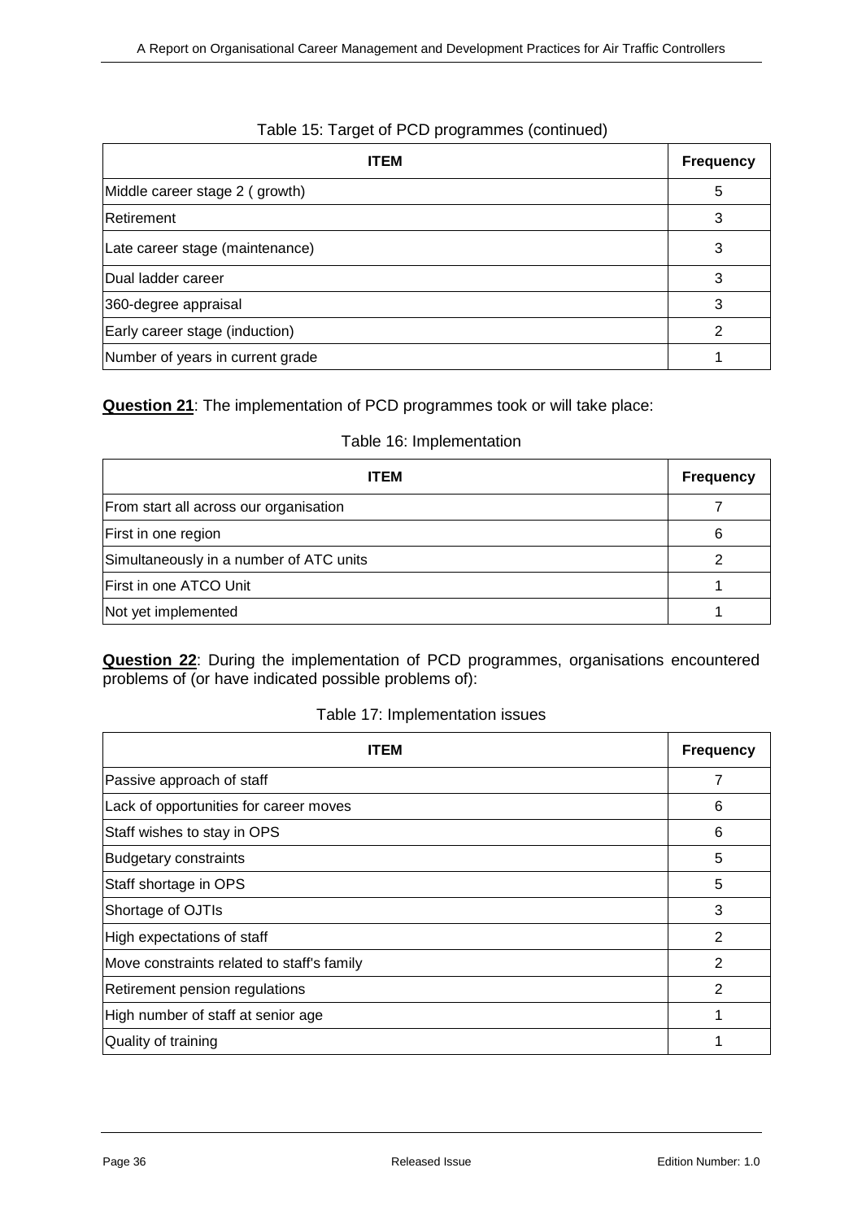Table 15: Target of PCD programmes (continued)

| ITEM | Frequency |
|---|---|
| Middle career stage 2 ( growth) | 5 |
| Retirement | 3 |
| Late career stage (maintenance) | 3 |
| Dual ladder career | 3 |
| 360-degree appraisal | 3 |
| Early career stage (induction) | 2 |
| Number of years in current grade | 1 |

**Question 21**: The implementation of PCD programmes took or will take place:

Table 16: Implementation

| ITEM | Frequency |
|---|---|
| From start all across our organisation | 7 |
| First in one region | 6 |
| Simultaneously in a number of ATC units | 2 |
| First in one ATCO Unit | 1 |
| Not yet implemented | 1 |

**Question 22**: During the implementation of PCD programmes, organisations encountered problems of (or have indicated possible problems of):

Table 17: Implementation issues

| ITEM | Frequency |
|---|---|
| Passive approach of staff | 7 |
| Lack of opportunities for career moves | 6 |
| Staff wishes to stay in OPS | 6 |
| Budgetary constraints | 5 |
| Staff shortage in OPS | 5 |
| Shortage of OJTIs | 3 |
| High expectations of staff | 2 |
| Move constraints related to staff's family | 2 |
| Retirement pension regulations | 2 |
| High number of staff at senior age | 1 |
| Quality of training | 1 |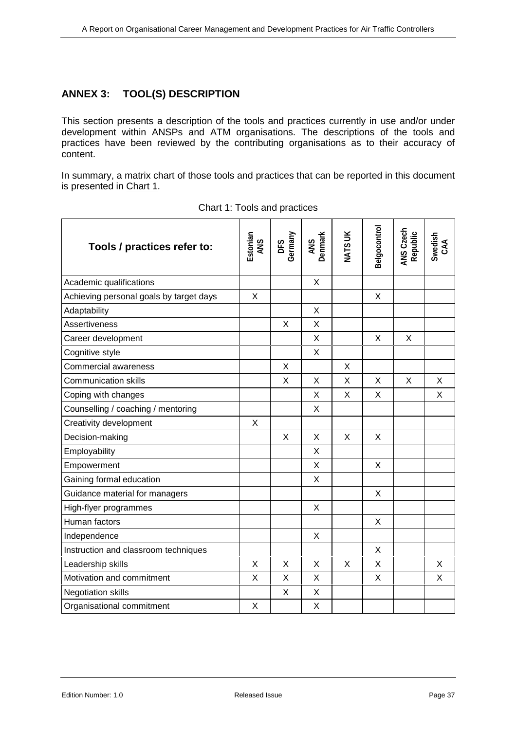## ANNEX 3: TOOL(S) DESCRIPTION

This section presents a description of the tools and practices currently in use and/or under development within ANSPs and ATM organisations. The descriptions of the tools and practices have been reviewed by the contributing organisations as to their accuracy of content.

In summary, a matrix chart of those tools and practices that can be reported in this document is presented in Chart 1.

Chart 1: Tools and practices

| Tools / practices refer to: | Estonian ANS | DFS Germany | ANS Denmark | NATS UK | Belgocontrol | ANS Czech Republic | Swedish CAA |
|---|---|---|---|---|---|---|---|
| Academic qualifications | | | X | | | | |
| Achieving personal goals by target days | X | | | | X | | |
| Adaptability | | | X | | | | |
| Assertiveness | | X | X | | | | |
| Career development | | | X | | X | X | |
| Cognitive style | | | X | | | | |
| Commercial awareness | | X | | X | | | |
| Communication skills | | X | X | X | X | X | X |
| Coping with changes | | | X | X | X | | X |
| Counselling / coaching / mentoring | | | X | | | | |
| Creativity development | X | | | | | | |
| Decision-making | | X | X | X | X | | |
| Employability | | | X | | | | |
| Empowerment | | | X | | X | | |
| Gaining formal education | | | X | | | | |
| Guidance material for managers | | | | | X | | |
| High-flyer programmes | | | X | | | | |
| Human factors | | | | | X | | |
| Independence | | | X | | | | |
| Instruction and classroom techniques | | | | | X | | |
| Leadership skills | X | X | X | X | X | | X |
| Motivation and commitment | X | X | X | | X | | X |
| Negotiation skills | | X | X | | | | |
| Organisational commitment | X | | X | | | | |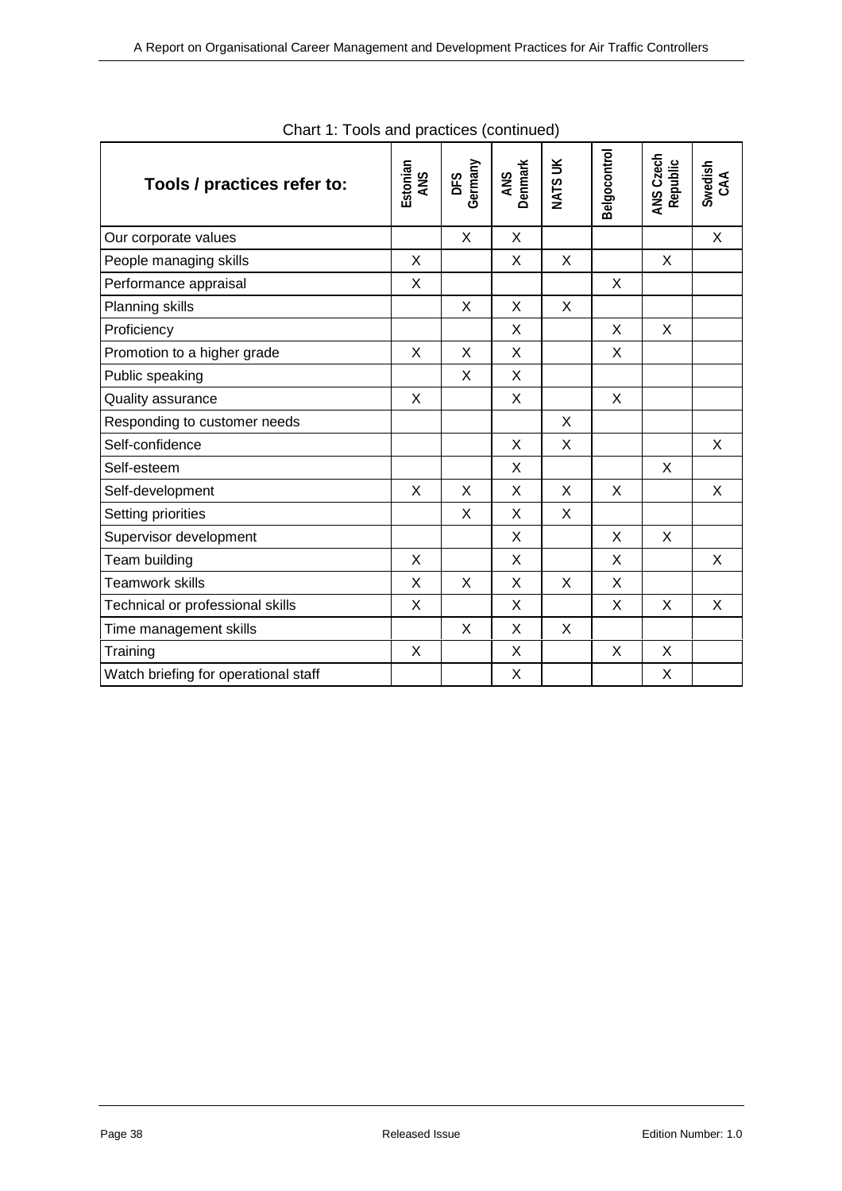Chart 1: Tools and practices (continued)

| Tools / practices refer to: | Estonian ANS | DFS Germany | ANS Denmark | NATS UK | Belgocontrol | ANS Czech Republic | Swedish CAA |
|---|---|---|---|---|---|---|---|
| Our corporate values | | X | X | | | | X |
| People managing skills | X | | X | X | | X | |
| Performance appraisal | X | | | | X | | |
| Planning skills | | X | X | X | | | |
| Proficiency | | | X | | X | X | |
| Promotion to a higher grade | X | X | X | | X | | |
| Public speaking | | X | X | | | | |
| Quality assurance | X | | X | | X | | |
| Responding to customer needs | | | | X | | | |
| Self-confidence | | | X | X | | | X |
| Self-esteem | | | X | | | X | |
| Self-development | X | X | X | X | X | | X |
| Setting priorities | | X | X | X | | | |
| Supervisor development | | | X | | X | X | |
| Team building | X | | X | | X | | X |
| Teamwork skills | X | X | X | X | X | | |
| Technical or professional skills | X | | X | | X | X | X |
| Time management skills | | X | X | X | | | |
| Training | X | | X | | X | X | |
| Watch briefing for operational staff | | | X | | | X | |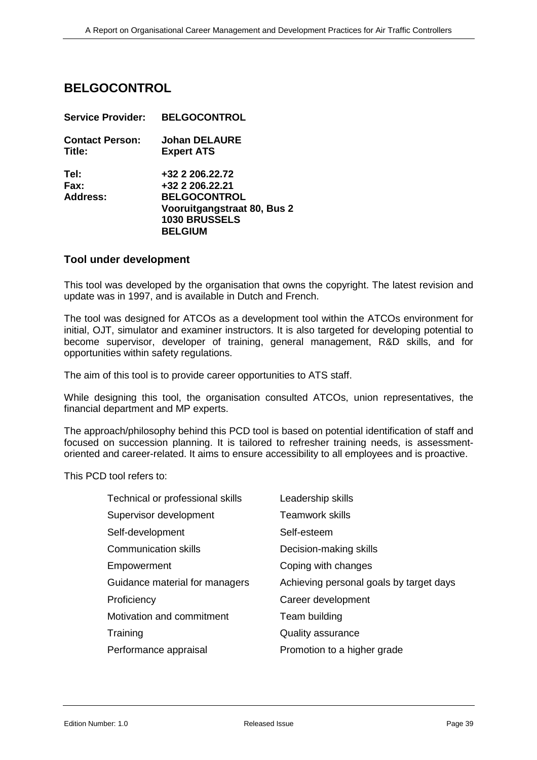## BELGOCONTROL

**Service Provider:** **BELGOCONTROL**

**Contact Person:** **Johan DELAURE**
**Title:** **Expert ATS**

**Tel:** **+32 2 206.22.72**
**Fax:** **+32 2 206.22.21**
**Address:** **BELGOCONTROL**
**Vooruitgangstraat 80, Bus 2**
**1030 BRUSSELS**
**BELGIUM**

### Tool under development

This tool was developed by the organisation that owns the copyright. The latest revision and update was in 1997, and is available in Dutch and French.

The tool was designed for ATCOs as a development tool within the ATCOs environment for initial, OJT, simulator and examiner instructors. It is also targeted for developing potential to become supervisor, developer of training, general management, R&D skills, and for opportunities within safety regulations.

The aim of this tool is to provide career opportunities to ATS staff.

While designing this tool, the organisation consulted ATCOs, union representatives, the financial department and MP experts.

The approach/philosophy behind this PCD tool is based on potential identification of staff and focused on succession planning. It is tailored to refresher training needs, is assessment-oriented and career-related. It aims to ensure accessibility to all employees and is proactive.

This PCD tool refers to:

- Technical or professional skills
- Supervisor development
- Self-development
- Communication skills
- Empowerment
- Guidance material for managers
- Proficiency
- Motivation and commitment
- Training
- Performance appraisal
- Leadership skills
- Teamwork skills
- Self-esteem
- Decision-making skills
- Coping with changes
- Achieving personal goals by target days
- Career development
- Team building
- Quality assurance
- Promotion to a higher grade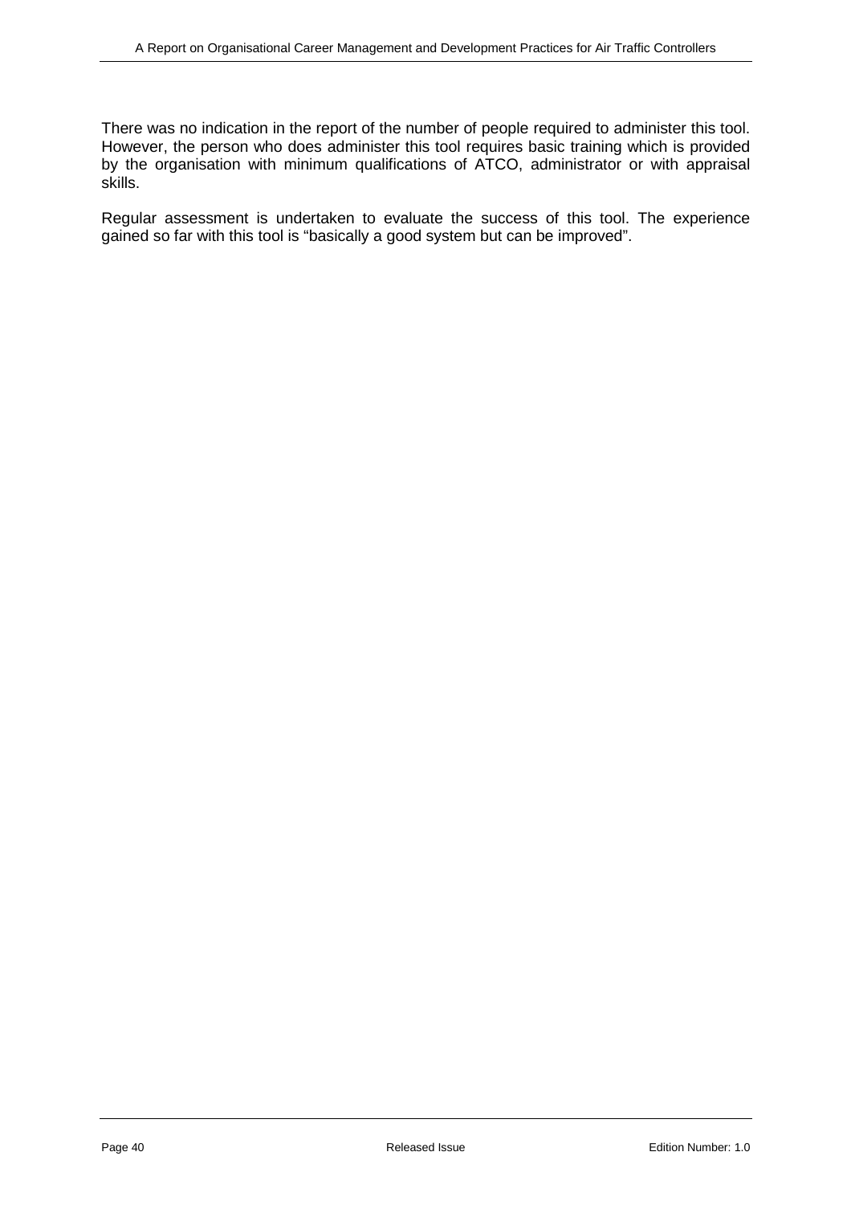There was no indication in the report of the number of people required to administer this tool. However, the person who does administer this tool requires basic training which is provided by the organisation with minimum qualifications of ATCO, administrator or with appraisal skills.

Regular assessment is undertaken to evaluate the success of this tool. The experience gained so far with this tool is "basically a good system but can be improved".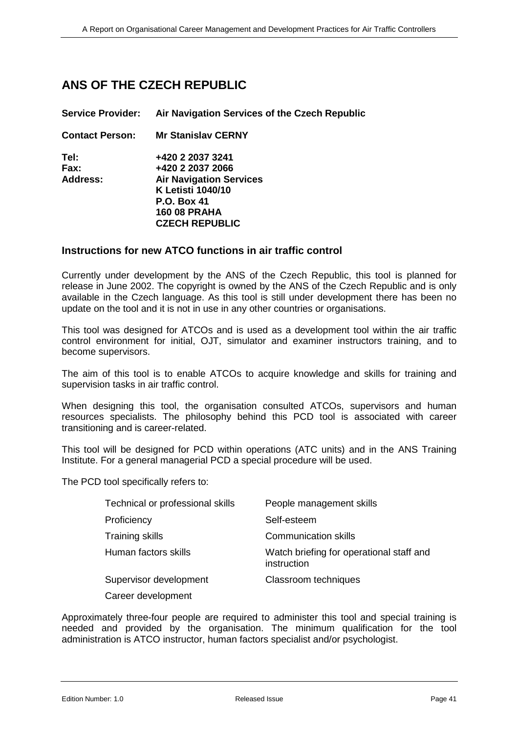## ANS OF THE CZECH REPUBLIC

**Service Provider:** **Air Navigation Services of the Czech Republic**

**Contact Person:** **Mr Stanislav CERNY**

**Tel:** **+420 2 2037 3241**
**Fax:** **+420 2 2037 2066**
**Address:** **Air Navigation Services**
**K Letisti 1040/10**
**P.O. Box 41**
**160 08 PRAHA**
**CZECH REPUBLIC**

### Instructions for new ATCO functions in air traffic control

Currently under development by the ANS of the Czech Republic, this tool is planned for release in June 2002. The copyright is owned by the ANS of the Czech Republic and is only available in the Czech language. As this tool is still under development there has been no update on the tool and it is not in use in any other countries or organisations.

This tool was designed for ATCOs and is used as a development tool within the air traffic control environment for initial, OJT, simulator and examiner instructors training, and to become supervisors.

The aim of this tool is to enable ATCOs to acquire knowledge and skills for training and supervision tasks in air traffic control.

When designing this tool, the organisation consulted ATCOs, supervisors and human resources specialists. The philosophy behind this PCD tool is associated with career transitioning and is career-related.

This tool will be designed for PCD within operations (ATC units) and in the ANS Training Institute. For a general managerial PCD a special procedure will be used.

The PCD tool specifically refers to:

| | |
|---|---|
| Technical or professional skills | People management skills |
| Proficiency | Self-esteem |
| Training skills | Communication skills |
| Human factors skills | Watch briefing for operational staff and instruction |
| Supervisor development | Classroom techniques |
| Career development | |

Approximately three-four people are required to administer this tool and special training is needed and provided by the organisation. The minimum qualification for the tool administration is ATCO instructor, human factors specialist and/or psychologist.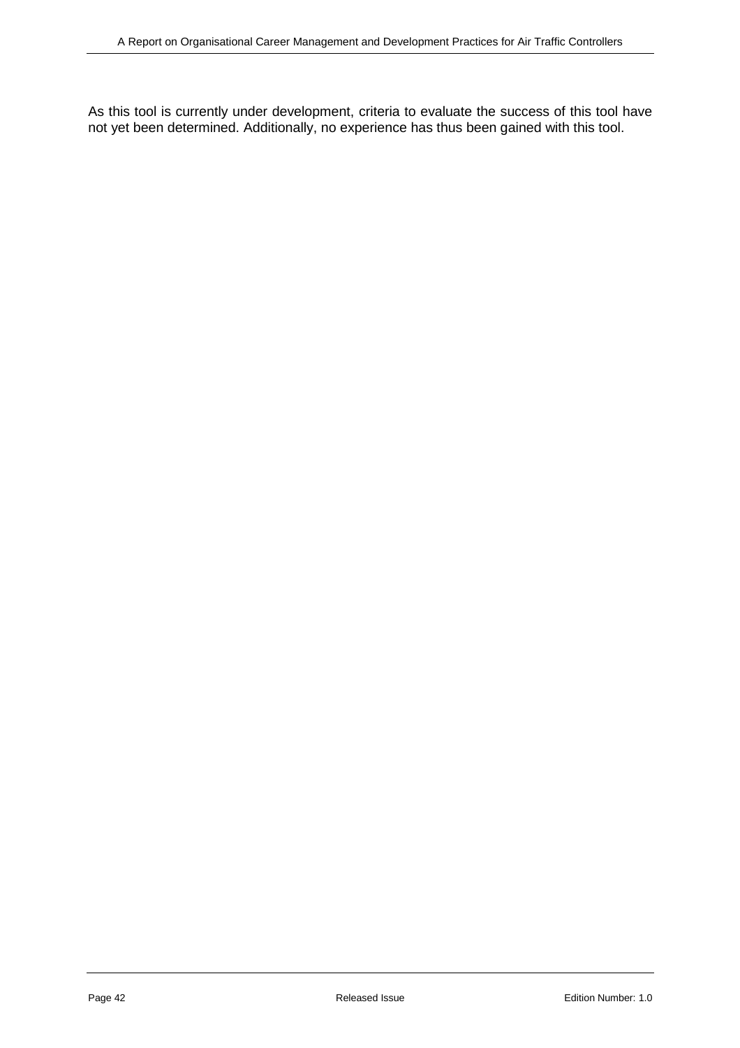As this tool is currently under development, criteria to evaluate the success of this tool have not yet been determined. Additionally, no experience has thus been gained with this tool.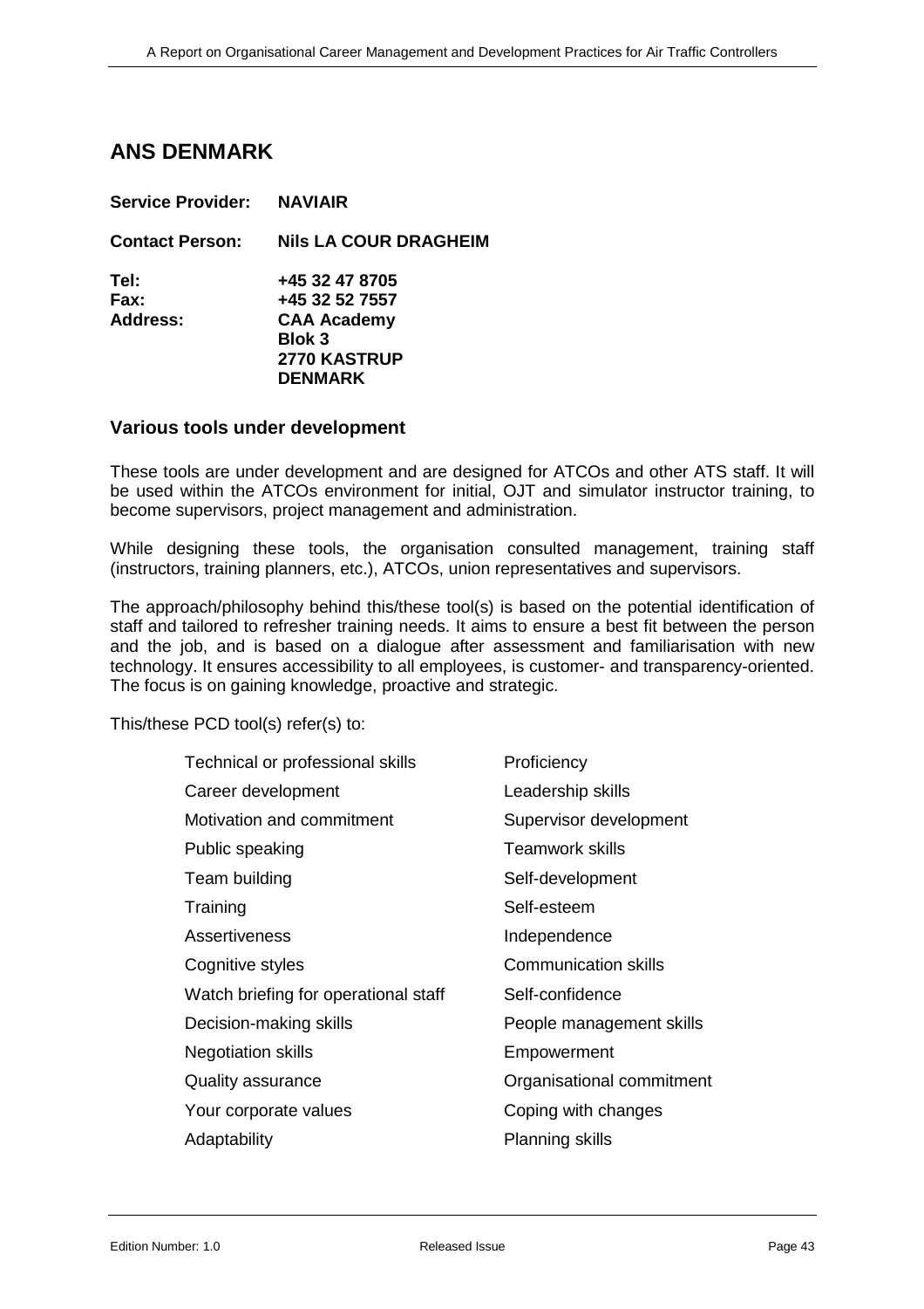## ANS DENMARK

**Service Provider:** **NAVIAIR**

**Contact Person:** **Nils LA COUR DRAGHEIM**

**Tel:** **+45 32 47 8705**
**Fax:** **+45 32 52 7557**
**Address:** **CAA Academy**
**Blok 3**
**2770 KASTRUP**
**DENMARK**

### Various tools under development

These tools are under development and are designed for ATCOs and other ATS staff. It will be used within the ATCOs environment for initial, OJT and simulator instructor training, to become supervisors, project management and administration.

While designing these tools, the organisation consulted management, training staff (instructors, training planners, etc.), ATCOs, union representatives and supervisors.

The approach/philosophy behind this/these tool(s) is based on the potential identification of staff and tailored to refresher training needs. It aims to ensure a best fit between the person and the job, and is based on a dialogue after assessment and familiarisation with new technology. It ensures accessibility to all employees, is customer- and transparency-oriented. The focus is on gaining knowledge, proactive and strategic.

This/these PCD tool(s) refer(s) to:

| | |
|---|---|
| Technical or professional skills | Proficiency |
| Career development | Leadership skills |
| Motivation and commitment | Supervisor development |
| Public speaking | Teamwork skills |
| Team building | Self-development |
| Training | Self-esteem |
| Assertiveness | Independence |
| Cognitive styles | Communication skills |
| Watch briefing for operational staff | Self-confidence |
| Decision-making skills | People management skills |
| Negotiation skills | Empowerment |
| Quality assurance | Organisational commitment |
| Your corporate values | Coping with changes |
| Adaptability | Planning skills |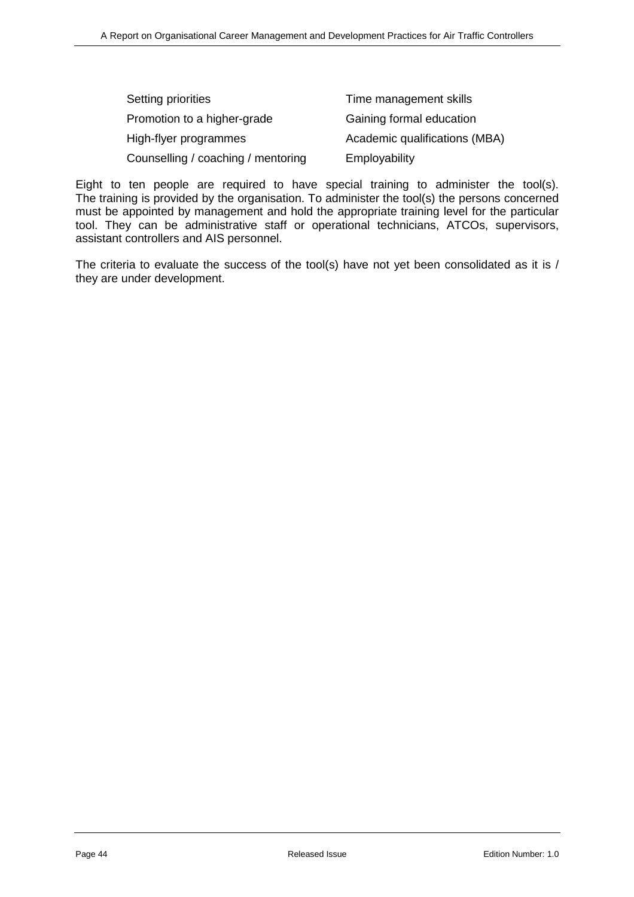| | |
|---|---|
| Setting priorities | Time management skills |
| Promotion to a higher-grade | Gaining formal education |
| High-flyer programmes | Academic qualifications (MBA) |
| Counselling / coaching / mentoring | Employability |

Eight to ten people are required to have special training to administer the tool(s). The training is provided by the organisation. To administer the tool(s) the persons concerned must be appointed by management and hold the appropriate training level for the particular tool. They can be administrative staff or operational technicians, ATCOs, supervisors, assistant controllers and AIS personnel.

The criteria to evaluate the success of the tool(s) have not yet been consolidated as it is / they are under development.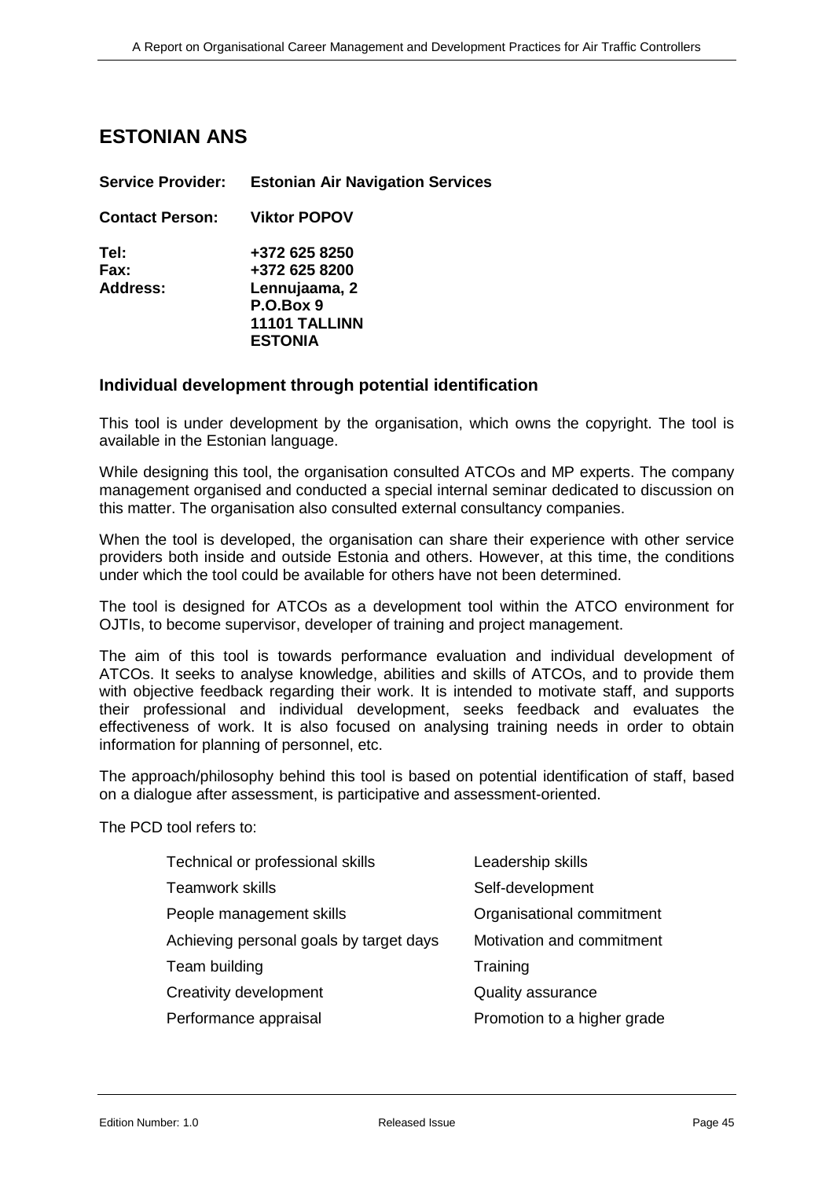## ESTONIAN ANS

**Service Provider:** **Estonian Air Navigation Services**

**Contact Person:** **Viktor POPOV**

**Tel:** **+372 625 8250**
**Fax:** **+372 625 8200**
**Address:** **Lennujaama, 2**
**P.O.Box 9**
**11101 TALLINN**
**ESTONIA**

### Individual development through potential identification

This tool is under development by the organisation, which owns the copyright. The tool is available in the Estonian language.

While designing this tool, the organisation consulted ATCOs and MP experts. The company management organised and conducted a special internal seminar dedicated to discussion on this matter. The organisation also consulted external consultancy companies.

When the tool is developed, the organisation can share their experience with other service providers both inside and outside Estonia and others. However, at this time, the conditions under which the tool could be available for others have not been determined.

The tool is designed for ATCOs as a development tool within the ATCO environment for OJTIs, to become supervisor, developer of training and project management.

The aim of this tool is towards performance evaluation and individual development of ATCOs. It seeks to analyse knowledge, abilities and skills of ATCOs, and to provide them with objective feedback regarding their work. It is intended to motivate staff, and supports their professional and individual development, seeks feedback and evaluates the effectiveness of work. It is also focused on analysing training needs in order to obtain information for planning of personnel, etc.

The approach/philosophy behind this tool is based on potential identification of staff, based on a dialogue after assessment, is participative and assessment-oriented.

The PCD tool refers to:

- Technical or professional skills
- Teamwork skills
- People management skills
- Achieving personal goals by target days
- Team building
- Creativity development
- Performance appraisal
- Leadership skills
- Self-development
- Organisational commitment
- Motivation and commitment
- Training
- Quality assurance
- Promotion to a higher grade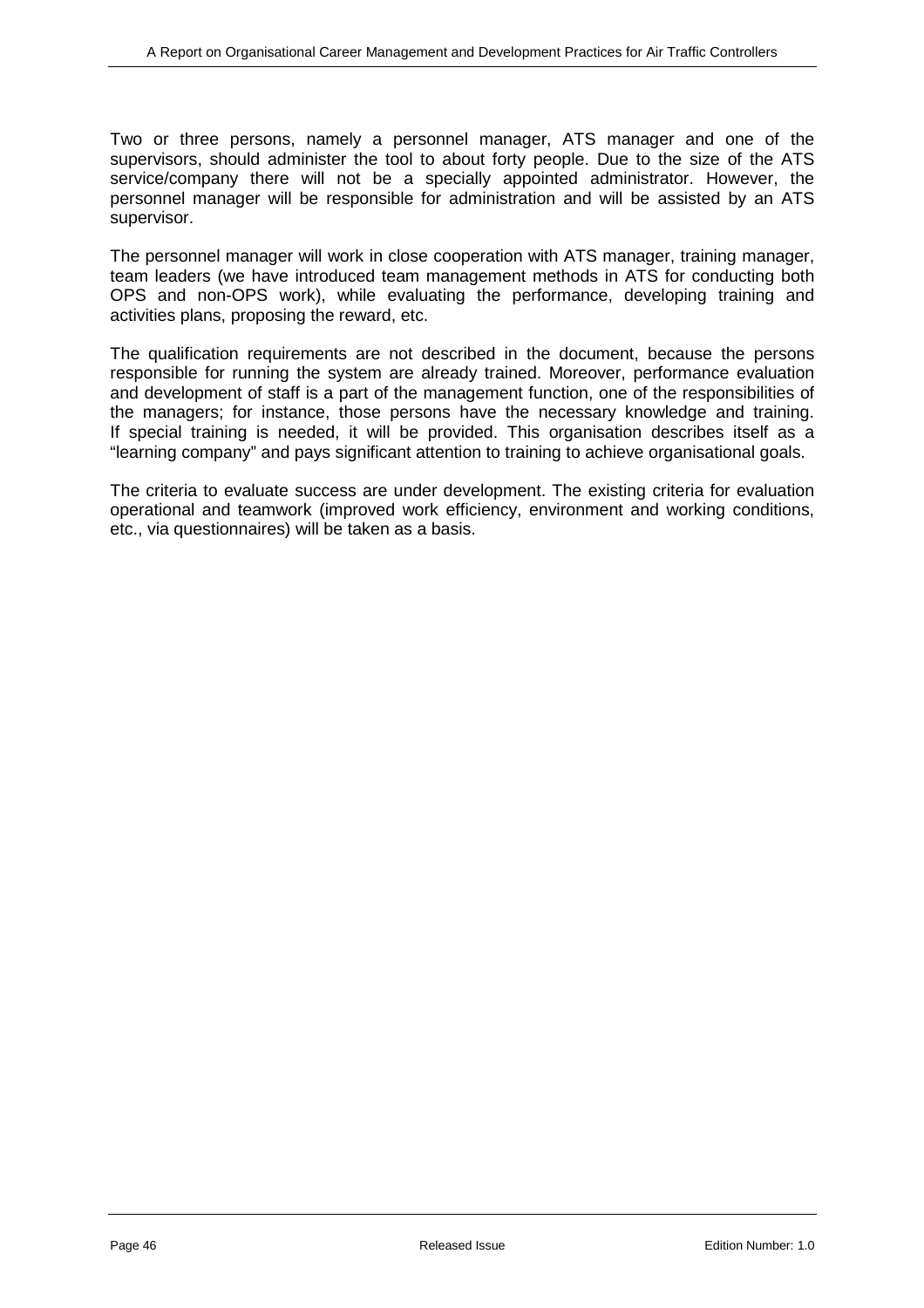Two or three persons, namely a personnel manager, ATS manager and one of the supervisors, should administer the tool to about forty people. Due to the size of the ATS service/company there will not be a specially appointed administrator. However, the personnel manager will be responsible for administration and will be assisted by an ATS supervisor.

The personnel manager will work in close cooperation with ATS manager, training manager, team leaders (we have introduced team management methods in ATS for conducting both OPS and non-OPS work), while evaluating the performance, developing training and activities plans, proposing the reward, etc.

The qualification requirements are not described in the document, because the persons responsible for running the system are already trained. Moreover, performance evaluation and development of staff is a part of the management function, one of the responsibilities of the managers; for instance, those persons have the necessary knowledge and training. If special training is needed, it will be provided. This organisation describes itself as a "learning company" and pays significant attention to training to achieve organisational goals.

The criteria to evaluate success are under development. The existing criteria for evaluation operational and teamwork (improved work efficiency, environment and working conditions, etc., via questionnaires) will be taken as a basis.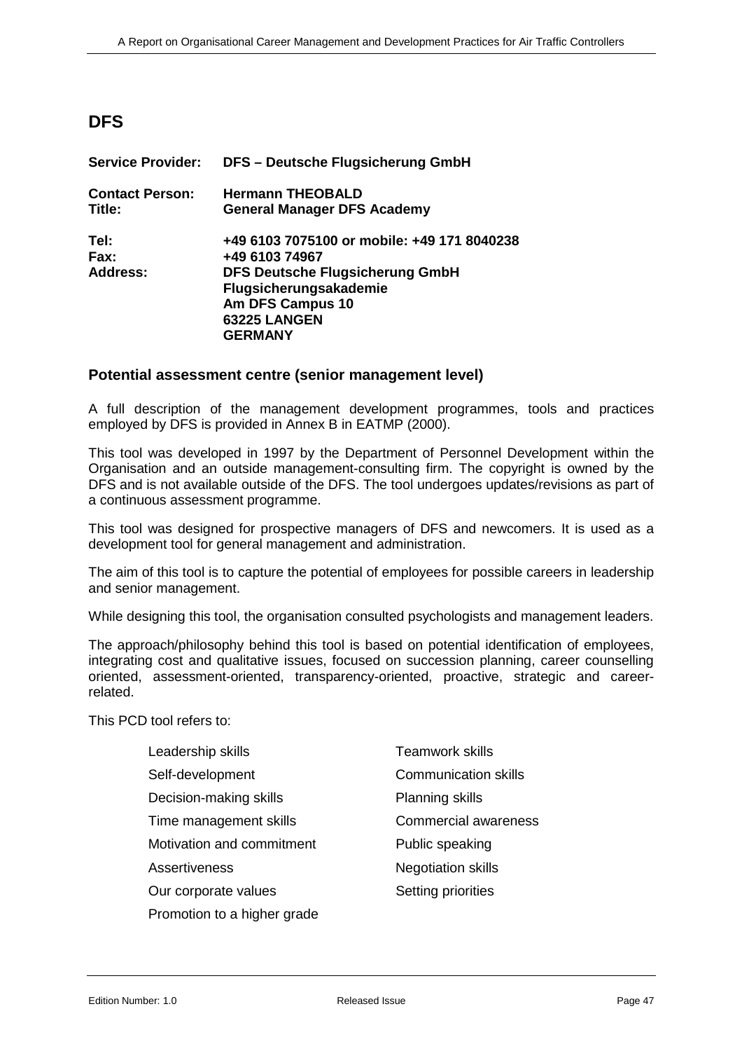## DFS

**Service Provider:** **DFS – Deutsche Flugsicherung GmbH**

**Contact Person:** **Hermann THEOBALD**
**Title:** **General Manager DFS Academy**

**Tel:** **+49 6103 7075100 or mobile: +49 171 8040238**
**Fax:** **+49 6103 74967**
**Address:** **DFS Deutsche Flugsicherung GmbH**
**Flugsicherungsakademie**
**Am DFS Campus 10**
**63225 LANGEN**
**GERMANY**

### Potential assessment centre (senior management level)

A full description of the management development programmes, tools and practices employed by DFS is provided in Annex B in EATMP (2000).

This tool was developed in 1997 by the Department of Personnel Development within the Organisation and an outside management-consulting firm. The copyright is owned by the DFS and is not available outside of the DFS. The tool undergoes updates/revisions as part of a continuous assessment programme.

This tool was designed for prospective managers of DFS and newcomers. It is used as a development tool for general management and administration.

The aim of this tool is to capture the potential of employees for possible careers in leadership and senior management.

While designing this tool, the organisation consulted psychologists and management leaders.

The approach/philosophy behind this tool is based on potential identification of employees, integrating cost and qualitative issues, focused on succession planning, career counselling oriented, assessment-oriented, transparency-oriented, proactive, strategic and career-related.

This PCD tool refers to:

- Leadership skills
- Self-development
- Decision-making skills
- Time management skills
- Motivation and commitment
- Assertiveness
- Our corporate values
- Promotion to a higher grade
- Teamwork skills
- Communication skills
- Planning skills
- Commercial awareness
- Public speaking
- Negotiation skills
- Setting priorities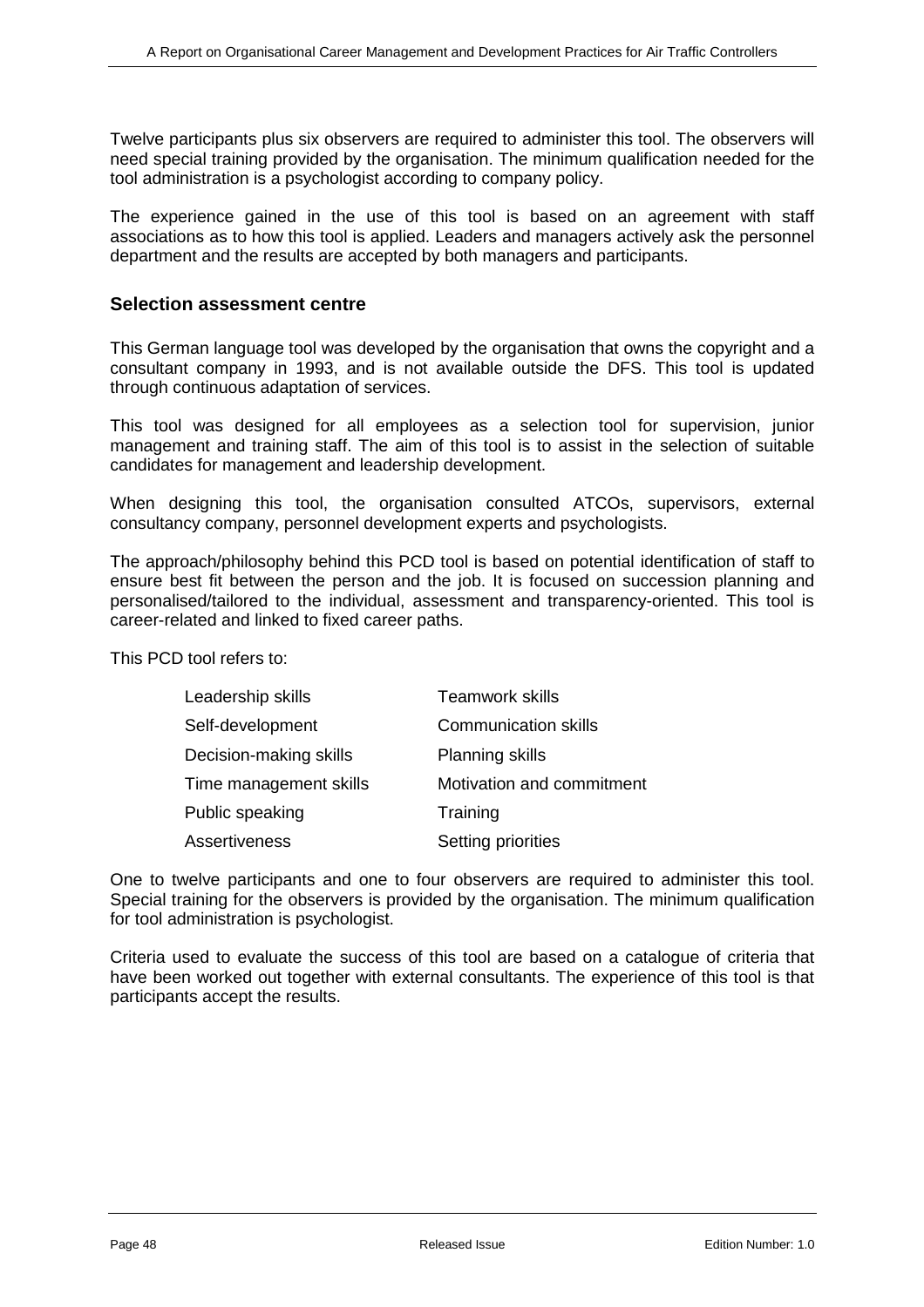Twelve participants plus six observers are required to administer this tool. The observers will need special training provided by the organisation. The minimum qualification needed for the tool administration is a psychologist according to company policy.

The experience gained in the use of this tool is based on an agreement with staff associations as to how this tool is applied. Leaders and managers actively ask the personnel department and the results are accepted by both managers and participants.

### Selection assessment centre

This German language tool was developed by the organisation that owns the copyright and a consultant company in 1993, and is not available outside the DFS. This tool is updated through continuous adaptation of services.

This tool was designed for all employees as a selection tool for supervision, junior management and training staff. The aim of this tool is to assist in the selection of suitable candidates for management and leadership development.

When designing this tool, the organisation consulted ATCOs, supervisors, external consultancy company, personnel development experts and psychologists.

The approach/philosophy behind this PCD tool is based on potential identification of staff to ensure best fit between the person and the job. It is focused on succession planning and personalised/tailored to the individual, assessment and transparency-oriented. This tool is career-related and linked to fixed career paths.

This PCD tool refers to:

- Leadership skills
- Self-development
- Decision-making skills
- Time management skills
- Public speaking
- Assertiveness
- Teamwork skills
- Communication skills
- Planning skills
- Motivation and commitment
- Training
- Setting priorities

One to twelve participants and one to four observers are required to administer this tool. Special training for the observers is provided by the organisation. The minimum qualification for tool administration is psychologist.

Criteria used to evaluate the success of this tool are based on a catalogue of criteria that have been worked out together with external consultants. The experience of this tool is that participants accept the results.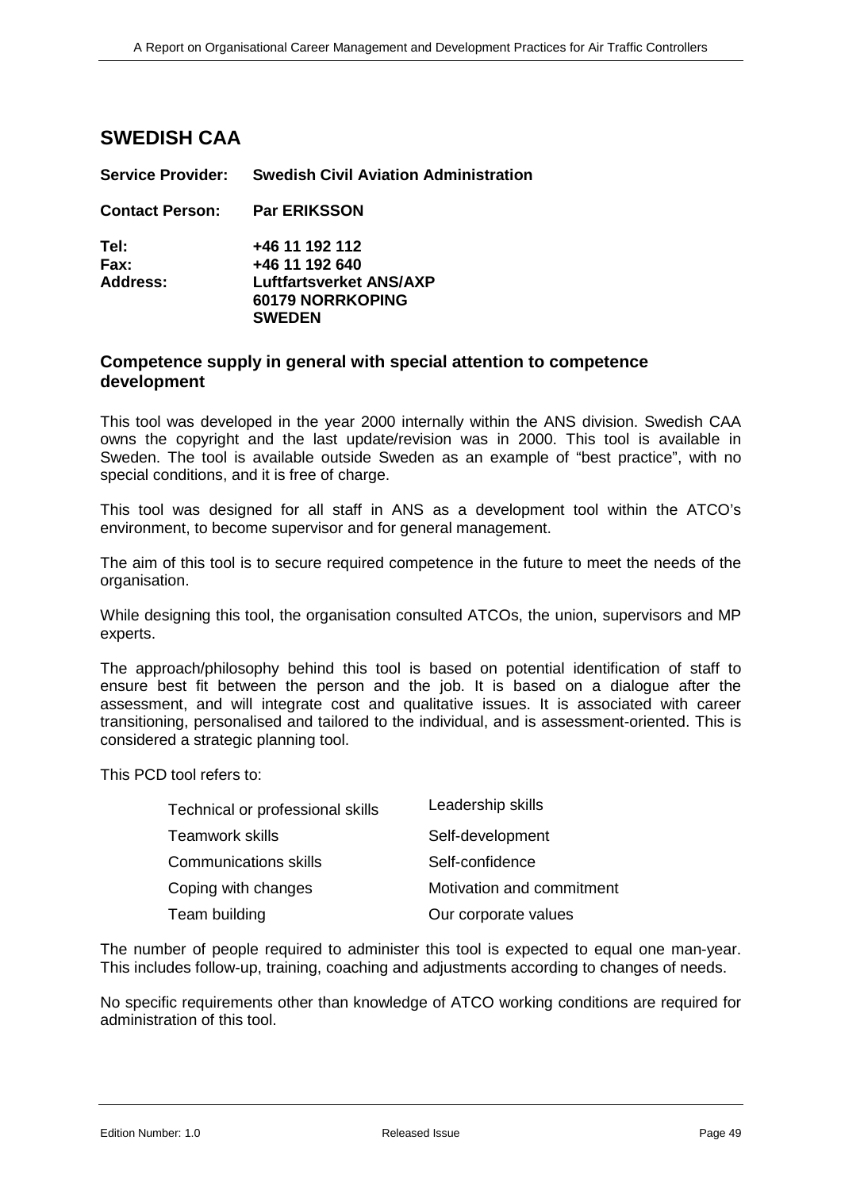## SWEDISH CAA

**Service Provider:** **Swedish Civil Aviation Administration**

**Contact Person:** **Par ERIKSSON**

**Tel:** **+46 11 192 112**
**Fax:** **+46 11 192 640**
**Address:** **Luftfartsverket ANS/AXP**
**60179 NORRKOPING**
**SWEDEN**

### Competence supply in general with special attention to competence development

This tool was developed in the year 2000 internally within the ANS division. Swedish CAA owns the copyright and the last update/revision was in 2000. This tool is available in Sweden. The tool is available outside Sweden as an example of "best practice", with no special conditions, and it is free of charge.

This tool was designed for all staff in ANS as a development tool within the ATCO's environment, to become supervisor and for general management.

The aim of this tool is to secure required competence in the future to meet the needs of the organisation.

While designing this tool, the organisation consulted ATCOs, the union, supervisors and MP experts.

The approach/philosophy behind this tool is based on potential identification of staff to ensure best fit between the person and the job. It is based on a dialogue after the assessment, and will integrate cost and qualitative issues. It is associated with career transitioning, personalised and tailored to the individual, and is assessment-oriented. This is considered a strategic planning tool.

This PCD tool refers to:

- Technical or professional skills
- Teamwork skills
- Communications skills
- Coping with changes
- Team building
- Leadership skills
- Self-development
- Self-confidence
- Motivation and commitment
- Our corporate values

The number of people required to administer this tool is expected to equal one man-year. This includes follow-up, training, coaching and adjustments according to changes of needs.

No specific requirements other than knowledge of ATCO working conditions are required for administration of this tool.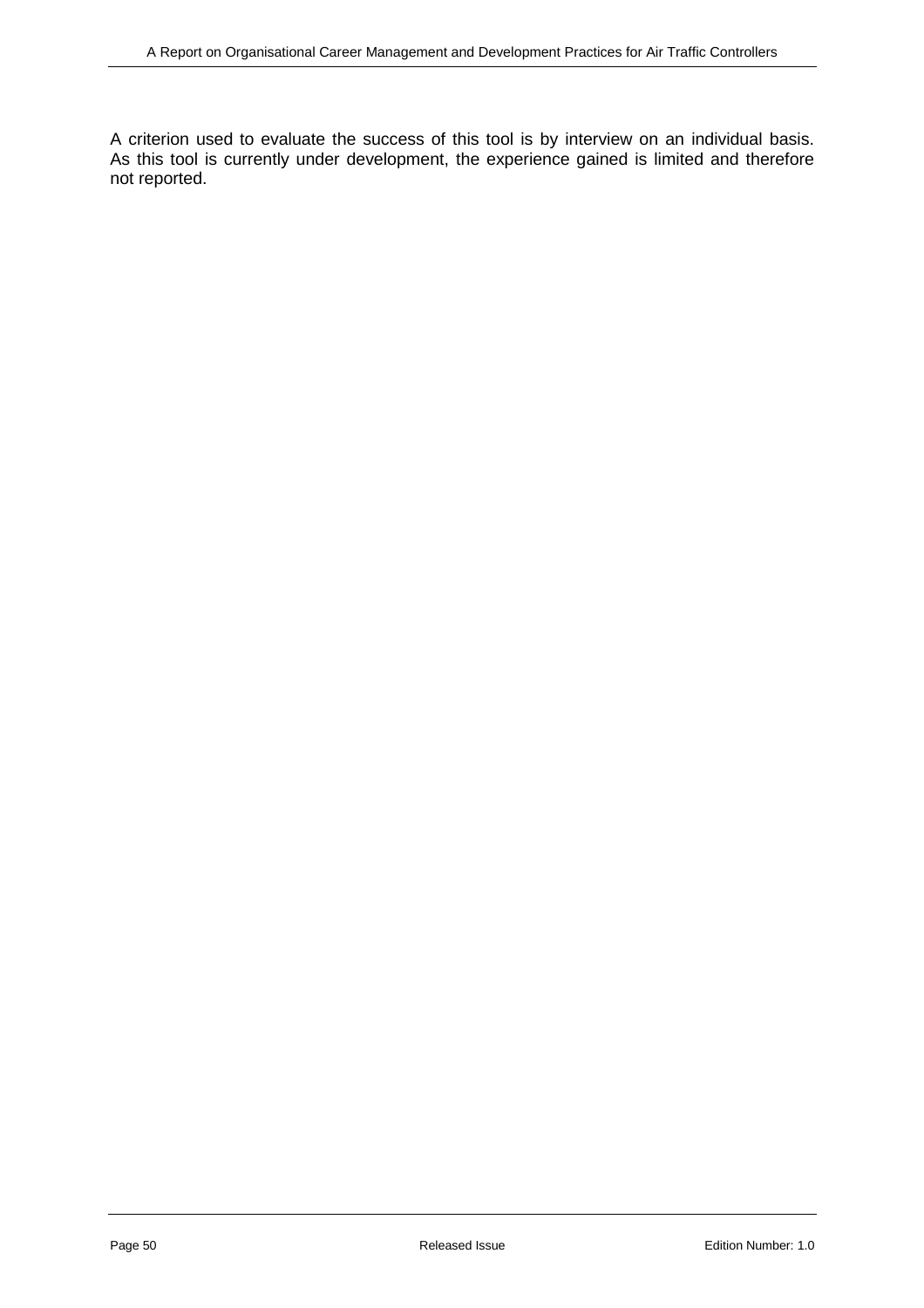A criterion used to evaluate the success of this tool is by interview on an individual basis. As this tool is currently under development, the experience gained is limited and therefore not reported.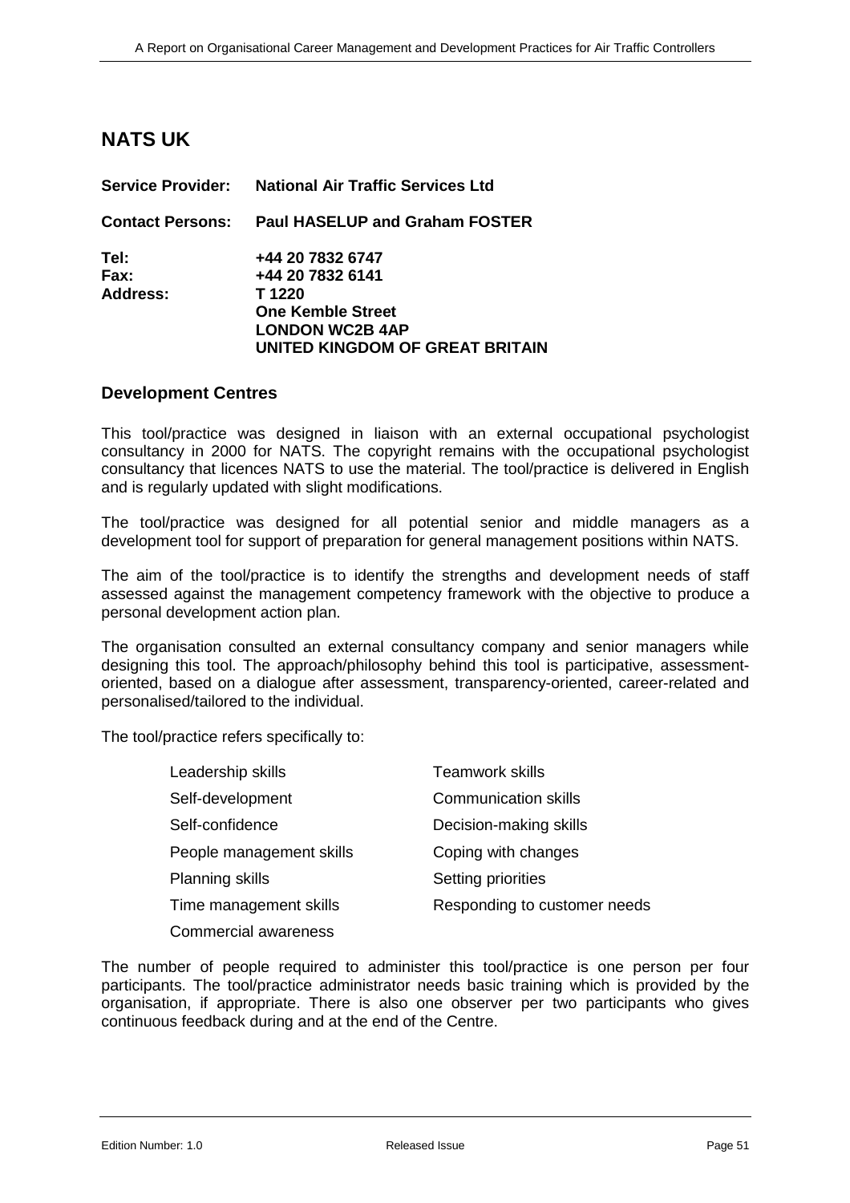## NATS UK

**Service Provider:** **National Air Traffic Services Ltd**

**Contact Persons:** **Paul HASELUP and Graham FOSTER**

**Tel:** **+44 20 7832 6747**
**Fax:** **+44 20 7832 6141**
**Address:** **T 1220**
**One Kemble Street**
**LONDON WC2B 4AP**
**UNITED KINGDOM OF GREAT BRITAIN**

### Development Centres

This tool/practice was designed in liaison with an external occupational psychologist consultancy in 2000 for NATS. The copyright remains with the occupational psychologist consultancy that licences NATS to use the material. The tool/practice is delivered in English and is regularly updated with slight modifications.

The tool/practice was designed for all potential senior and middle managers as a development tool for support of preparation for general management positions within NATS.

The aim of the tool/practice is to identify the strengths and development needs of staff assessed against the management competency framework with the objective to produce a personal development action plan.

The organisation consulted an external consultancy company and senior managers while designing this tool. The approach/philosophy behind this tool is participative, assessment-oriented, based on a dialogue after assessment, transparency-oriented, career-related and personalised/tailored to the individual.

The tool/practice refers specifically to:

- Leadership skills
- Self-development
- Self-confidence
- People management skills
- Planning skills
- Time management skills
- Commercial awareness
- Teamwork skills
- Communication skills
- Decision-making skills
- Coping with changes
- Setting priorities
- Responding to customer needs

The number of people required to administer this tool/practice is one person per four participants. The tool/practice administrator needs basic training which is provided by the organisation, if appropriate. There is also one observer per two participants who gives continuous feedback during and at the end of the Centre.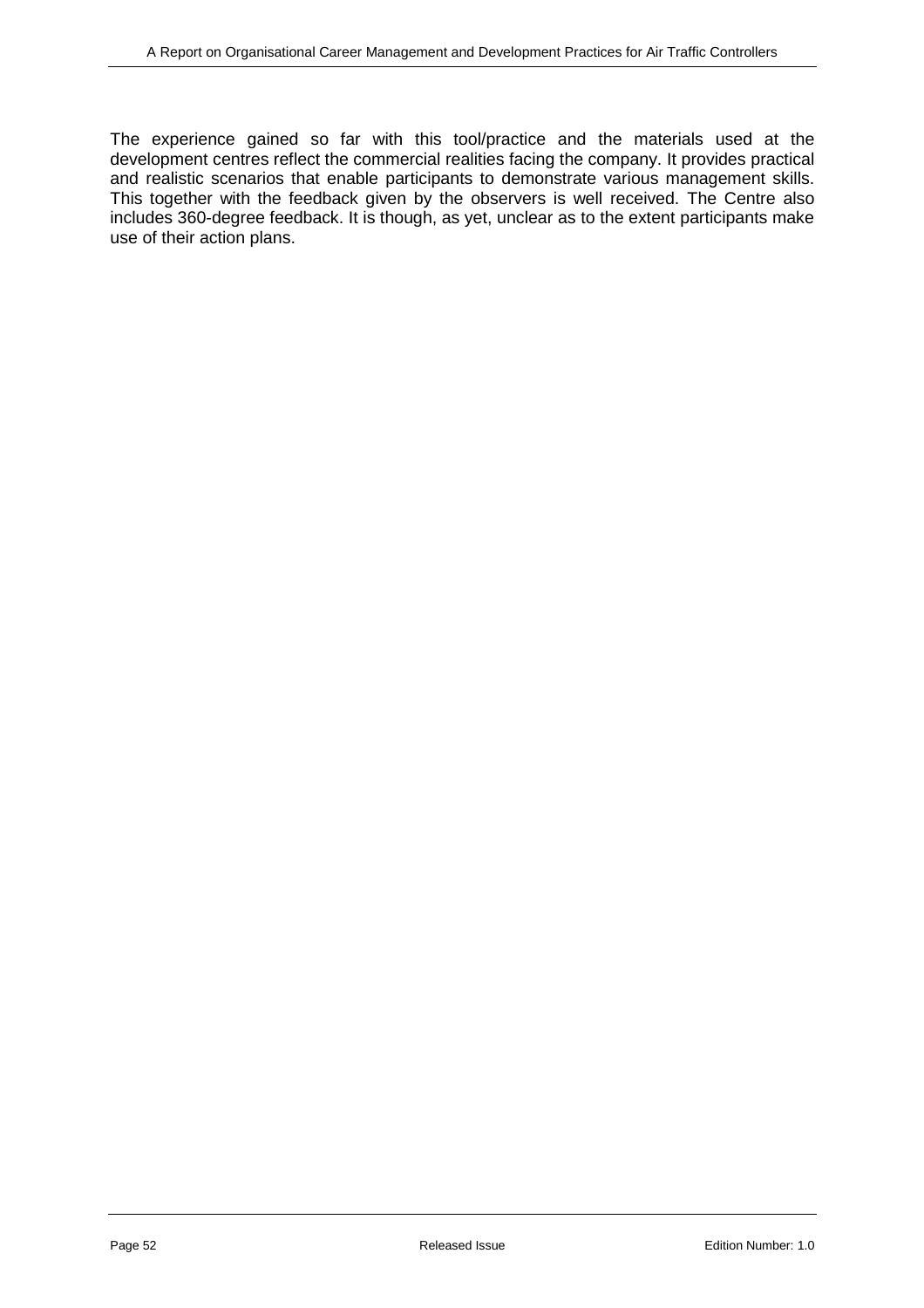The experience gained so far with this tool/practice and the materials used at the development centres reflect the commercial realities facing the company. It provides practical and realistic scenarios that enable participants to demonstrate various management skills. This together with the feedback given by the observers is well received. The Centre also includes 360-degree feedback. It is though, as yet, unclear as to the extent participants make use of their action plans.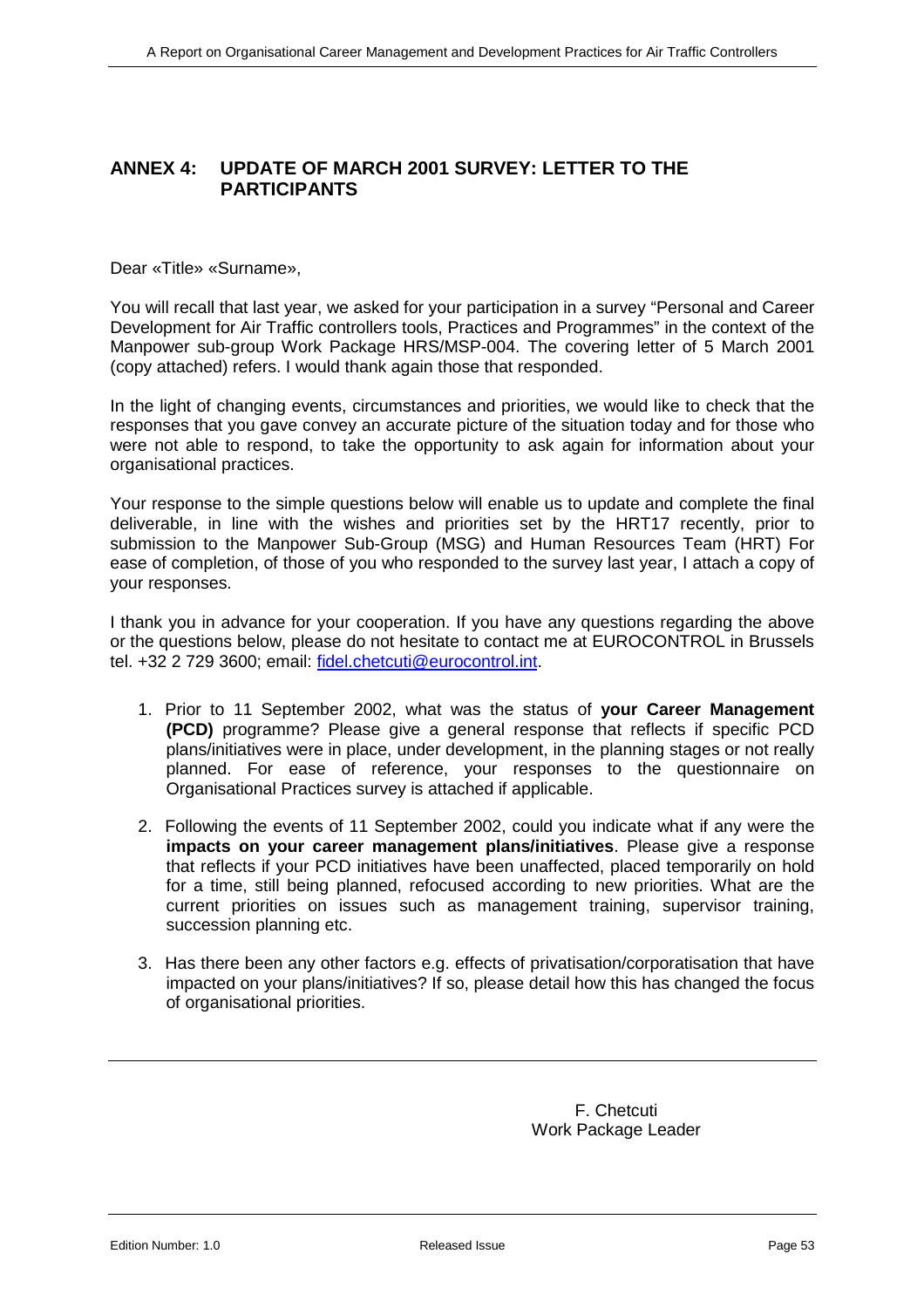## ANNEX 4: UPDATE OF MARCH 2001 SURVEY: LETTER TO THE PARTICIPANTS

Dear «Title» «Surname»,

You will recall that last year, we asked for your participation in a survey "Personal and Career Development for Air Traffic controllers tools, Practices and Programmes" in the context of the Manpower sub-group Work Package HRS/MSP-004. The covering letter of 5 March 2001 (copy attached) refers. I would thank again those that responded.

In the light of changing events, circumstances and priorities, we would like to check that the responses that you gave convey an accurate picture of the situation today and for those who were not able to respond, to take the opportunity to ask again for information about your organisational practices.

Your response to the simple questions below will enable us to update and complete the final deliverable, in line with the wishes and priorities set by the HRT17 recently, prior to submission to the Manpower Sub-Group (MSG) and Human Resources Team (HRT) For ease of completion, of those of you who responded to the survey last year, I attach a copy of your responses.

I thank you in advance for your cooperation. If you have any questions regarding the above or the questions below, please do not hesitate to contact me at EUROCONTROL in Brussels tel. +32 2 729 3600; email: fidel.chetcuti@eurocontrol.int.

1. Prior to 11 September 2002, what was the status of **your Career Management (PCD)** programme? Please give a general response that reflects if specific PCD plans/initiatives were in place, under development, in the planning stages or not really planned. For ease of reference, your responses to the questionnaire on Organisational Practices survey is attached if applicable.
2. Following the events of 11 September 2002, could you indicate what if any were the **impacts on your career management plans/initiatives**. Please give a response that reflects if your PCD initiatives have been unaffected, placed temporarily on hold for a time, still being planned, refocused according to new priorities. What are the current priorities on issues such as management training, supervisor training, succession planning etc.
3. Has there been any other factors e.g. effects of privatisation/corporatisation that have impacted on your plans/initiatives? If so, please detail how this has changed the focus of organisational priorities.

---

F. Chetcuti
Work Package Leader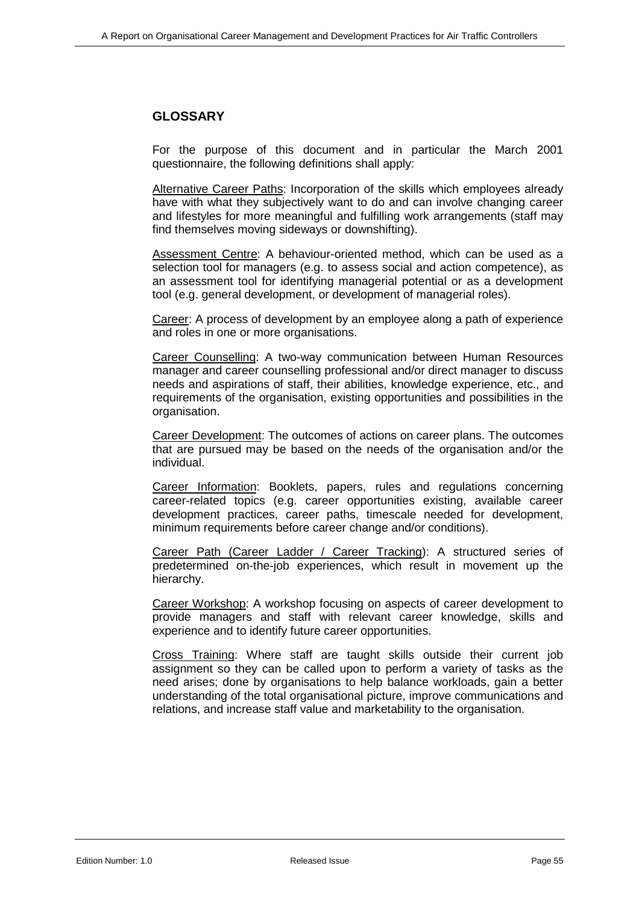## GLOSSARY

For the purpose of this document and in particular the March 2001 questionnaire, the following definitions shall apply:

Alternative Career Paths: Incorporation of the skills which employees already have with what they subjectively want to do and can involve changing career and lifestyles for more meaningful and fulfilling work arrangements (staff may find themselves moving sideways or downshifting).

Assessment Centre: A behaviour-oriented method, which can be used as a selection tool for managers (e.g. to assess social and action competence), as an assessment tool for identifying managerial potential or as a development tool (e.g. general development, or development of managerial roles).

Career: A process of development by an employee along a path of experience and roles in one or more organisations.

Career Counselling: A two-way communication between Human Resources manager and career counselling professional and/or direct manager to discuss needs and aspirations of staff, their abilities, knowledge experience, etc., and requirements of the organisation, existing opportunities and possibilities in the organisation.

Career Development: The outcomes of actions on career plans. The outcomes that are pursued may be based on the needs of the organisation and/or the individual.

Career Information: Booklets, papers, rules and regulations concerning career-related topics (e.g. career opportunities existing, available career development practices, career paths, timescale needed for development, minimum requirements before career change and/or conditions).

Career Path (Career Ladder / Career Tracking): A structured series of predetermined on-the-job experiences, which result in movement up the hierarchy.

Career Workshop: A workshop focusing on aspects of career development to provide managers and staff with relevant career knowledge, skills and experience and to identify future career opportunities.

Cross Training: Where staff are taught skills outside their current job assignment so they can be called upon to perform a variety of tasks as the need arises; done by organisations to help balance workloads, gain a better understanding of the total organisational picture, improve communications and relations, and increase staff value and marketability to the organisation.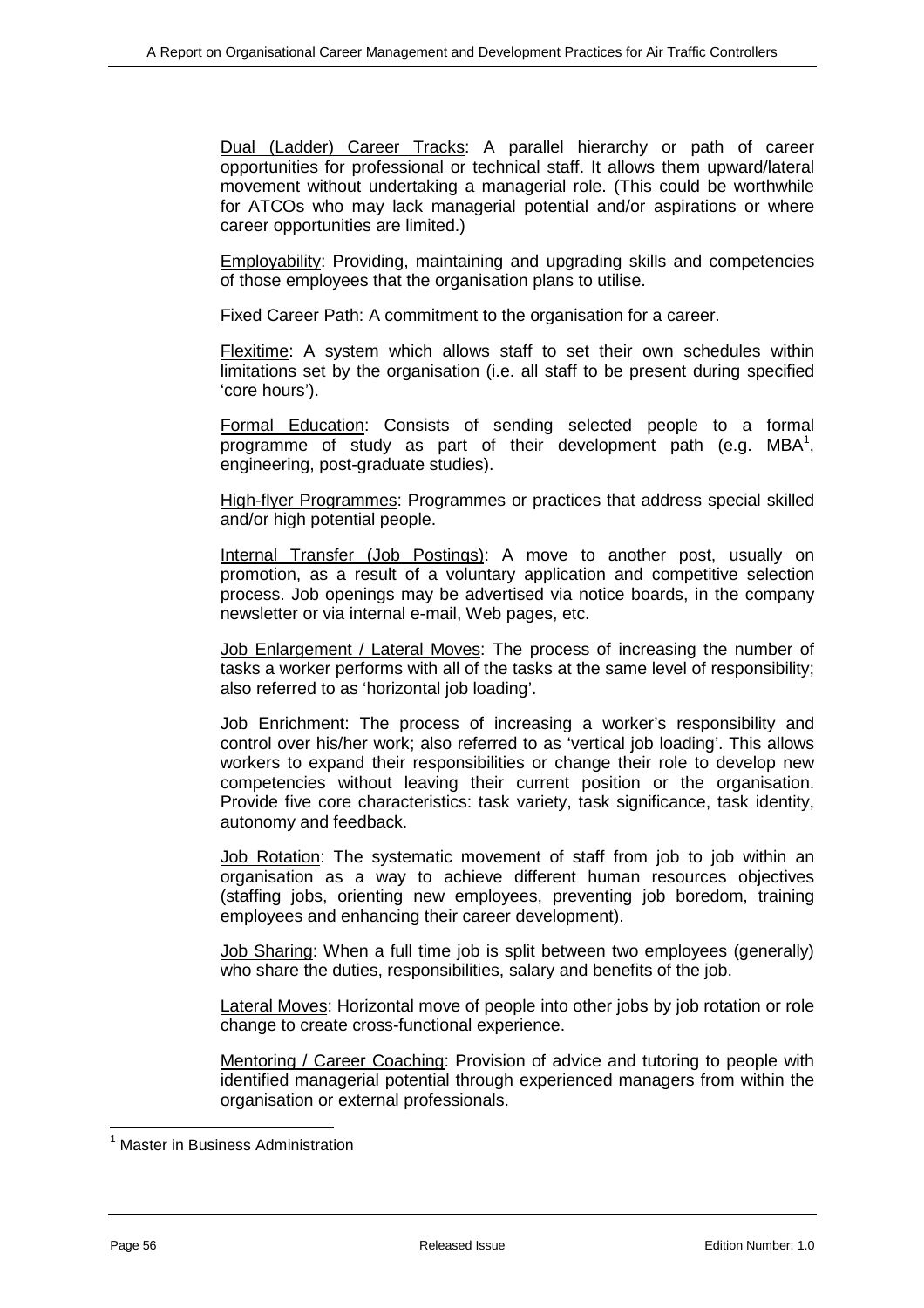Dual (Ladder) Career Tracks: A parallel hierarchy or path of career opportunities for professional or technical staff. It allows them upward/lateral movement without undertaking a managerial role. (This could be worthwhile for ATCOs who may lack managerial potential and/or aspirations or where career opportunities are limited.)

Employability: Providing, maintaining and upgrading skills and competencies of those employees that the organisation plans to utilise.

Fixed Career Path: A commitment to the organisation for a career.

Flexitime: A system which allows staff to set their own schedules within limitations set by the organisation (i.e. all staff to be present during specified 'core hours').

Formal Education: Consists of sending selected people to a formal programme of study as part of their development path (e.g. MBA[1], engineering, post-graduate studies).

High-flyer Programmes: Programmes or practices that address special skilled and/or high potential people.

Internal Transfer (Job Postings): A move to another post, usually on promotion, as a result of a voluntary application and competitive selection process. Job openings may be advertised via notice boards, in the company newsletter or via internal e-mail, Web pages, etc.

Job Enlargement / Lateral Moves: The process of increasing the number of tasks a worker performs with all of the tasks at the same level of responsibility; also referred to as 'horizontal job loading'.

Job Enrichment: The process of increasing a worker's responsibility and control over his/her work; also referred to as 'vertical job loading'. This allows workers to expand their responsibilities or change their role to develop new competencies without leaving their current position or the organisation. Provide five core characteristics: task variety, task significance, task identity, autonomy and feedback.

Job Rotation: The systematic movement of staff from job to job within an organisation as a way to achieve different human resources objectives (staffing jobs, orienting new employees, preventing job boredom, training employees and enhancing their career development).

Job Sharing: When a full time job is split between two employees (generally) who share the duties, responsibilities, salary and benefits of the job.

Lateral Moves: Horizontal move of people into other jobs by job rotation or role change to create cross-functional experience.

Mentoring / Career Coaching: Provision of advice and tutoring to people with identified managerial potential through experienced managers from within the organisation or external professionals.

[1] Master in Business Administration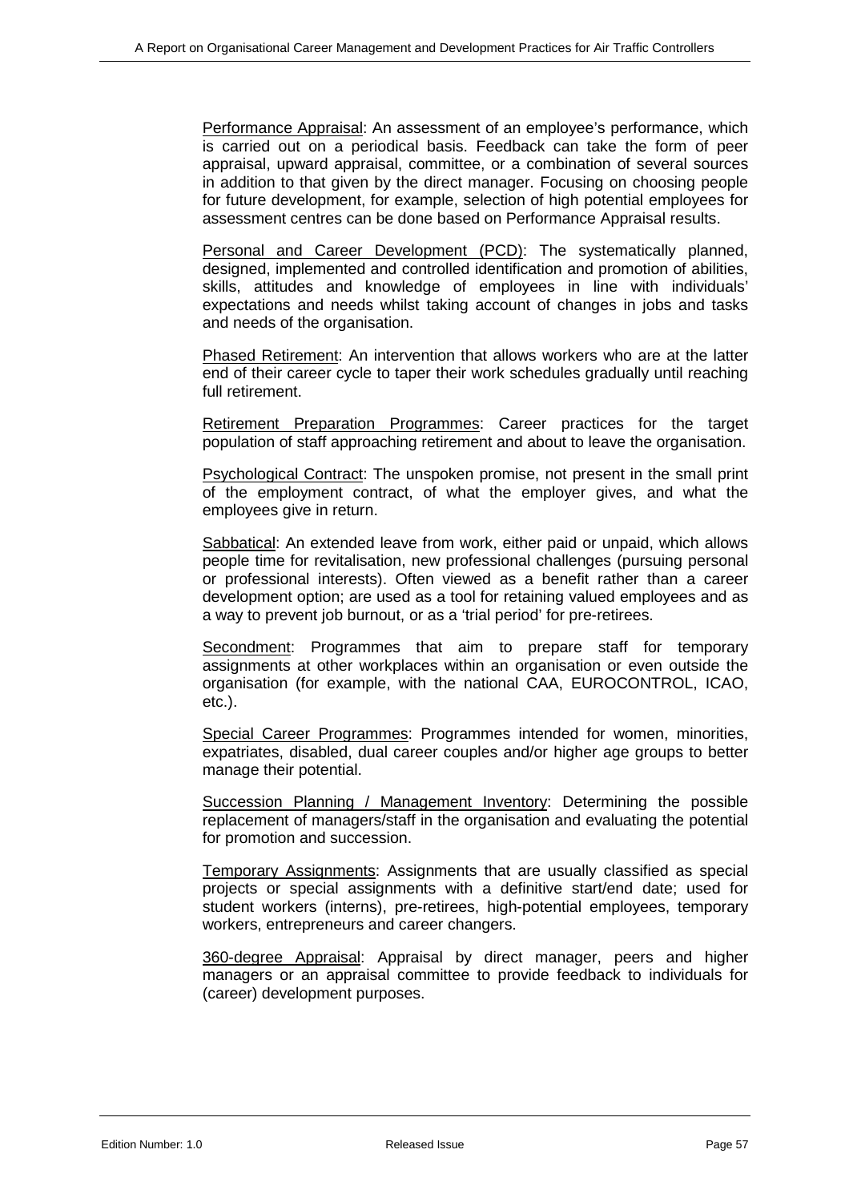<u>Performance Appraisal</u>: An assessment of an employee's performance, which is carried out on a periodical basis. Feedback can take the form of peer appraisal, upward appraisal, committee, or a combination of several sources in addition to that given by the direct manager. Focusing on choosing people for future development, for example, selection of high potential employees for assessment centres can be done based on Performance Appraisal results.

<u>Personal and Career Development (PCD)</u>: The systematically planned, designed, implemented and controlled identification and promotion of abilities, skills, attitudes and knowledge of employees in line with individuals' expectations and needs whilst taking account of changes in jobs and tasks and needs of the organisation.

<u>Phased Retirement</u>: An intervention that allows workers who are at the latter end of their career cycle to taper their work schedules gradually until reaching full retirement.

<u>Retirement Preparation Programmes</u>: Career practices for the target population of staff approaching retirement and about to leave the organisation.

<u>Psychological Contract</u>: The unspoken promise, not present in the small print of the employment contract, of what the employer gives, and what the employees give in return.

<u>Sabbatical</u>: An extended leave from work, either paid or unpaid, which allows people time for revitalisation, new professional challenges (pursuing personal or professional interests). Often viewed as a benefit rather than a career development option; are used as a tool for retaining valued employees and as a way to prevent job burnout, or as a 'trial period' for pre-retirees.

<u>Secondment</u>: Programmes that aim to prepare staff for temporary assignments at other workplaces within an organisation or even outside the organisation (for example, with the national CAA, EUROCONTROL, ICAO, etc.).

<u>Special Career Programmes</u>: Programmes intended for women, minorities, expatriates, disabled, dual career couples and/or higher age groups to better manage their potential.

<u>Succession Planning / Management Inventory</u>: Determining the possible replacement of managers/staff in the organisation and evaluating the potential for promotion and succession.

<u>Temporary Assignments</u>: Assignments that are usually classified as special projects or special assignments with a definitive start/end date; used for student workers (interns), pre-retirees, high-potential employees, temporary workers, entrepreneurs and career changers.

<u>360-degree Appraisal</u>: Appraisal by direct manager, peers and higher managers or an appraisal committee to provide feedback to individuals for (career) development purposes.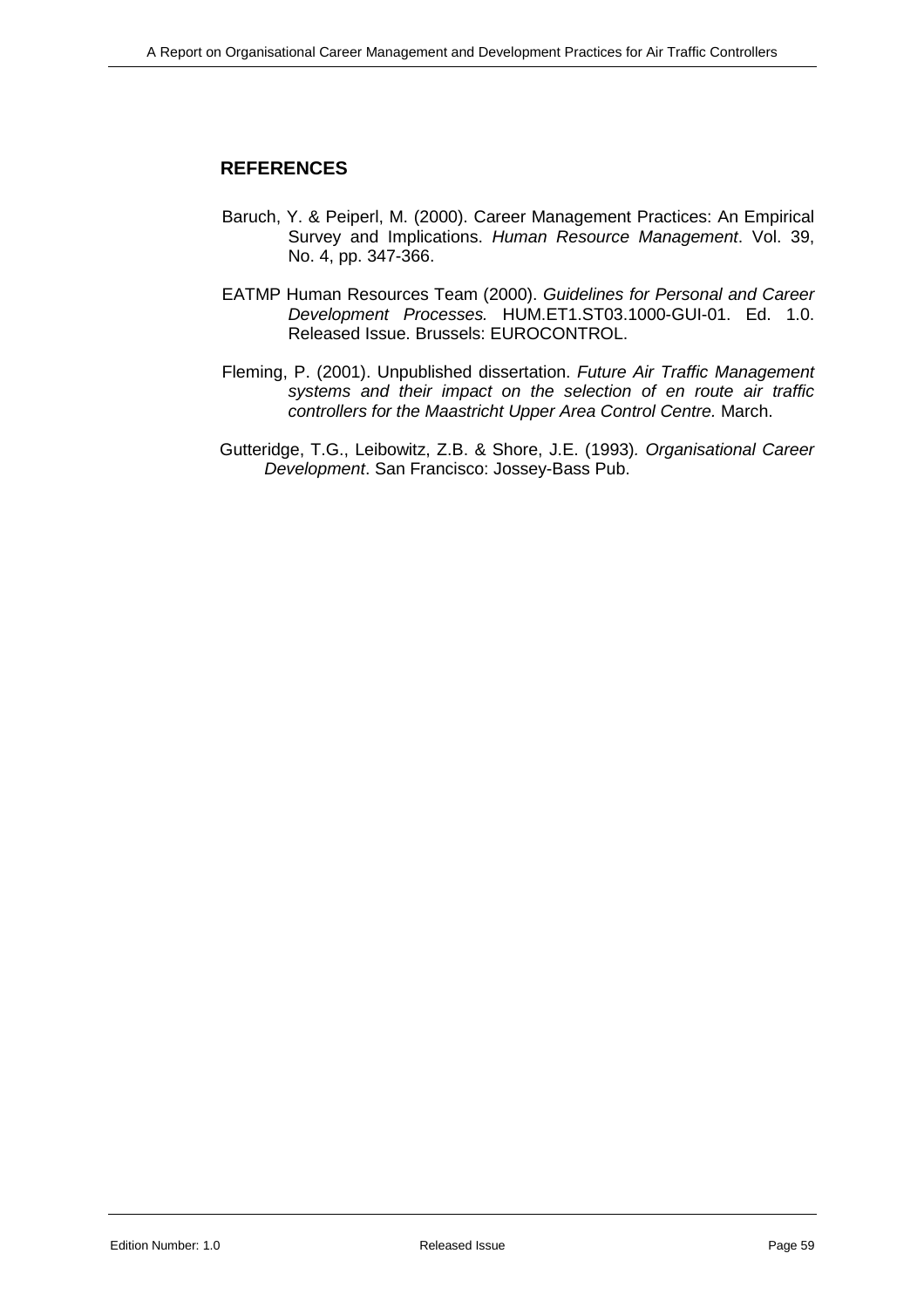## REFERENCES

Baruch, Y. & Peiperl, M. (2000). Career Management Practices: An Empirical Survey and Implications. *Human Resource Management*. Vol. 39, No. 4, pp. 347-366.

EATMP Human Resources Team (2000). *Guidelines for Personal and Career Development Processes.* HUM.ET1.ST03.1000-GUI-01. Ed. 1.0. Released Issue. Brussels: EUROCONTROL.

Fleming, P. (2001). Unpublished dissertation. *Future Air Traffic Management systems and their impact on the selection of en route air traffic controllers for the Maastricht Upper Area Control Centre.* March.

Gutteridge, T.G., Leibowitz, Z.B. & Shore, J.E. (1993). *Organisational Career Development*. San Francisco: Jossey-Bass Pub.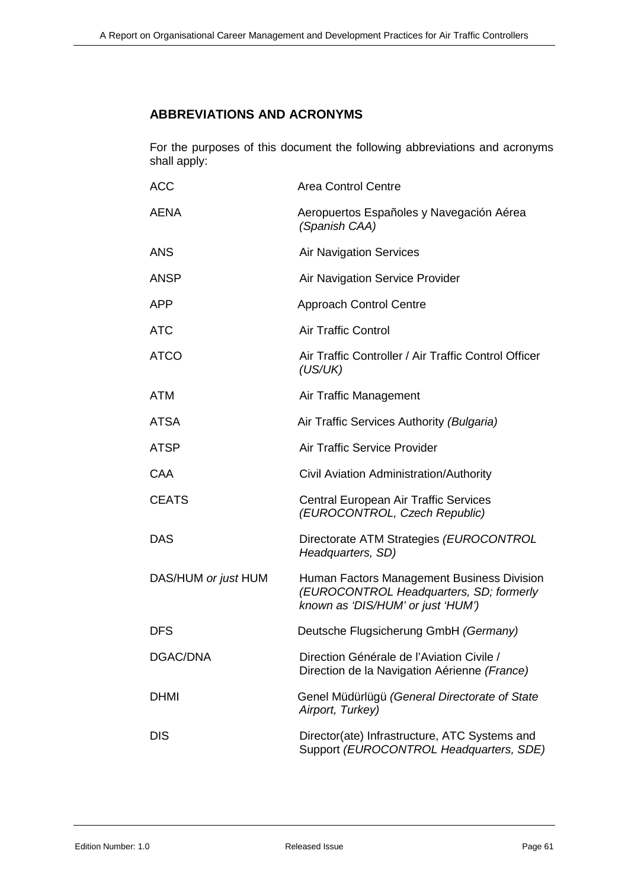## ABBREVIATIONS AND ACRONYMS

For the purposes of this document the following abbreviations and acronyms shall apply:

| | |
|---|---|
| ACC | Area Control Centre |
| AENA | Aeropuertos Españoles y Navegación Aérea *(Spanish CAA)* |
| ANS | Air Navigation Services |
| ANSP | Air Navigation Service Provider |
| APP | Approach Control Centre |
| ATC | Air Traffic Control |
| ATCO | Air Traffic Controller / Air Traffic Control Officer *(US/UK)* |
| ATM | Air Traffic Management |
| ATSA | Air Traffic Services Authority *(Bulgaria)* |
| ATSP | Air Traffic Service Provider |
| CAA | Civil Aviation Administration/Authority |
| CEATS | Central European Air Traffic Services *(EUROCONTROL, Czech Republic)* |
| DAS | Directorate ATM Strategies *(EUROCONTROL Headquarters, SD)* |
| DAS/HUM *or just* HUM | Human Factors Management Business Division *(EUROCONTROL Headquarters, SD; formerly known as 'DIS/HUM' or just 'HUM')* |
| DFS | Deutsche Flugsicherung GmbH *(Germany)* |
| DGAC/DNA | Direction Générale de l'Aviation Civile / Direction de la Navigation Aérienne *(France)* |
| DHMI | Genel Müdürlügü *(General Directorate of State Airport, Turkey)* |
| DIS | Director(ate) Infrastructure, ATC Systems and Support *(EUROCONTROL Headquarters, SDE)* |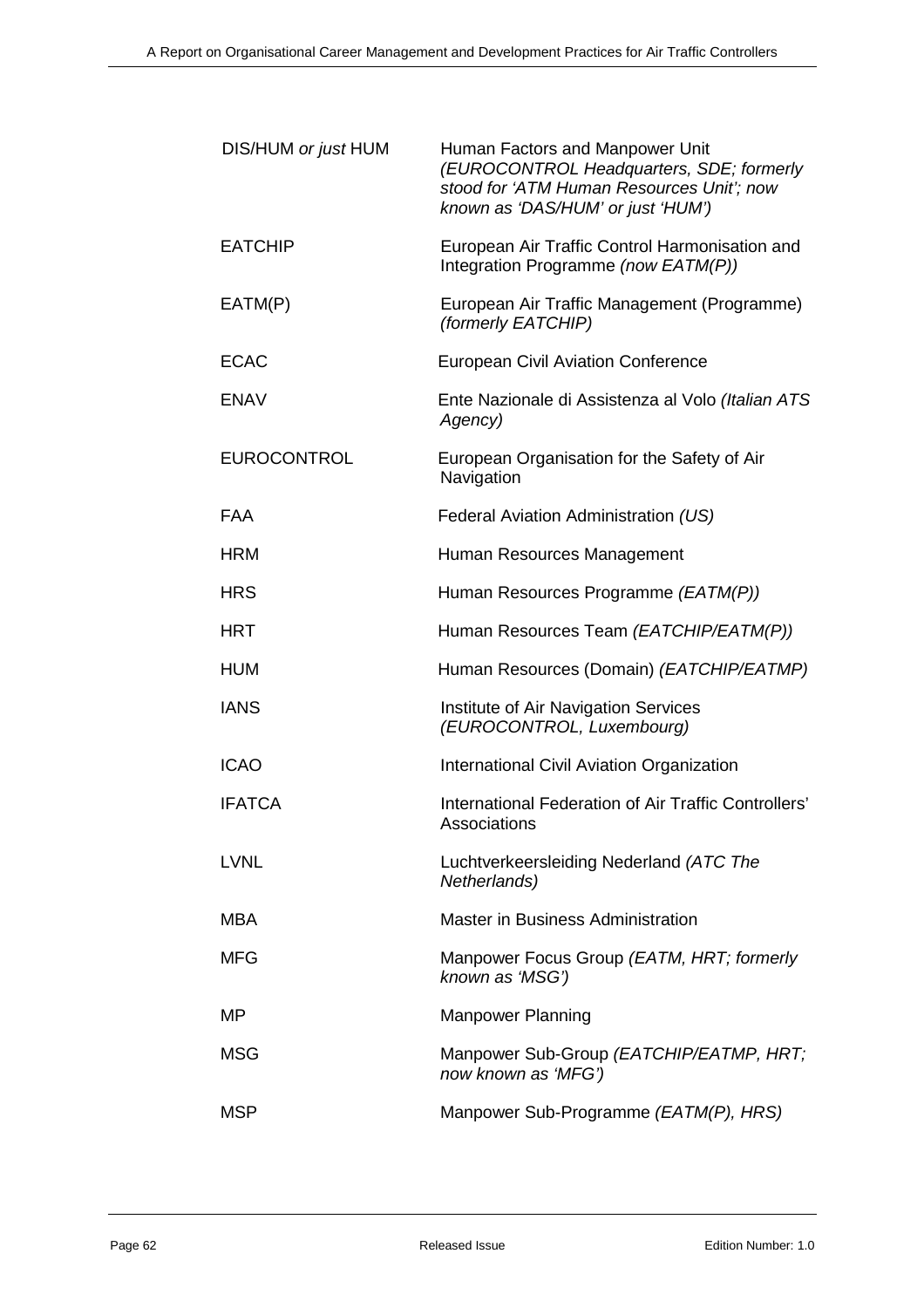| | |
|---|---|
| DIS/HUM *or just* HUM | Human Factors and Manpower Unit *(EUROCONTROL Headquarters, SDE; formerly stood for 'ATM Human Resources Unit'; now known as 'DAS/HUM' or just 'HUM')* |
| EATCHIP | European Air Traffic Control Harmonisation and Integration Programme *(now EATM(P))* |
| EATM(P) | European Air Traffic Management (Programme) *(formerly EATCHIP)* |
| ECAC | European Civil Aviation Conference |
| ENAV | Ente Nazionale di Assistenza al Volo *(Italian ATS Agency)* |
| EUROCONTROL | European Organisation for the Safety of Air Navigation |
| FAA | Federal Aviation Administration *(US)* |
| HRM | Human Resources Management |
| HRS | Human Resources Programme *(EATM(P))* |
| HRT | Human Resources Team *(EATCHIP/EATM(P))* |
| HUM | Human Resources (Domain) *(EATCHIP/EATMP)* |
| IANS | Institute of Air Navigation Services *(EUROCONTROL, Luxembourg)* |
| ICAO | International Civil Aviation Organization |
| IFATCA | International Federation of Air Traffic Controllers' Associations |
| LVNL | Luchtverkeersleiding Nederland *(ATC The Netherlands)* |
| MBA | Master in Business Administration |
| MFG | Manpower Focus Group *(EATM, HRT; formerly known as 'MSG')* |
| MP | Manpower Planning |
| MSG | Manpower Sub-Group *(EATCHIP/EATMP, HRT; now known as 'MFG')* |
| MSP | Manpower Sub-Programme *(EATM(P), HRS)* |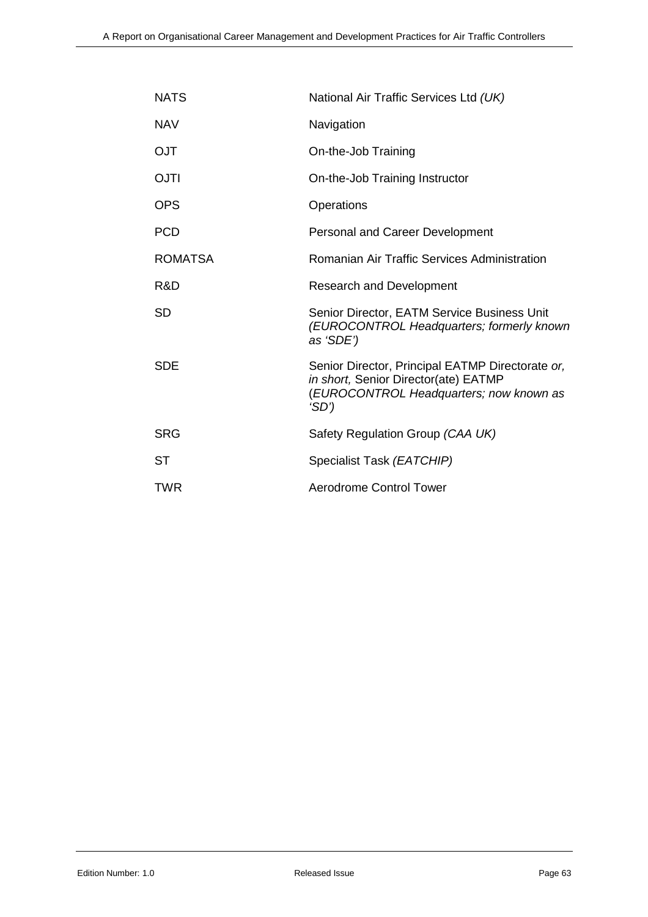| | |
|---|---|
| NATS | National Air Traffic Services Ltd *(UK)* |
| NAV | Navigation |
| OJT | On-the-Job Training |
| OJTI | On-the-Job Training Instructor |
| OPS | Operations |
| PCD | Personal and Career Development |
| ROMATSA | Romanian Air Traffic Services Administration |
| R&D | Research and Development |
| SD | Senior Director, EATM Service Business Unit *(EUROCONTROL Headquarters; formerly known as 'SDE')* |
| SDE | Senior Director, Principal EATMP Directorate *or, in short,* Senior Director(ate) EATMP (*EUROCONTROL Headquarters; now known as 'SD')* |
| SRG | Safety Regulation Group *(CAA UK)* |
| ST | Specialist Task *(EATCHIP)* |
| TWR | Aerodrome Control Tower |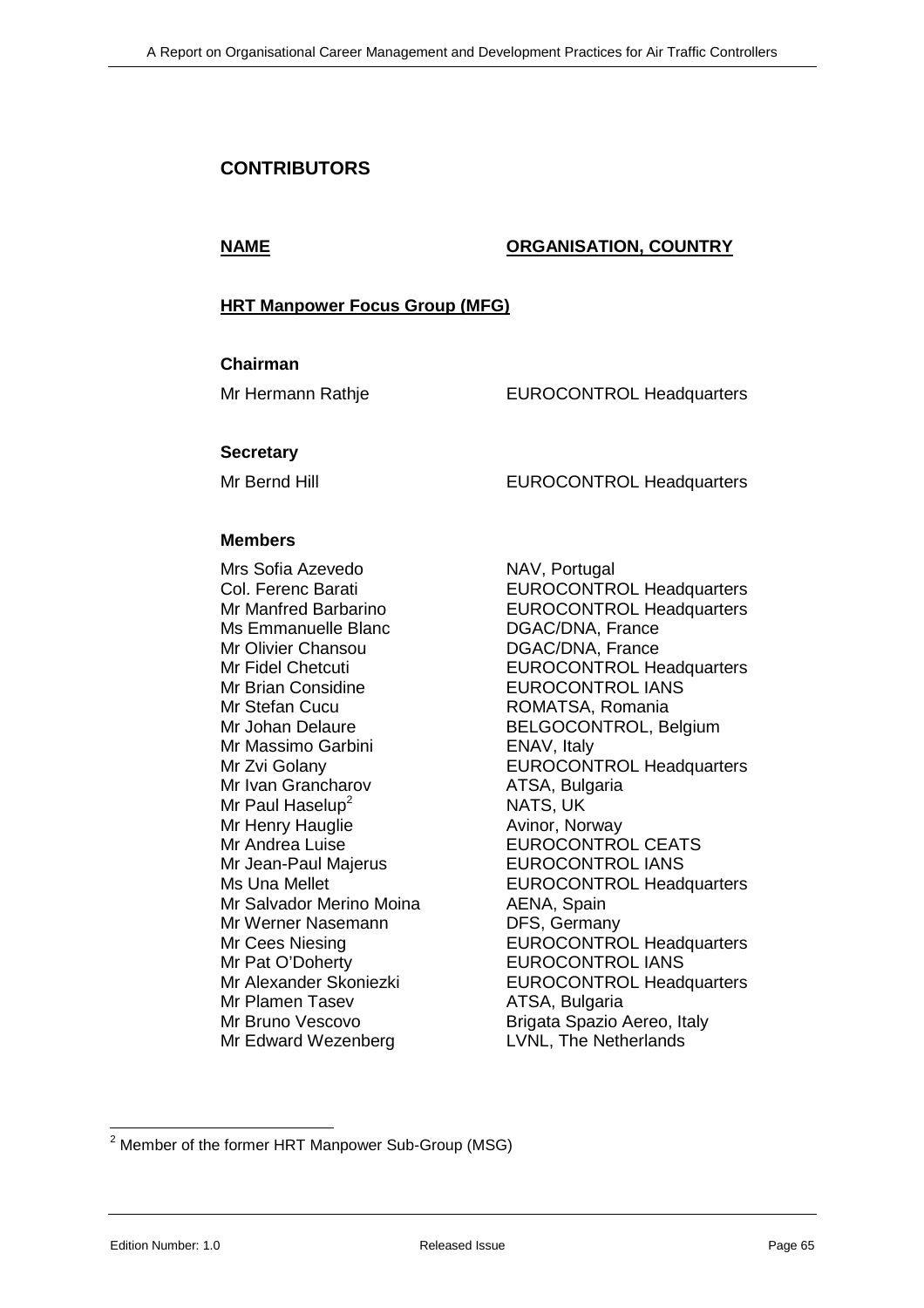## CONTRIBUTORS

| NAME | ORGANISATION, COUNTRY |
|---|---|

### HRT Manpower Focus Group (MFG)

**Chairman**

| | |
|---|---|
| Mr Hermann Rathje | EUROCONTROL Headquarters |

**Secretary**

| | |
|---|---|
| Mr Bernd Hill | EUROCONTROL Headquarters |

**Members**

| | |
|---|---|
| Mrs Sofia Azevedo | NAV, Portugal |
| Col. Ferenc Barati | EUROCONTROL Headquarters |
| Mr Manfred Barbarino | EUROCONTROL Headquarters |
| Ms Emmanuelle Blanc | DGAC/DNA, France |
| Mr Olivier Chansou | DGAC/DNA, France |
| Mr Fidel Chetcuti | EUROCONTROL Headquarters |
| Mr Brian Considine | EUROCONTROL IANS |
| Mr Stefan Cucu | ROMATSA, Romania |
| Mr Johan Delaure | BELGOCONTROL, Belgium |
| Mr Massimo Garbini | ENAV, Italy |
| Mr Zvi Golany | EUROCONTROL Headquarters |
| Mr Ivan Grancharov | ATSA, Bulgaria |
| Mr Paul Haselup[2] | NATS, UK |
| Mr Henry Hauglie | Avinor, Norway |
| Mr Andrea Luise | EUROCONTROL CEATS |
| Mr Jean-Paul Majerus | EUROCONTROL IANS |
| Ms Una Mellet | EUROCONTROL Headquarters |
| Mr Salvador Merino Moina | AENA, Spain |
| Mr Werner Nasemann | DFS, Germany |
| Mr Cees Niesing | EUROCONTROL Headquarters |
| Mr Pat O'Doherty | EUROCONTROL IANS |
| Mr Alexander Skoniezki | EUROCONTROL Headquarters |
| Mr Plamen Tasev | ATSA, Bulgaria |
| Mr Bruno Vescovo | Brigata Spazio Aereo, Italy |
| Mr Edward Wezenberg | LVNL, The Netherlands |

[2] Member of the former HRT Manpower Sub-Group (MSG)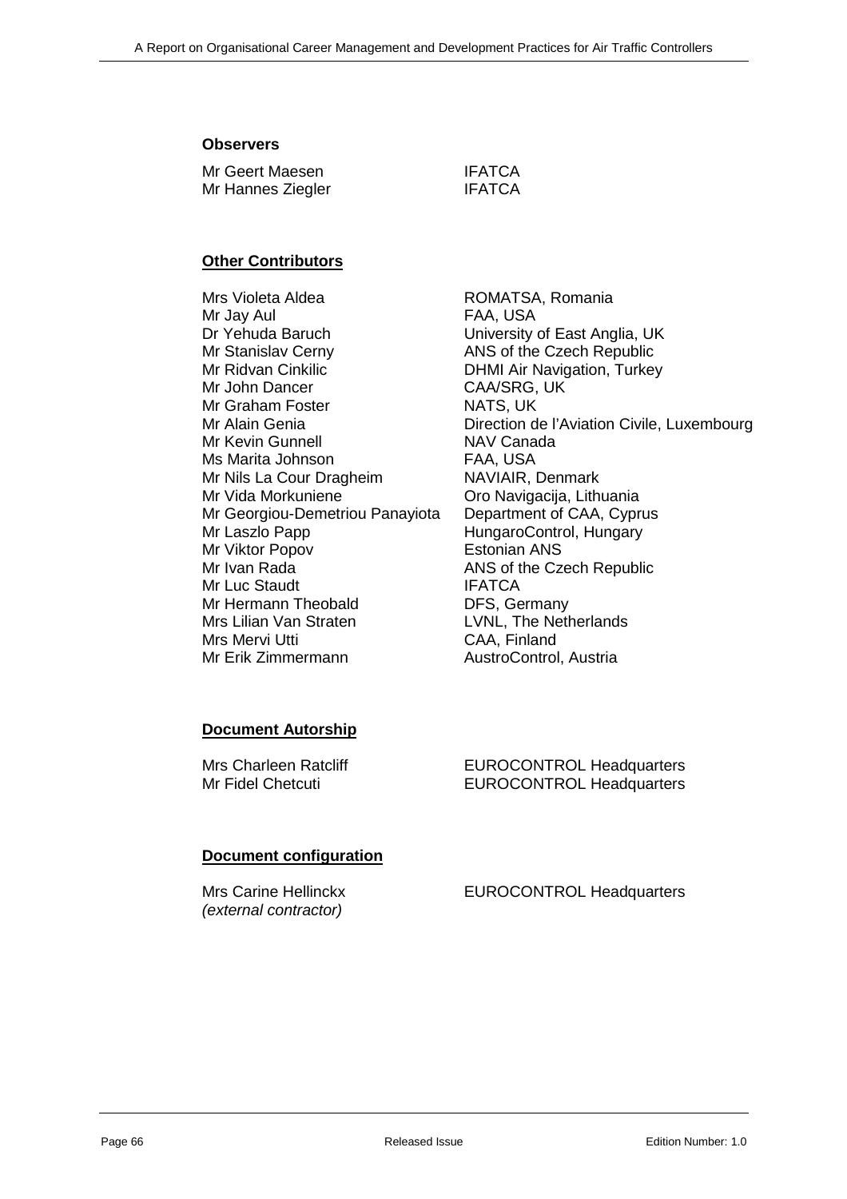**Observers**

| | |
|---|---|
| Mr Geert Maesen | IFATCA |
| Mr Hannes Ziegler | IFATCA |

**Other Contributors**

| | |
|---|---|
| Mrs Violeta Aldea | ROMATSA, Romania |
| Mr Jay Aul | FAA, USA |
| Dr Yehuda Baruch | University of East Anglia, UK |
| Mr Stanislav Cerny | ANS of the Czech Republic |
| Mr Ridvan Cinkilic | DHMI Air Navigation, Turkey |
| Mr John Dancer | CAA/SRG, UK |
| Mr Graham Foster | NATS, UK |
| Mr Alain Genia | Direction de l'Aviation Civile, Luxembourg |
| Mr Kevin Gunnell | NAV Canada |
| Ms Marita Johnson | FAA, USA |
| Mr Nils La Cour Dragheim | NAVIAIR, Denmark |
| Mr Vida Morkuniene | Oro Navigacija, Lithuania |
| Mr Georgiou-Demetriou Panayiota | Department of CAA, Cyprus |
| Mr Laszlo Papp | HungaroControl, Hungary |
| Mr Viktor Popov | Estonian ANS |
| Mr Ivan Rada | ANS of the Czech Republic |
| Mr Luc Staudt | IFATCA |
| Mr Hermann Theobald | DFS, Germany |
| Mrs Lilian Van Straten | LVNL, The Netherlands |
| Mrs Mervi Utti | CAA, Finland |
| Mr Erik Zimmermann | AustroControl, Austria |

**Document Autorship**

| | |
|---|---|
| Mrs Charleen Ratcliff | EUROCONTROL Headquarters |
| Mr Fidel Chetcuti | EUROCONTROL Headquarters |

**Document configuration**

| | |
|---|---|
| Mrs Carine Hellinckx *(external contractor)* | EUROCONTROL Headquarters |